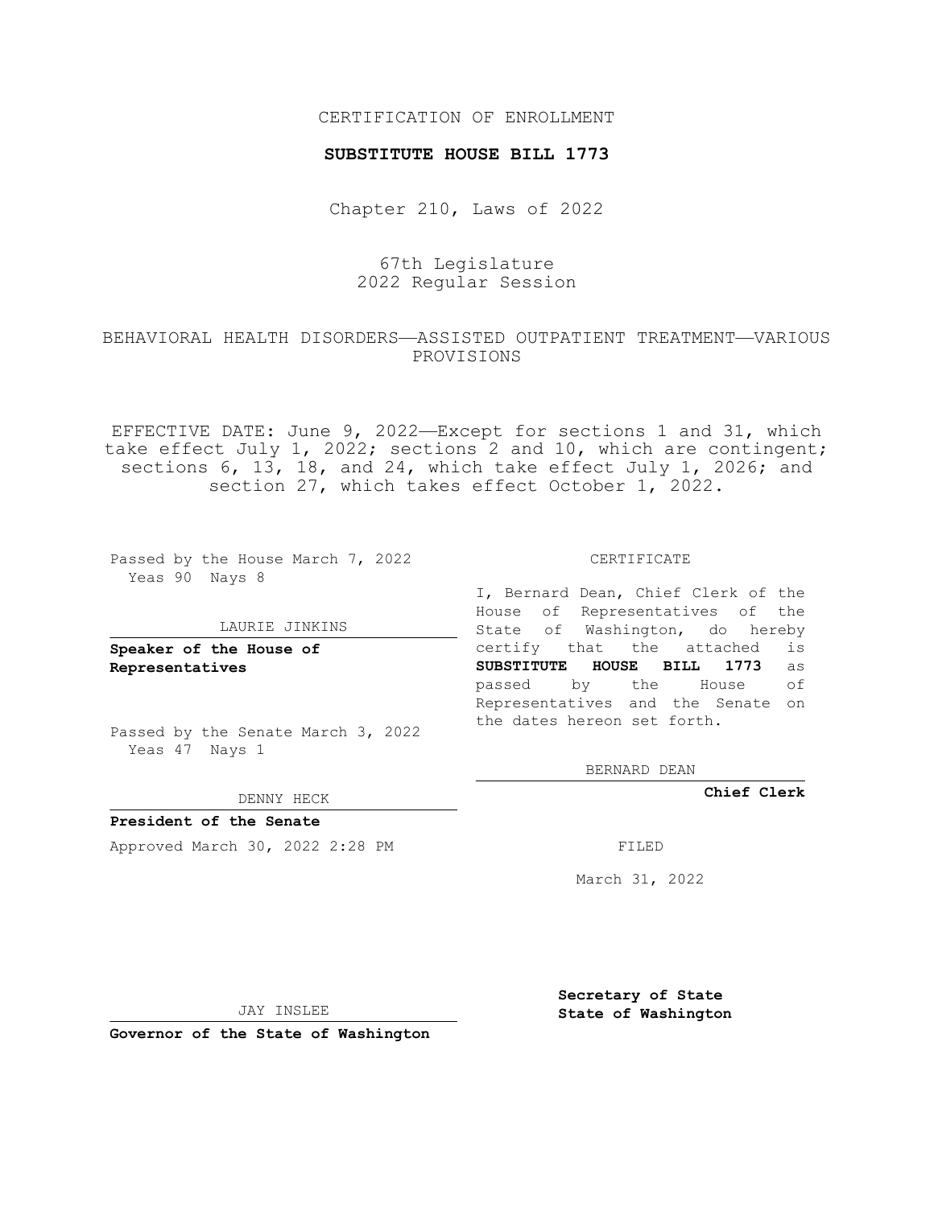CERTIFICATION OF ENROLLMENT

**SUBSTITUTE HOUSE BILL 1773**

Chapter 210, Laws of 2022

67th Legislature
2022 Regular Session

BEHAVIORAL HEALTH DISORDERS—ASSISTED OUTPATIENT TREATMENT—VARIOUS PROVISIONS

EFFECTIVE DATE: June 9, 2022—Except for sections 1 and 31, which take effect July 1, 2022; sections 2 and 10, which are contingent; sections 6, 13, 18, and 24, which take effect July 1, 2026; and section 27, which takes effect October 1, 2022.

Passed by the House March 7, 2022
Yeas 90 Nays 8

LAURIE JINKINS

**Speaker of the House of Representatives**

Passed by the Senate March 3, 2022
Yeas 47 Nays 1

DENNY HECK

**President of the Senate**

Approved March 30, 2022 2:28 PM

JAY INSLEE

**Governor of the State of Washington**

CERTIFICATE

I, Bernard Dean, Chief Clerk of the House of Representatives of the State of Washington, do hereby certify that the attached is **SUBSTITUTE HOUSE BILL 1773** as passed by the House of Representatives and the Senate on the dates hereon set forth.

BERNARD DEAN

**Chief Clerk**

FILED

March 31, 2022

**Secretary of State**
**State of Washington**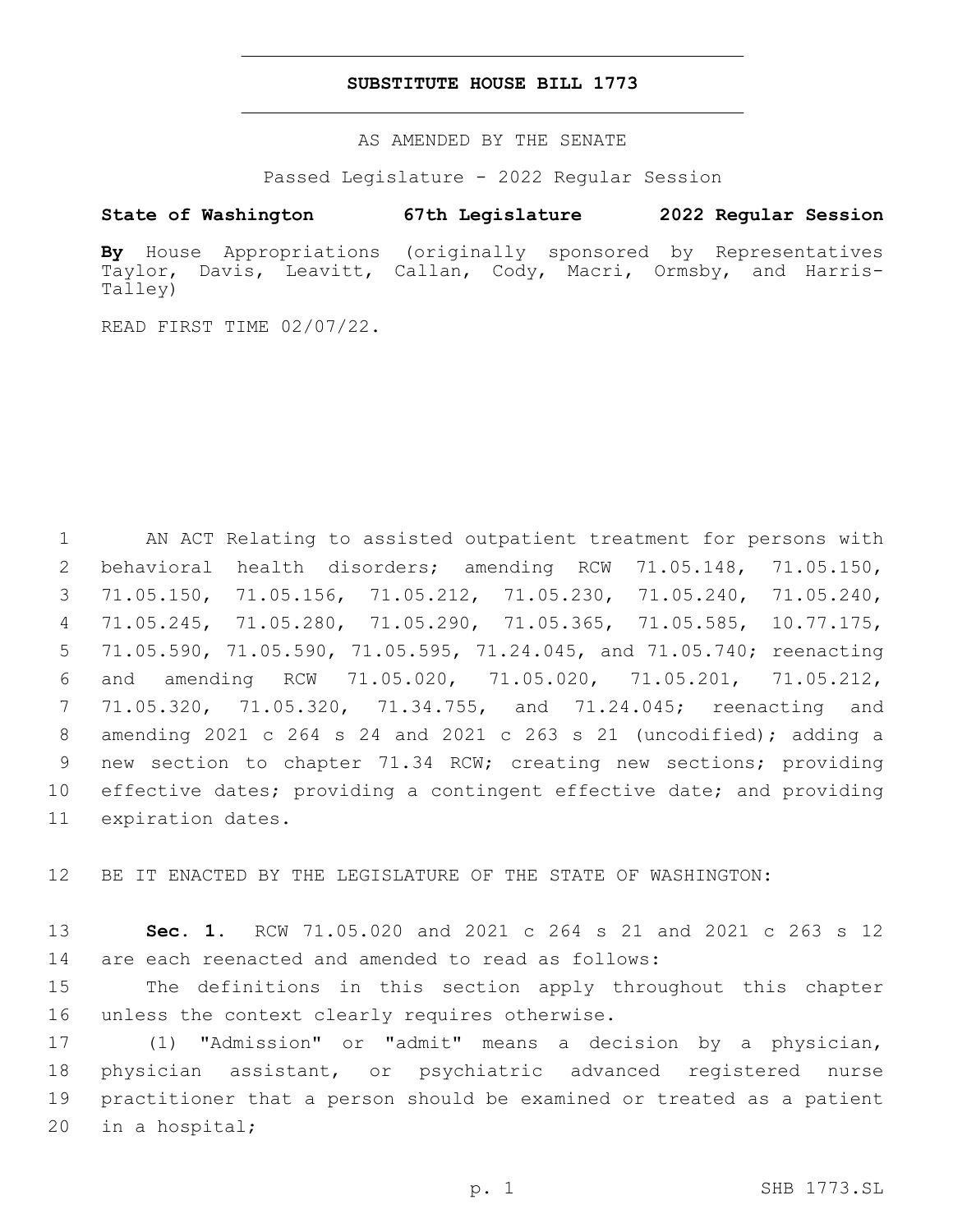# SUBSTITUTE HOUSE BILL 1773

AS AMENDED BY THE SENATE

Passed Legislature - 2022 Regular Session

**State of Washington 67th Legislature 2022 Regular Session**

**By** House Appropriations (originally sponsored by Representatives Taylor, Davis, Leavitt, Callan, Cody, Macri, Ormsby, and Harris-Talley)

READ FIRST TIME 02/07/22.

AN ACT Relating to assisted outpatient treatment for persons with behavioral health disorders; amending RCW 71.05.148, 71.05.150, 71.05.150, 71.05.156, 71.05.212, 71.05.230, 71.05.240, 71.05.240, 71.05.245, 71.05.280, 71.05.290, 71.05.365, 71.05.585, 10.77.175, 71.05.590, 71.05.590, 71.05.595, 71.24.045, and 71.05.740; reenacting and amending RCW 71.05.020, 71.05.020, 71.05.201, 71.05.212, 71.05.320, 71.05.320, 71.34.755, and 71.24.045; reenacting and amending 2021 c 264 s 24 and 2021 c 263 s 21 (uncodified); adding a new section to chapter 71.34 RCW; creating new sections; providing effective dates; providing a contingent effective date; and providing expiration dates.

BE IT ENACTED BY THE LEGISLATURE OF THE STATE OF WASHINGTON:

**Sec. 1.** RCW 71.05.020 and 2021 c 264 s 21 and 2021 c 263 s 12 are each reenacted and amended to read as follows:

The definitions in this section apply throughout this chapter unless the context clearly requires otherwise.

(1) "Admission" or "admit" means a decision by a physician, physician assistant, or psychiatric advanced registered nurse practitioner that a person should be examined or treated as a patient in a hospital;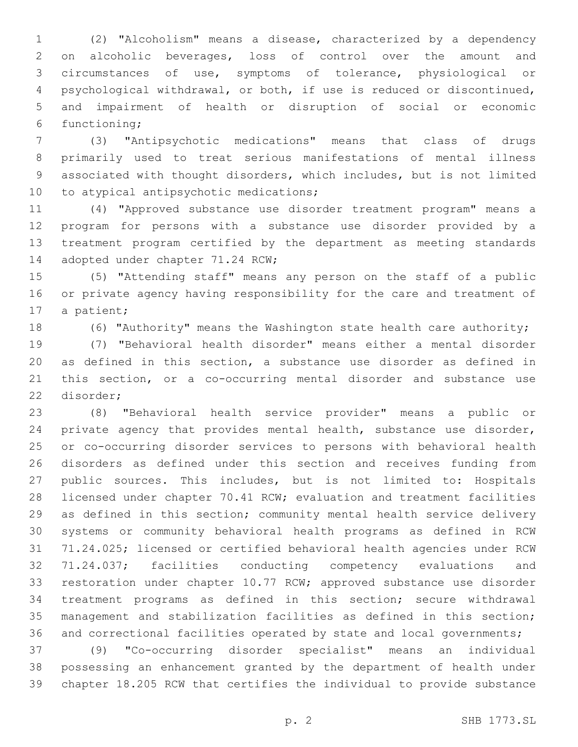(2) "Alcoholism" means a disease, characterized by a dependency on alcoholic beverages, loss of control over the amount and circumstances of use, symptoms of tolerance, physiological or psychological withdrawal, or both, if use is reduced or discontinued, and impairment of health or disruption of social or economic functioning;

(3) "Antipsychotic medications" means that class of drugs primarily used to treat serious manifestations of mental illness associated with thought disorders, which includes, but is not limited to atypical antipsychotic medications;

(4) "Approved substance use disorder treatment program" means a program for persons with a substance use disorder provided by a treatment program certified by the department as meeting standards adopted under chapter 71.24 RCW;

(5) "Attending staff" means any person on the staff of a public or private agency having responsibility for the care and treatment of a patient;

(6) "Authority" means the Washington state health care authority;

(7) "Behavioral health disorder" means either a mental disorder as defined in this section, a substance use disorder as defined in this section, or a co-occurring mental disorder and substance use disorder;

(8) "Behavioral health service provider" means a public or private agency that provides mental health, substance use disorder, or co-occurring disorder services to persons with behavioral health disorders as defined under this section and receives funding from public sources. This includes, but is not limited to: Hospitals licensed under chapter 70.41 RCW; evaluation and treatment facilities as defined in this section; community mental health service delivery systems or community behavioral health programs as defined in RCW 71.24.025; licensed or certified behavioral health agencies under RCW 71.24.037; facilities conducting competency evaluations and restoration under chapter 10.77 RCW; approved substance use disorder treatment programs as defined in this section; secure withdrawal management and stabilization facilities as defined in this section; and correctional facilities operated by state and local governments;

(9) "Co-occurring disorder specialist" means an individual possessing an enhancement granted by the department of health under chapter 18.205 RCW that certifies the individual to provide substance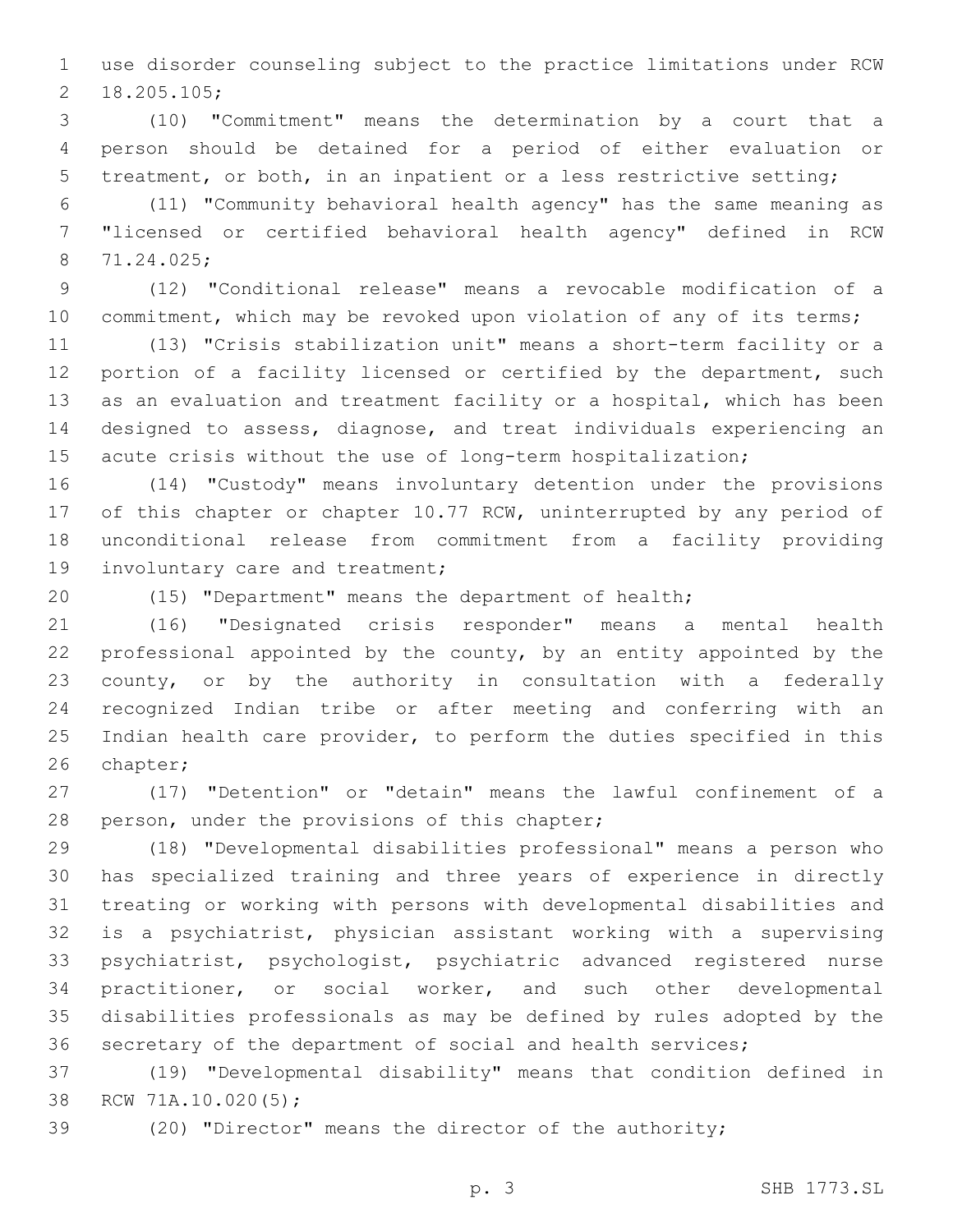use disorder counseling subject to the practice limitations under RCW 18.205.105;

(10) "Commitment" means the determination by a court that a person should be detained for a period of either evaluation or treatment, or both, in an inpatient or a less restrictive setting;

(11) "Community behavioral health agency" has the same meaning as "licensed or certified behavioral health agency" defined in RCW 71.24.025;

(12) "Conditional release" means a revocable modification of a commitment, which may be revoked upon violation of any of its terms;

(13) "Crisis stabilization unit" means a short-term facility or a portion of a facility licensed or certified by the department, such as an evaluation and treatment facility or a hospital, which has been designed to assess, diagnose, and treat individuals experiencing an acute crisis without the use of long-term hospitalization;

(14) "Custody" means involuntary detention under the provisions of this chapter or chapter 10.77 RCW, uninterrupted by any period of unconditional release from commitment from a facility providing involuntary care and treatment;

(15) "Department" means the department of health;

(16) "Designated crisis responder" means a mental health professional appointed by the county, by an entity appointed by the county, or by the authority in consultation with a federally recognized Indian tribe or after meeting and conferring with an Indian health care provider, to perform the duties specified in this chapter;

(17) "Detention" or "detain" means the lawful confinement of a person, under the provisions of this chapter;

(18) "Developmental disabilities professional" means a person who has specialized training and three years of experience in directly treating or working with persons with developmental disabilities and is a psychiatrist, physician assistant working with a supervising psychiatrist, psychologist, psychiatric advanced registered nurse practitioner, or social worker, and such other developmental disabilities professionals as may be defined by rules adopted by the secretary of the department of social and health services;

(19) "Developmental disability" means that condition defined in RCW 71A.10.020(5);

(20) "Director" means the director of the authority;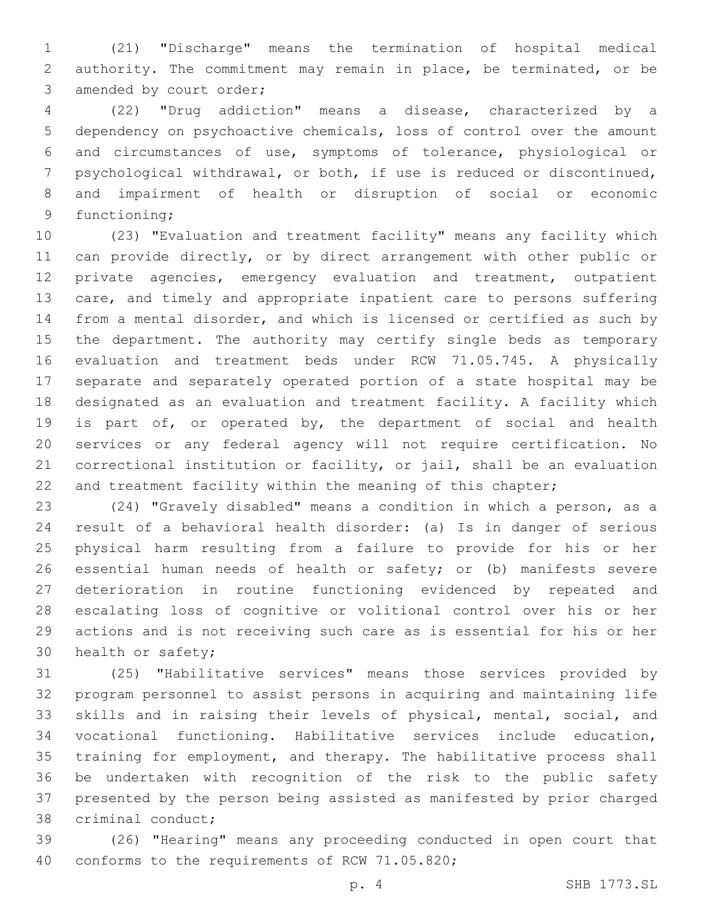(21) "Discharge" means the termination of hospital medical authority. The commitment may remain in place, be terminated, or be amended by court order;

(22) "Drug addiction" means a disease, characterized by a dependency on psychoactive chemicals, loss of control over the amount and circumstances of use, symptoms of tolerance, physiological or psychological withdrawal, or both, if use is reduced or discontinued, and impairment of health or disruption of social or economic functioning;

(23) "Evaluation and treatment facility" means any facility which can provide directly, or by direct arrangement with other public or private agencies, emergency evaluation and treatment, outpatient care, and timely and appropriate inpatient care to persons suffering from a mental disorder, and which is licensed or certified as such by the department. The authority may certify single beds as temporary evaluation and treatment beds under RCW 71.05.745. A physically separate and separately operated portion of a state hospital may be designated as an evaluation and treatment facility. A facility which is part of, or operated by, the department of social and health services or any federal agency will not require certification. No correctional institution or facility, or jail, shall be an evaluation and treatment facility within the meaning of this chapter;

(24) "Gravely disabled" means a condition in which a person, as a result of a behavioral health disorder: (a) Is in danger of serious physical harm resulting from a failure to provide for his or her essential human needs of health or safety; or (b) manifests severe deterioration in routine functioning evidenced by repeated and escalating loss of cognitive or volitional control over his or her actions and is not receiving such care as is essential for his or her health or safety;

(25) "Habilitative services" means those services provided by program personnel to assist persons in acquiring and maintaining life skills and in raising their levels of physical, mental, social, and vocational functioning. Habilitative services include education, training for employment, and therapy. The habilitative process shall be undertaken with recognition of the risk to the public safety presented by the person being assisted as manifested by prior charged criminal conduct;

(26) "Hearing" means any proceeding conducted in open court that conforms to the requirements of RCW 71.05.820;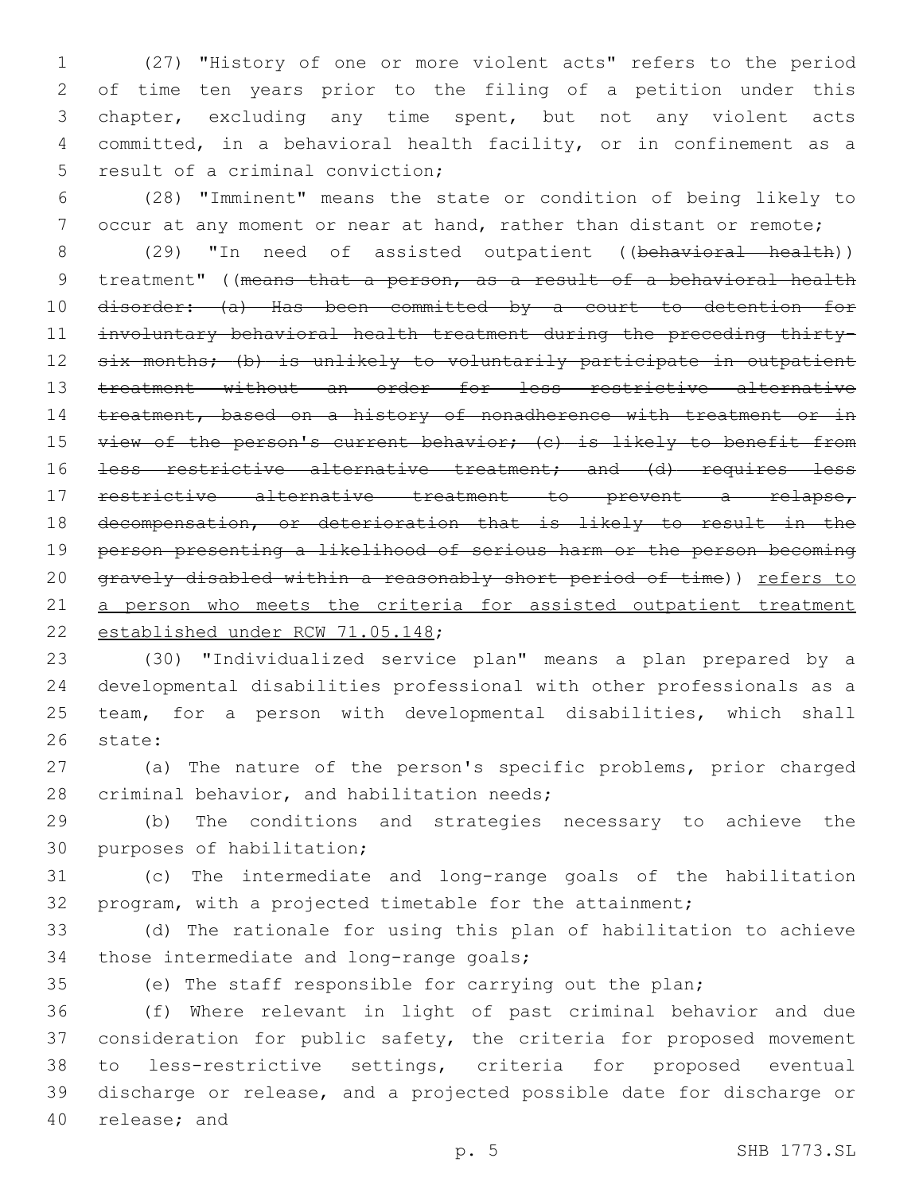(27) "History of one or more violent acts" refers to the period of time ten years prior to the filing of a petition under this chapter, excluding any time spent, but not any violent acts committed, in a behavioral health facility, or in confinement as a result of a criminal conviction;

(28) "Imminent" means the state or condition of being likely to occur at any moment or near at hand, rather than distant or remote;

(29) "In need of assisted outpatient ((~~behavioral health~~)) treatment" ((~~means that a person, as a result of a behavioral health disorder: (a) Has been committed by a court to detention for involuntary behavioral health treatment during the preceding thirty-six months; (b) is unlikely to voluntarily participate in outpatient treatment without an order for less restrictive alternative treatment, based on a history of nonadherence with treatment or in view of the person's current behavior; (c) is likely to benefit from less restrictive alternative treatment; and (d) requires less restrictive alternative treatment to prevent a relapse, decompensation, or deterioration that is likely to result in the person presenting a likelihood of serious harm or the person becoming gravely disabled within a reasonably short period of time~~)) <u>refers to a person who meets the criteria for assisted outpatient treatment established under RCW 71.05.148</u>;

(30) "Individualized service plan" means a plan prepared by a developmental disabilities professional with other professionals as a team, for a person with developmental disabilities, which shall state:

(a) The nature of the person's specific problems, prior charged criminal behavior, and habilitation needs;

(b) The conditions and strategies necessary to achieve the purposes of habilitation;

(c) The intermediate and long-range goals of the habilitation program, with a projected timetable for the attainment;

(d) The rationale for using this plan of habilitation to achieve those intermediate and long-range goals;

(e) The staff responsible for carrying out the plan;

(f) Where relevant in light of past criminal behavior and due consideration for public safety, the criteria for proposed movement to less-restrictive settings, criteria for proposed eventual discharge or release, and a projected possible date for discharge or release; and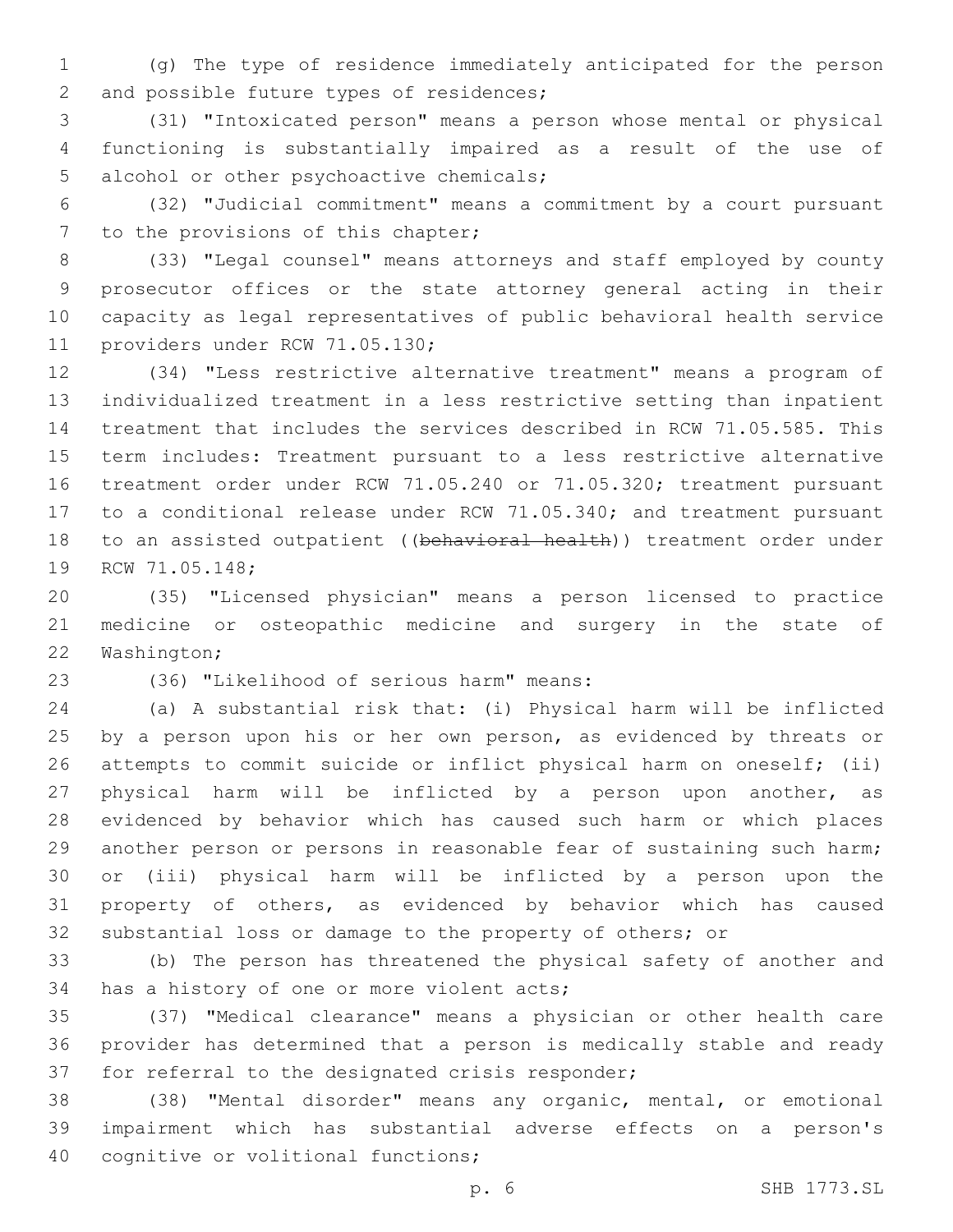(g) The type of residence immediately anticipated for the person and possible future types of residences;

(31) "Intoxicated person" means a person whose mental or physical functioning is substantially impaired as a result of the use of alcohol or other psychoactive chemicals;

(32) "Judicial commitment" means a commitment by a court pursuant to the provisions of this chapter;

(33) "Legal counsel" means attorneys and staff employed by county prosecutor offices or the state attorney general acting in their capacity as legal representatives of public behavioral health service providers under RCW 71.05.130;

(34) "Less restrictive alternative treatment" means a program of individualized treatment in a less restrictive setting than inpatient treatment that includes the services described in RCW 71.05.585. This term includes: Treatment pursuant to a less restrictive alternative treatment order under RCW 71.05.240 or 71.05.320; treatment pursuant to a conditional release under RCW 71.05.340; and treatment pursuant to an assisted outpatient ((~~behavioral health~~)) treatment order under RCW 71.05.148;

(35) "Licensed physician" means a person licensed to practice medicine or osteopathic medicine and surgery in the state of Washington;

(36) "Likelihood of serious harm" means:

(a) A substantial risk that: (i) Physical harm will be inflicted by a person upon his or her own person, as evidenced by threats or attempts to commit suicide or inflict physical harm on oneself; (ii) physical harm will be inflicted by a person upon another, as evidenced by behavior which has caused such harm or which places another person or persons in reasonable fear of sustaining such harm; or (iii) physical harm will be inflicted by a person upon the property of others, as evidenced by behavior which has caused substantial loss or damage to the property of others; or

(b) The person has threatened the physical safety of another and has a history of one or more violent acts;

(37) "Medical clearance" means a physician or other health care provider has determined that a person is medically stable and ready for referral to the designated crisis responder;

(38) "Mental disorder" means any organic, mental, or emotional impairment which has substantial adverse effects on a person's cognitive or volitional functions;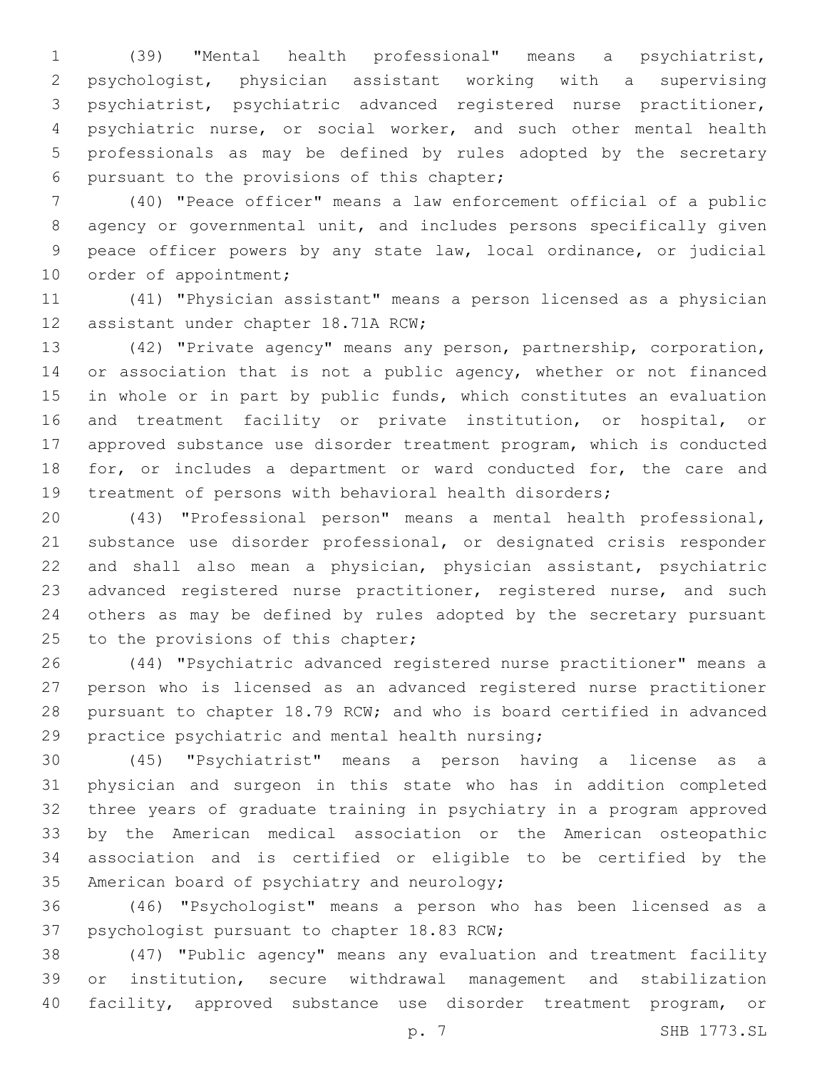(39) "Mental health professional" means a psychiatrist, psychologist, physician assistant working with a supervising psychiatrist, psychiatric advanced registered nurse practitioner, psychiatric nurse, or social worker, and such other mental health professionals as may be defined by rules adopted by the secretary pursuant to the provisions of this chapter;

(40) "Peace officer" means a law enforcement official of a public agency or governmental unit, and includes persons specifically given peace officer powers by any state law, local ordinance, or judicial order of appointment;

(41) "Physician assistant" means a person licensed as a physician assistant under chapter 18.71A RCW;

(42) "Private agency" means any person, partnership, corporation, or association that is not a public agency, whether or not financed in whole or in part by public funds, which constitutes an evaluation and treatment facility or private institution, or hospital, or approved substance use disorder treatment program, which is conducted for, or includes a department or ward conducted for, the care and treatment of persons with behavioral health disorders;

(43) "Professional person" means a mental health professional, substance use disorder professional, or designated crisis responder and shall also mean a physician, physician assistant, psychiatric advanced registered nurse practitioner, registered nurse, and such others as may be defined by rules adopted by the secretary pursuant to the provisions of this chapter;

(44) "Psychiatric advanced registered nurse practitioner" means a person who is licensed as an advanced registered nurse practitioner pursuant to chapter 18.79 RCW; and who is board certified in advanced practice psychiatric and mental health nursing;

(45) "Psychiatrist" means a person having a license as a physician and surgeon in this state who has in addition completed three years of graduate training in psychiatry in a program approved by the American medical association or the American osteopathic association and is certified or eligible to be certified by the American board of psychiatry and neurology;

(46) "Psychologist" means a person who has been licensed as a psychologist pursuant to chapter 18.83 RCW;

(47) "Public agency" means any evaluation and treatment facility or institution, secure withdrawal management and stabilization facility, approved substance use disorder treatment program, or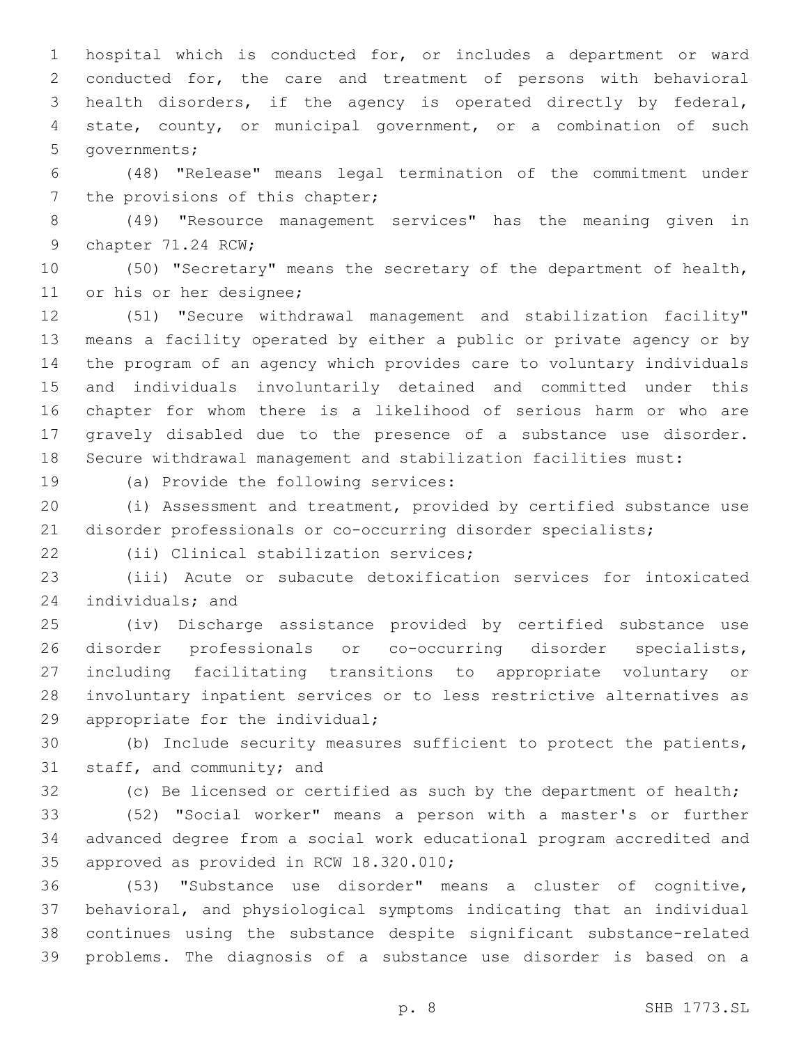hospital which is conducted for, or includes a department or ward conducted for, the care and treatment of persons with behavioral health disorders, if the agency is operated directly by federal, state, county, or municipal government, or a combination of such governments;

(48) "Release" means legal termination of the commitment under the provisions of this chapter;

(49) "Resource management services" has the meaning given in chapter 71.24 RCW;

(50) "Secretary" means the secretary of the department of health, or his or her designee;

(51) "Secure withdrawal management and stabilization facility" means a facility operated by either a public or private agency or by the program of an agency which provides care to voluntary individuals and individuals involuntarily detained and committed under this chapter for whom there is a likelihood of serious harm or who are gravely disabled due to the presence of a substance use disorder. Secure withdrawal management and stabilization facilities must:

(a) Provide the following services:

(i) Assessment and treatment, provided by certified substance use disorder professionals or co-occurring disorder specialists;

(ii) Clinical stabilization services;

(iii) Acute or subacute detoxification services for intoxicated individuals; and

(iv) Discharge assistance provided by certified substance use disorder professionals or co-occurring disorder specialists, including facilitating transitions to appropriate voluntary or involuntary inpatient services or to less restrictive alternatives as appropriate for the individual;

(b) Include security measures sufficient to protect the patients, staff, and community; and

(c) Be licensed or certified as such by the department of health;

(52) "Social worker" means a person with a master's or further advanced degree from a social work educational program accredited and approved as provided in RCW 18.320.010;

(53) "Substance use disorder" means a cluster of cognitive, behavioral, and physiological symptoms indicating that an individual continues using the substance despite significant substance-related problems. The diagnosis of a substance use disorder is based on a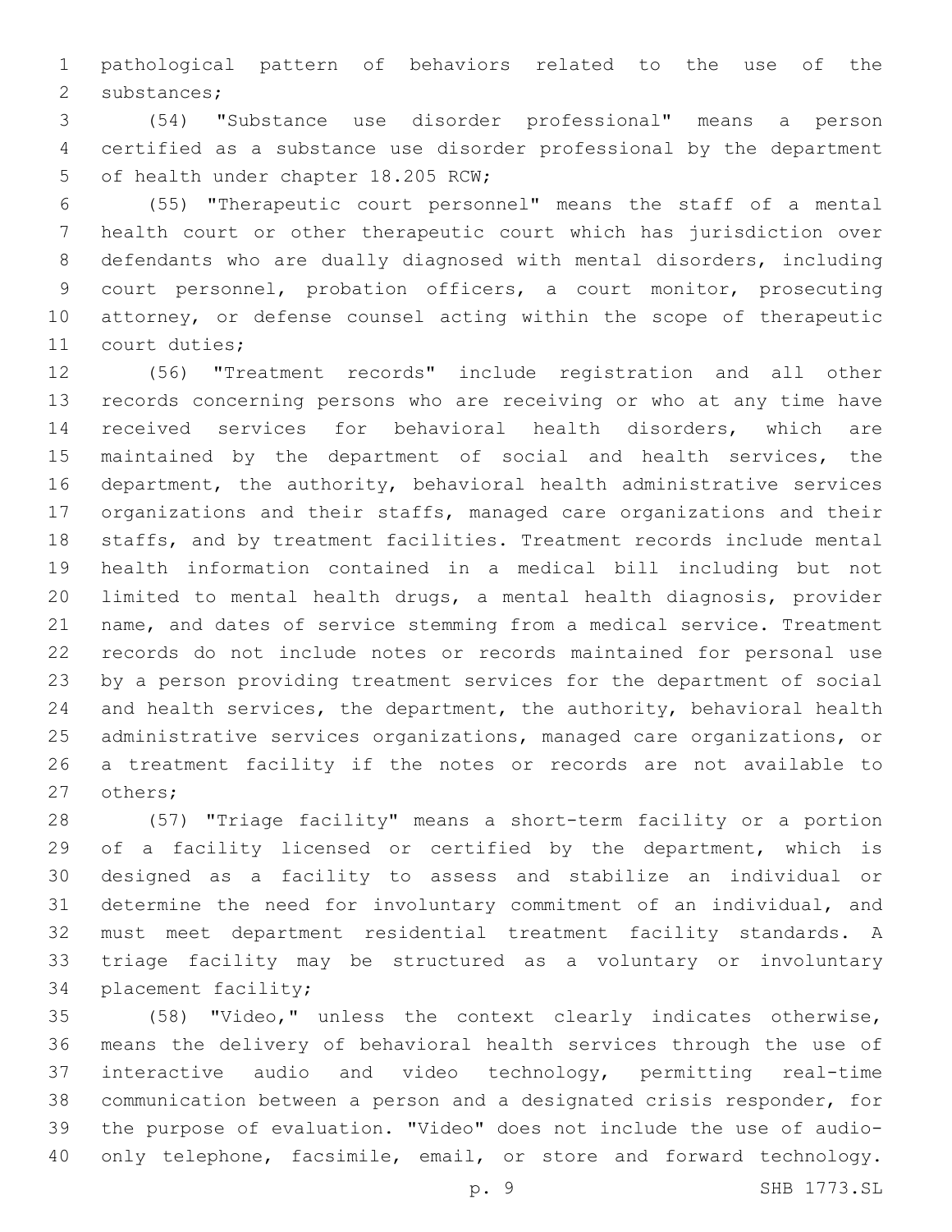pathological pattern of behaviors related to the use of the substances;

(54) "Substance use disorder professional" means a person certified as a substance use disorder professional by the department of health under chapter 18.205 RCW;

(55) "Therapeutic court personnel" means the staff of a mental health court or other therapeutic court which has jurisdiction over defendants who are dually diagnosed with mental disorders, including court personnel, probation officers, a court monitor, prosecuting attorney, or defense counsel acting within the scope of therapeutic court duties;

(56) "Treatment records" include registration and all other records concerning persons who are receiving or who at any time have received services for behavioral health disorders, which are maintained by the department of social and health services, the department, the authority, behavioral health administrative services organizations and their staffs, managed care organizations and their staffs, and by treatment facilities. Treatment records include mental health information contained in a medical bill including but not limited to mental health drugs, a mental health diagnosis, provider name, and dates of service stemming from a medical service. Treatment records do not include notes or records maintained for personal use by a person providing treatment services for the department of social and health services, the department, the authority, behavioral health administrative services organizations, managed care organizations, or a treatment facility if the notes or records are not available to others;

(57) "Triage facility" means a short-term facility or a portion of a facility licensed or certified by the department, which is designed as a facility to assess and stabilize an individual or determine the need for involuntary commitment of an individual, and must meet department residential treatment facility standards. A triage facility may be structured as a voluntary or involuntary placement facility;

(58) "Video," unless the context clearly indicates otherwise, means the delivery of behavioral health services through the use of interactive audio and video technology, permitting real-time communication between a person and a designated crisis responder, for the purpose of evaluation. "Video" does not include the use of audio-only telephone, facsimile, email, or store and forward technology.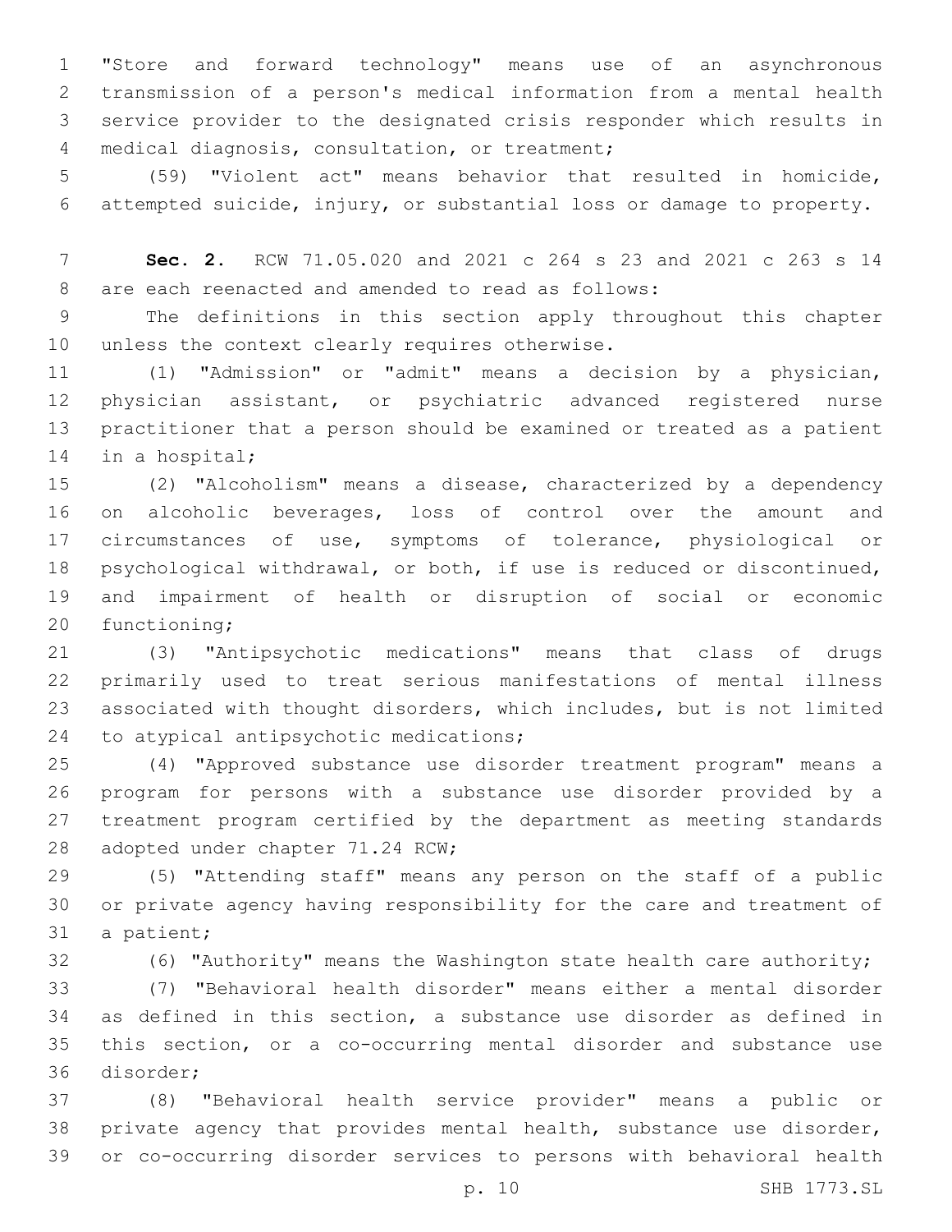"Store and forward technology" means use of an asynchronous transmission of a person's medical information from a mental health service provider to the designated crisis responder which results in medical diagnosis, consultation, or treatment;

(59) "Violent act" means behavior that resulted in homicide, attempted suicide, injury, or substantial loss or damage to property.

**Sec. 2.** RCW 71.05.020 and 2021 c 264 s 23 and 2021 c 263 s 14 are each reenacted and amended to read as follows:

The definitions in this section apply throughout this chapter unless the context clearly requires otherwise.

(1) "Admission" or "admit" means a decision by a physician, physician assistant, or psychiatric advanced registered nurse practitioner that a person should be examined or treated as a patient in a hospital;

(2) "Alcoholism" means a disease, characterized by a dependency on alcoholic beverages, loss of control over the amount and circumstances of use, symptoms of tolerance, physiological or psychological withdrawal, or both, if use is reduced or discontinued, and impairment of health or disruption of social or economic functioning;

(3) "Antipsychotic medications" means that class of drugs primarily used to treat serious manifestations of mental illness associated with thought disorders, which includes, but is not limited to atypical antipsychotic medications;

(4) "Approved substance use disorder treatment program" means a program for persons with a substance use disorder provided by a treatment program certified by the department as meeting standards adopted under chapter 71.24 RCW;

(5) "Attending staff" means any person on the staff of a public or private agency having responsibility for the care and treatment of a patient;

(6) "Authority" means the Washington state health care authority;

(7) "Behavioral health disorder" means either a mental disorder as defined in this section, a substance use disorder as defined in this section, or a co-occurring mental disorder and substance use disorder;

(8) "Behavioral health service provider" means a public or private agency that provides mental health, substance use disorder, or co-occurring disorder services to persons with behavioral health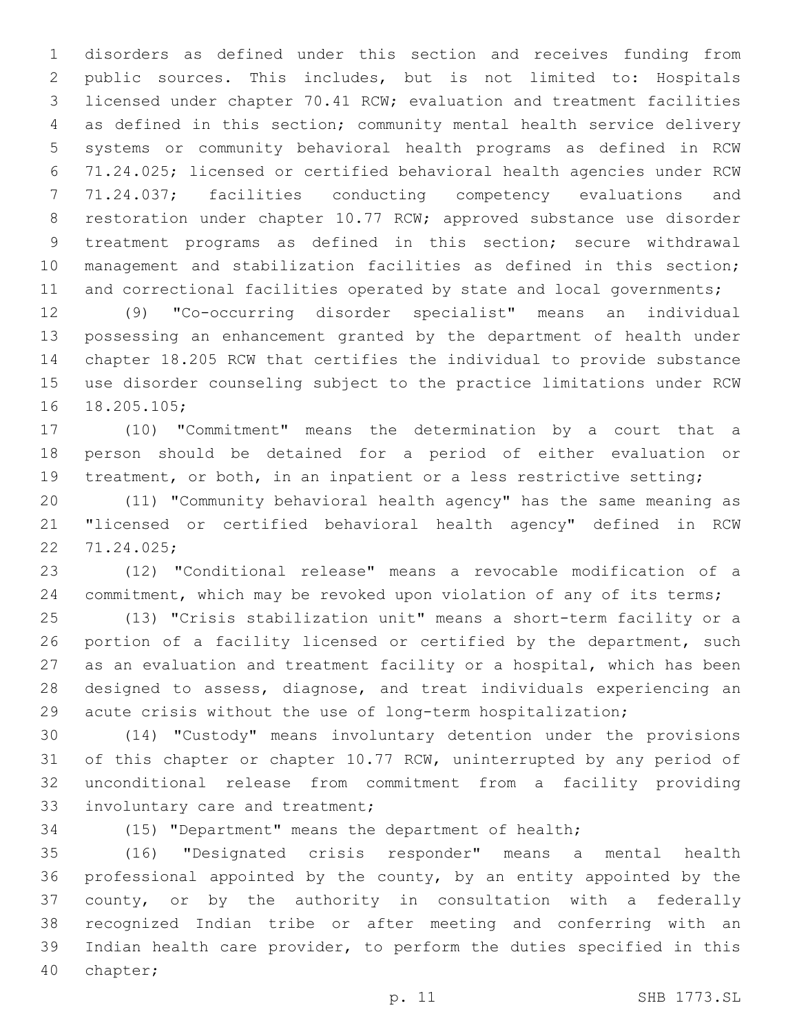disorders as defined under this section and receives funding from public sources. This includes, but is not limited to: Hospitals licensed under chapter 70.41 RCW; evaluation and treatment facilities as defined in this section; community mental health service delivery systems or community behavioral health programs as defined in RCW 71.24.025; licensed or certified behavioral health agencies under RCW 71.24.037; facilities conducting competency evaluations and restoration under chapter 10.77 RCW; approved substance use disorder treatment programs as defined in this section; secure withdrawal management and stabilization facilities as defined in this section; and correctional facilities operated by state and local governments;

(9) "Co-occurring disorder specialist" means an individual possessing an enhancement granted by the department of health under chapter 18.205 RCW that certifies the individual to provide substance use disorder counseling subject to the practice limitations under RCW 18.205.105;

(10) "Commitment" means the determination by a court that a person should be detained for a period of either evaluation or treatment, or both, in an inpatient or a less restrictive setting;

(11) "Community behavioral health agency" has the same meaning as "licensed or certified behavioral health agency" defined in RCW 71.24.025;

(12) "Conditional release" means a revocable modification of a commitment, which may be revoked upon violation of any of its terms;

(13) "Crisis stabilization unit" means a short-term facility or a portion of a facility licensed or certified by the department, such as an evaluation and treatment facility or a hospital, which has been designed to assess, diagnose, and treat individuals experiencing an acute crisis without the use of long-term hospitalization;

(14) "Custody" means involuntary detention under the provisions of this chapter or chapter 10.77 RCW, uninterrupted by any period of unconditional release from commitment from a facility providing involuntary care and treatment;

(15) "Department" means the department of health;

(16) "Designated crisis responder" means a mental health professional appointed by the county, by an entity appointed by the county, or by the authority in consultation with a federally recognized Indian tribe or after meeting and conferring with an Indian health care provider, to perform the duties specified in this chapter;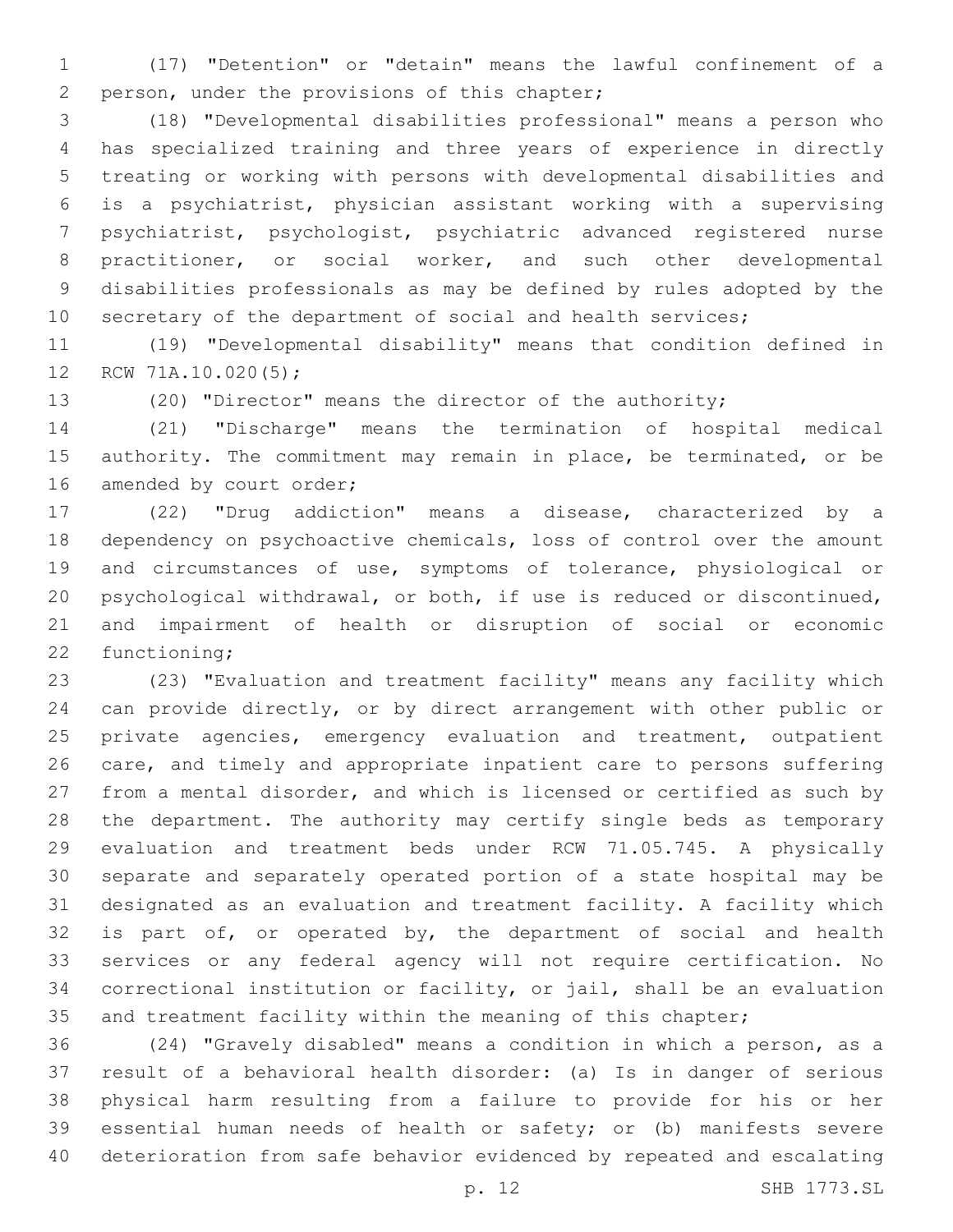(17) "Detention" or "detain" means the lawful confinement of a person, under the provisions of this chapter;

(18) "Developmental disabilities professional" means a person who has specialized training and three years of experience in directly treating or working with persons with developmental disabilities and is a psychiatrist, physician assistant working with a supervising psychiatrist, psychologist, psychiatric advanced registered nurse practitioner, or social worker, and such other developmental disabilities professionals as may be defined by rules adopted by the secretary of the department of social and health services;

(19) "Developmental disability" means that condition defined in RCW 71A.10.020(5);

(20) "Director" means the director of the authority;

(21) "Discharge" means the termination of hospital medical authority. The commitment may remain in place, be terminated, or be amended by court order;

(22) "Drug addiction" means a disease, characterized by a dependency on psychoactive chemicals, loss of control over the amount and circumstances of use, symptoms of tolerance, physiological or psychological withdrawal, or both, if use is reduced or discontinued, and impairment of health or disruption of social or economic functioning;

(23) "Evaluation and treatment facility" means any facility which can provide directly, or by direct arrangement with other public or private agencies, emergency evaluation and treatment, outpatient care, and timely and appropriate inpatient care to persons suffering from a mental disorder, and which is licensed or certified as such by the department. The authority may certify single beds as temporary evaluation and treatment beds under RCW 71.05.745. A physically separate and separately operated portion of a state hospital may be designated as an evaluation and treatment facility. A facility which is part of, or operated by, the department of social and health services or any federal agency will not require certification. No correctional institution or facility, or jail, shall be an evaluation and treatment facility within the meaning of this chapter;

(24) "Gravely disabled" means a condition in which a person, as a result of a behavioral health disorder: (a) Is in danger of serious physical harm resulting from a failure to provide for his or her essential human needs of health or safety; or (b) manifests severe deterioration from safe behavior evidenced by repeated and escalating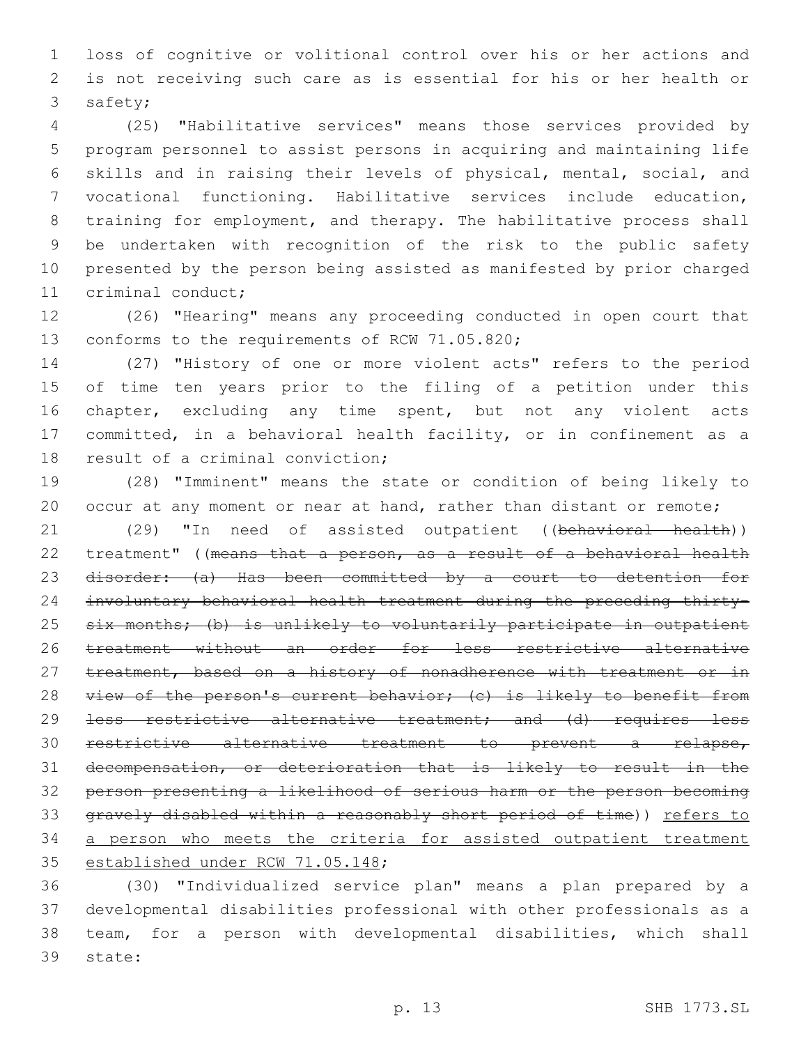loss of cognitive or volitional control over his or her actions and is not receiving such care as is essential for his or her health or safety;

(25) "Habilitative services" means those services provided by program personnel to assist persons in acquiring and maintaining life skills and in raising their levels of physical, mental, social, and vocational functioning. Habilitative services include education, training for employment, and therapy. The habilitative process shall be undertaken with recognition of the risk to the public safety presented by the person being assisted as manifested by prior charged criminal conduct;

(26) "Hearing" means any proceeding conducted in open court that conforms to the requirements of RCW 71.05.820;

(27) "History of one or more violent acts" refers to the period of time ten years prior to the filing of a petition under this chapter, excluding any time spent, but not any violent acts committed, in a behavioral health facility, or in confinement as a result of a criminal conviction;

(28) "Imminent" means the state or condition of being likely to occur at any moment or near at hand, rather than distant or remote;

(29) "In need of assisted outpatient ((~~behavioral health~~)) treatment" ((~~means that a person, as a result of a behavioral health disorder: (a) Has been committed by a court to detention for involuntary behavioral health treatment during the preceding thirty-six months; (b) is unlikely to voluntarily participate in outpatient treatment without an order for less restrictive alternative treatment, based on a history of nonadherence with treatment or in view of the person's current behavior; (c) is likely to benefit from less restrictive alternative treatment; and (d) requires less restrictive alternative treatment to prevent a relapse, decompensation, or deterioration that is likely to result in the person presenting a likelihood of serious harm or the person becoming gravely disabled within a reasonably short period of time~~)) <u>refers to a person who meets the criteria for assisted outpatient treatment established under RCW 71.05.148</u>;

(30) "Individualized service plan" means a plan prepared by a developmental disabilities professional with other professionals as a team, for a person with developmental disabilities, which shall state: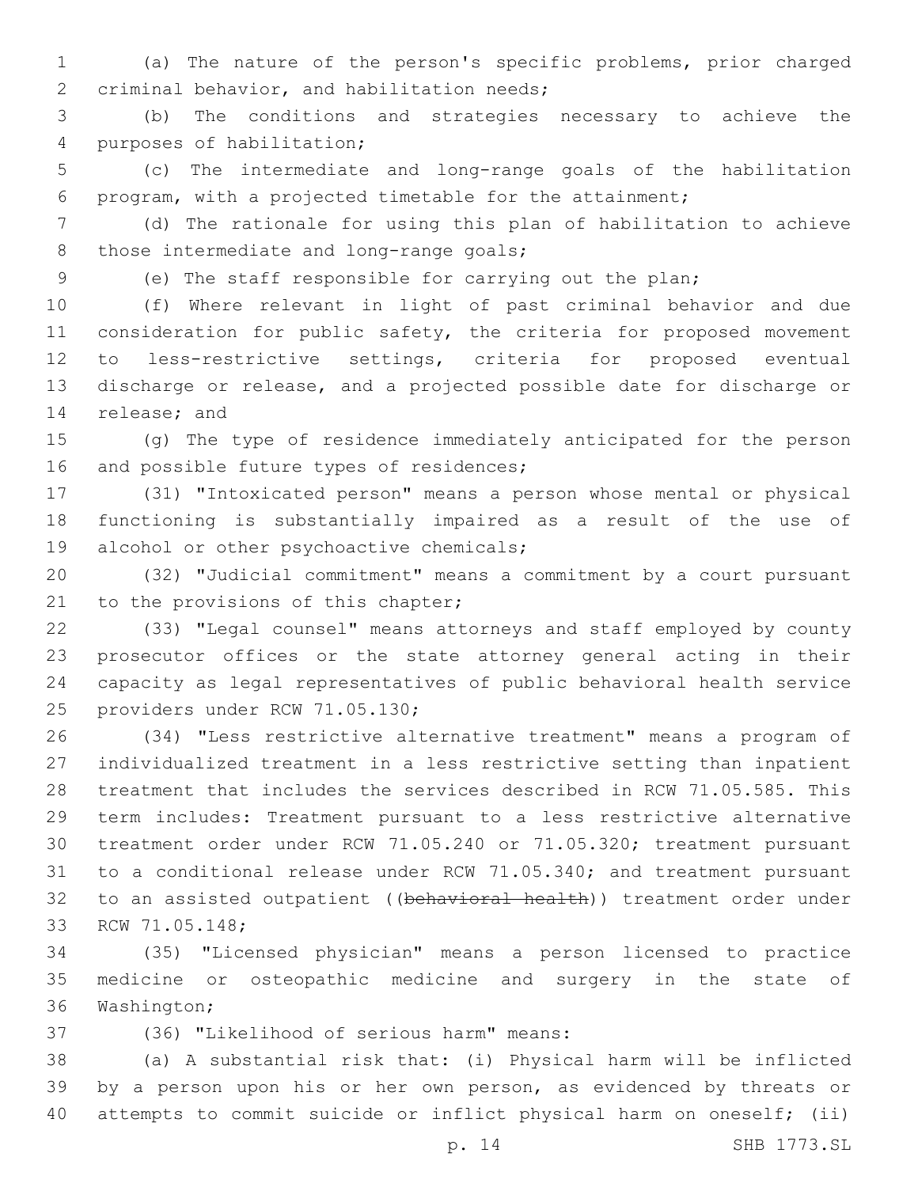(a) The nature of the person's specific problems, prior charged criminal behavior, and habilitation needs;

(b) The conditions and strategies necessary to achieve the purposes of habilitation;

(c) The intermediate and long-range goals of the habilitation program, with a projected timetable for the attainment;

(d) The rationale for using this plan of habilitation to achieve those intermediate and long-range goals;

(e) The staff responsible for carrying out the plan;

(f) Where relevant in light of past criminal behavior and due consideration for public safety, the criteria for proposed movement to less-restrictive settings, criteria for proposed eventual discharge or release, and a projected possible date for discharge or release; and

(g) The type of residence immediately anticipated for the person and possible future types of residences;

(31) "Intoxicated person" means a person whose mental or physical functioning is substantially impaired as a result of the use of alcohol or other psychoactive chemicals;

(32) "Judicial commitment" means a commitment by a court pursuant to the provisions of this chapter;

(33) "Legal counsel" means attorneys and staff employed by county prosecutor offices or the state attorney general acting in their capacity as legal representatives of public behavioral health service providers under RCW 71.05.130;

(34) "Less restrictive alternative treatment" means a program of individualized treatment in a less restrictive setting than inpatient treatment that includes the services described in RCW 71.05.585. This term includes: Treatment pursuant to a less restrictive alternative treatment order under RCW 71.05.240 or 71.05.320; treatment pursuant to a conditional release under RCW 71.05.340; and treatment pursuant to an assisted outpatient ((~~behavioral health~~)) treatment order under RCW 71.05.148;

(35) "Licensed physician" means a person licensed to practice medicine or osteopathic medicine and surgery in the state of Washington;

(36) "Likelihood of serious harm" means:

(a) A substantial risk that: (i) Physical harm will be inflicted by a person upon his or her own person, as evidenced by threats or attempts to commit suicide or inflict physical harm on oneself; (ii)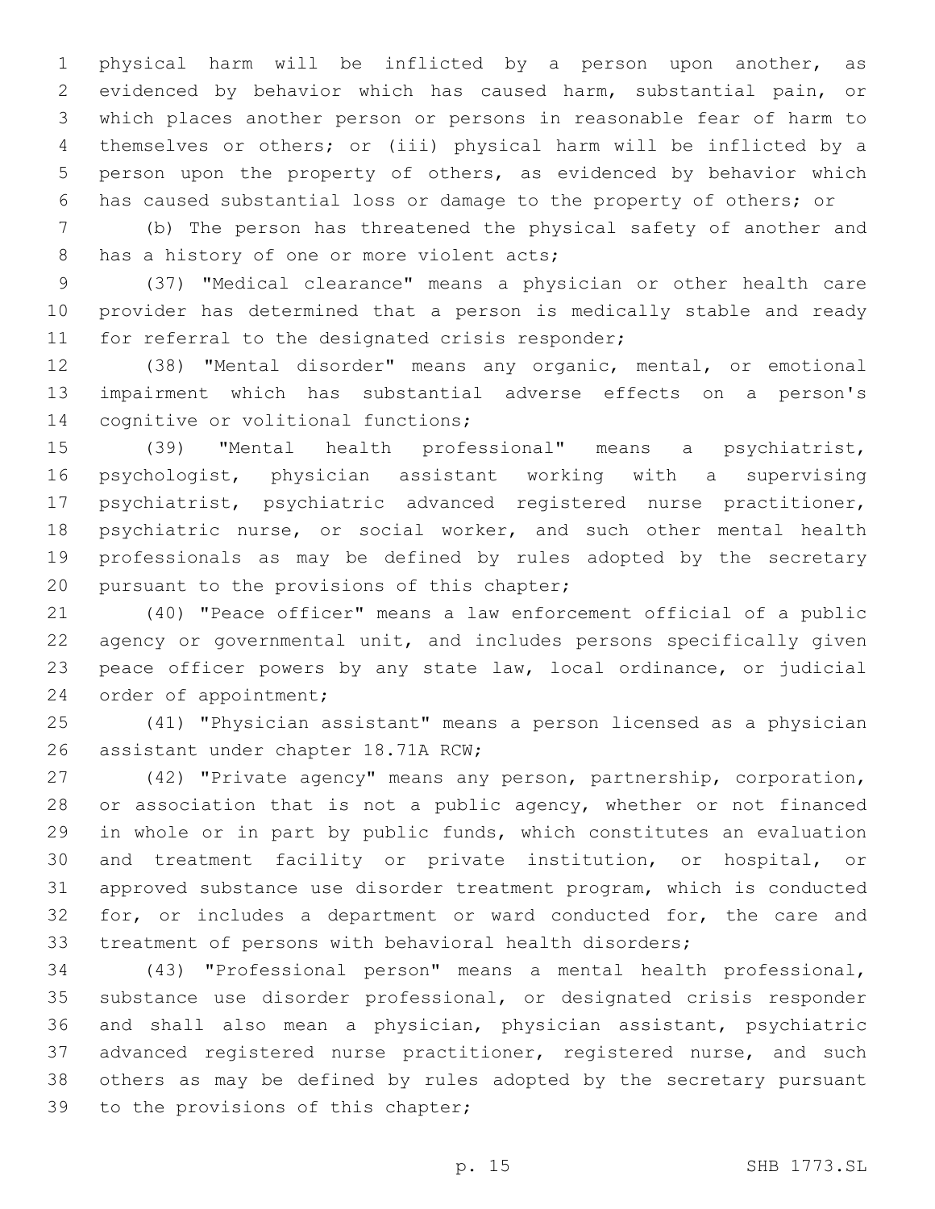physical harm will be inflicted by a person upon another, as evidenced by behavior which has caused harm, substantial pain, or which places another person or persons in reasonable fear of harm to themselves or others; or (iii) physical harm will be inflicted by a person upon the property of others, as evidenced by behavior which has caused substantial loss or damage to the property of others; or

(b) The person has threatened the physical safety of another and has a history of one or more violent acts;

(37) "Medical clearance" means a physician or other health care provider has determined that a person is medically stable and ready for referral to the designated crisis responder;

(38) "Mental disorder" means any organic, mental, or emotional impairment which has substantial adverse effects on a person's cognitive or volitional functions;

(39) "Mental health professional" means a psychiatrist, psychologist, physician assistant working with a supervising psychiatrist, psychiatric advanced registered nurse practitioner, psychiatric nurse, or social worker, and such other mental health professionals as may be defined by rules adopted by the secretary pursuant to the provisions of this chapter;

(40) "Peace officer" means a law enforcement official of a public agency or governmental unit, and includes persons specifically given peace officer powers by any state law, local ordinance, or judicial order of appointment;

(41) "Physician assistant" means a person licensed as a physician assistant under chapter 18.71A RCW;

(42) "Private agency" means any person, partnership, corporation, or association that is not a public agency, whether or not financed in whole or in part by public funds, which constitutes an evaluation and treatment facility or private institution, or hospital, or approved substance use disorder treatment program, which is conducted for, or includes a department or ward conducted for, the care and treatment of persons with behavioral health disorders;

(43) "Professional person" means a mental health professional, substance use disorder professional, or designated crisis responder and shall also mean a physician, physician assistant, psychiatric advanced registered nurse practitioner, registered nurse, and such others as may be defined by rules adopted by the secretary pursuant to the provisions of this chapter;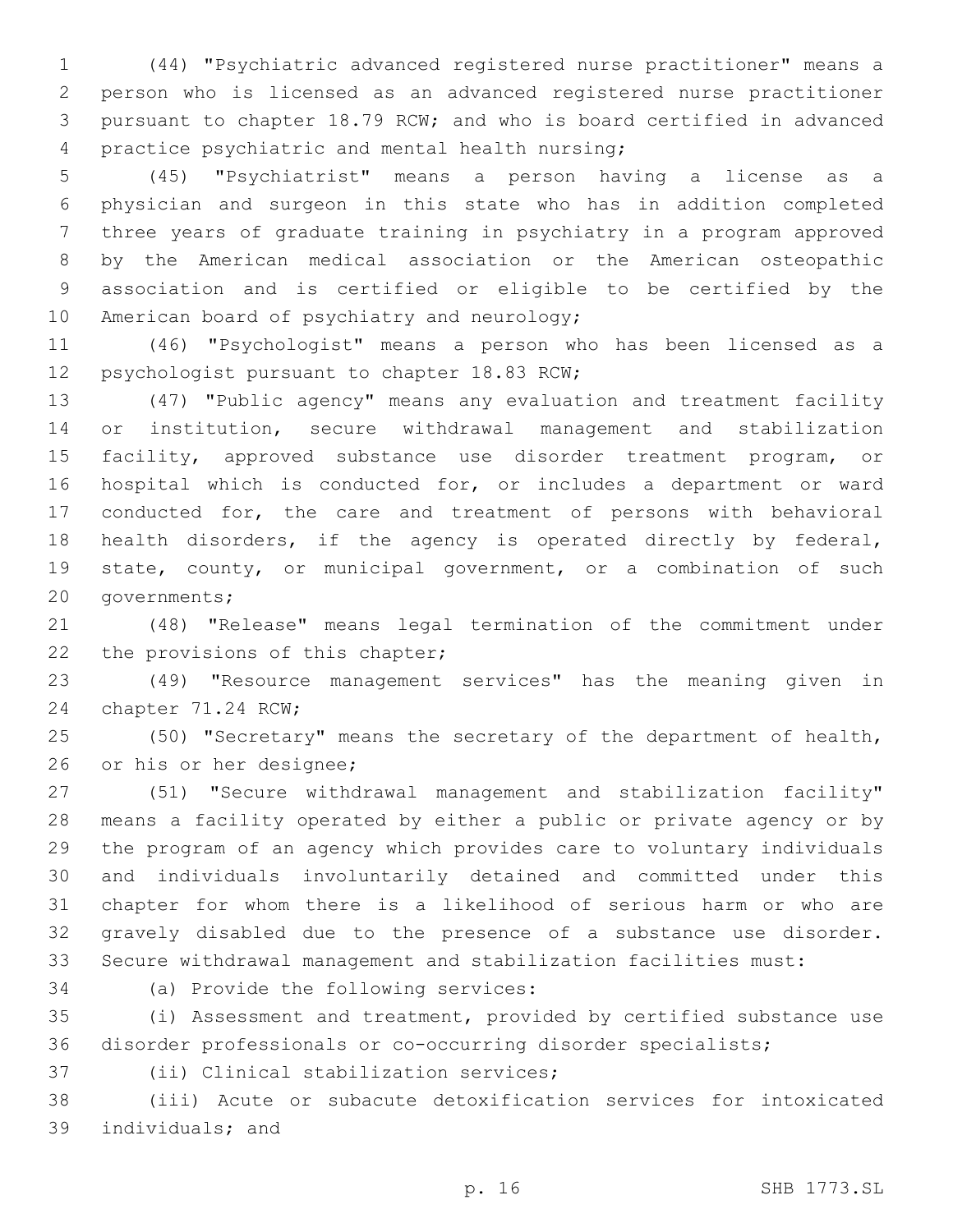(44) "Psychiatric advanced registered nurse practitioner" means a person who is licensed as an advanced registered nurse practitioner pursuant to chapter 18.79 RCW; and who is board certified in advanced practice psychiatric and mental health nursing;

(45) "Psychiatrist" means a person having a license as a physician and surgeon in this state who has in addition completed three years of graduate training in psychiatry in a program approved by the American medical association or the American osteopathic association and is certified or eligible to be certified by the American board of psychiatry and neurology;

(46) "Psychologist" means a person who has been licensed as a psychologist pursuant to chapter 18.83 RCW;

(47) "Public agency" means any evaluation and treatment facility or institution, secure withdrawal management and stabilization facility, approved substance use disorder treatment program, or hospital which is conducted for, or includes a department or ward conducted for, the care and treatment of persons with behavioral health disorders, if the agency is operated directly by federal, state, county, or municipal government, or a combination of such governments;

(48) "Release" means legal termination of the commitment under the provisions of this chapter;

(49) "Resource management services" has the meaning given in chapter 71.24 RCW;

(50) "Secretary" means the secretary of the department of health, or his or her designee;

(51) "Secure withdrawal management and stabilization facility" means a facility operated by either a public or private agency or by the program of an agency which provides care to voluntary individuals and individuals involuntarily detained and committed under this chapter for whom there is a likelihood of serious harm or who are gravely disabled due to the presence of a substance use disorder. Secure withdrawal management and stabilization facilities must:

(a) Provide the following services:

(i) Assessment and treatment, provided by certified substance use disorder professionals or co-occurring disorder specialists;

(ii) Clinical stabilization services;

(iii) Acute or subacute detoxification services for intoxicated individuals; and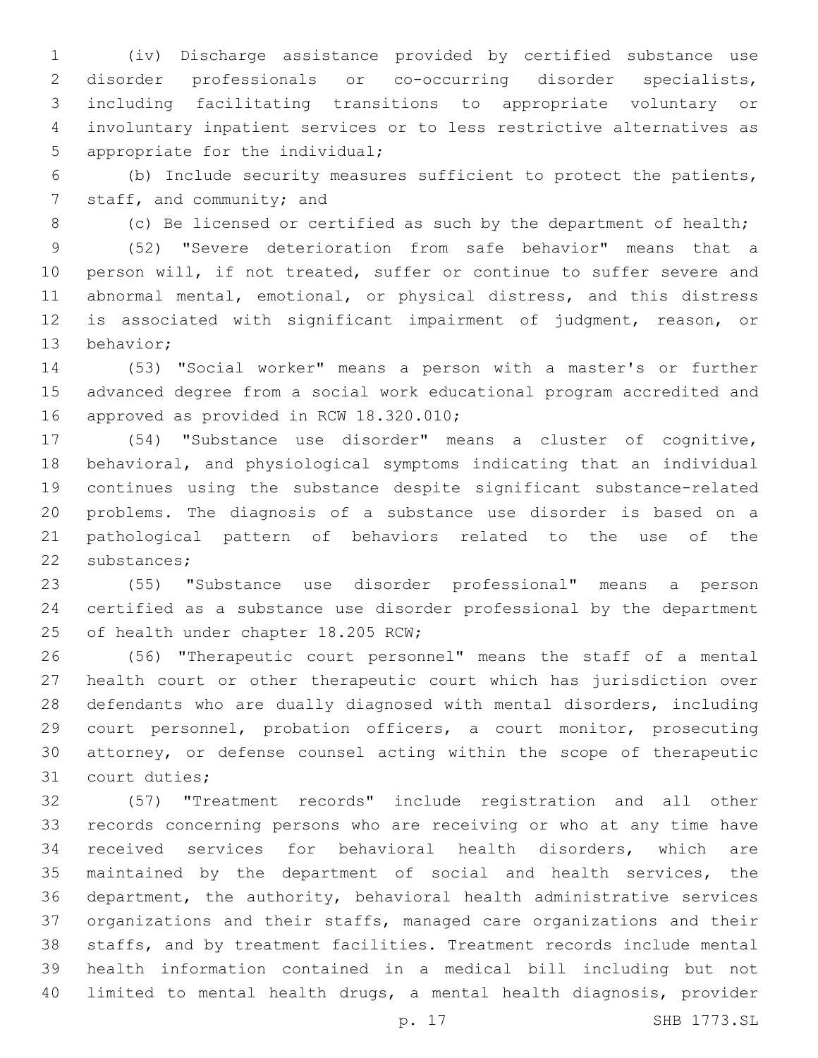(iv) Discharge assistance provided by certified substance use disorder professionals or co-occurring disorder specialists, including facilitating transitions to appropriate voluntary or involuntary inpatient services or to less restrictive alternatives as appropriate for the individual;

(b) Include security measures sufficient to protect the patients, staff, and community; and

(c) Be licensed or certified as such by the department of health;

(52) "Severe deterioration from safe behavior" means that a person will, if not treated, suffer or continue to suffer severe and abnormal mental, emotional, or physical distress, and this distress is associated with significant impairment of judgment, reason, or behavior;

(53) "Social worker" means a person with a master's or further advanced degree from a social work educational program accredited and approved as provided in RCW 18.320.010;

(54) "Substance use disorder" means a cluster of cognitive, behavioral, and physiological symptoms indicating that an individual continues using the substance despite significant substance-related problems. The diagnosis of a substance use disorder is based on a pathological pattern of behaviors related to the use of the substances;

(55) "Substance use disorder professional" means a person certified as a substance use disorder professional by the department of health under chapter 18.205 RCW;

(56) "Therapeutic court personnel" means the staff of a mental health court or other therapeutic court which has jurisdiction over defendants who are dually diagnosed with mental disorders, including court personnel, probation officers, a court monitor, prosecuting attorney, or defense counsel acting within the scope of therapeutic court duties;

(57) "Treatment records" include registration and all other records concerning persons who are receiving or who at any time have received services for behavioral health disorders, which are maintained by the department of social and health services, the department, the authority, behavioral health administrative services organizations and their staffs, managed care organizations and their staffs, and by treatment facilities. Treatment records include mental health information contained in a medical bill including but not limited to mental health drugs, a mental health diagnosis, provider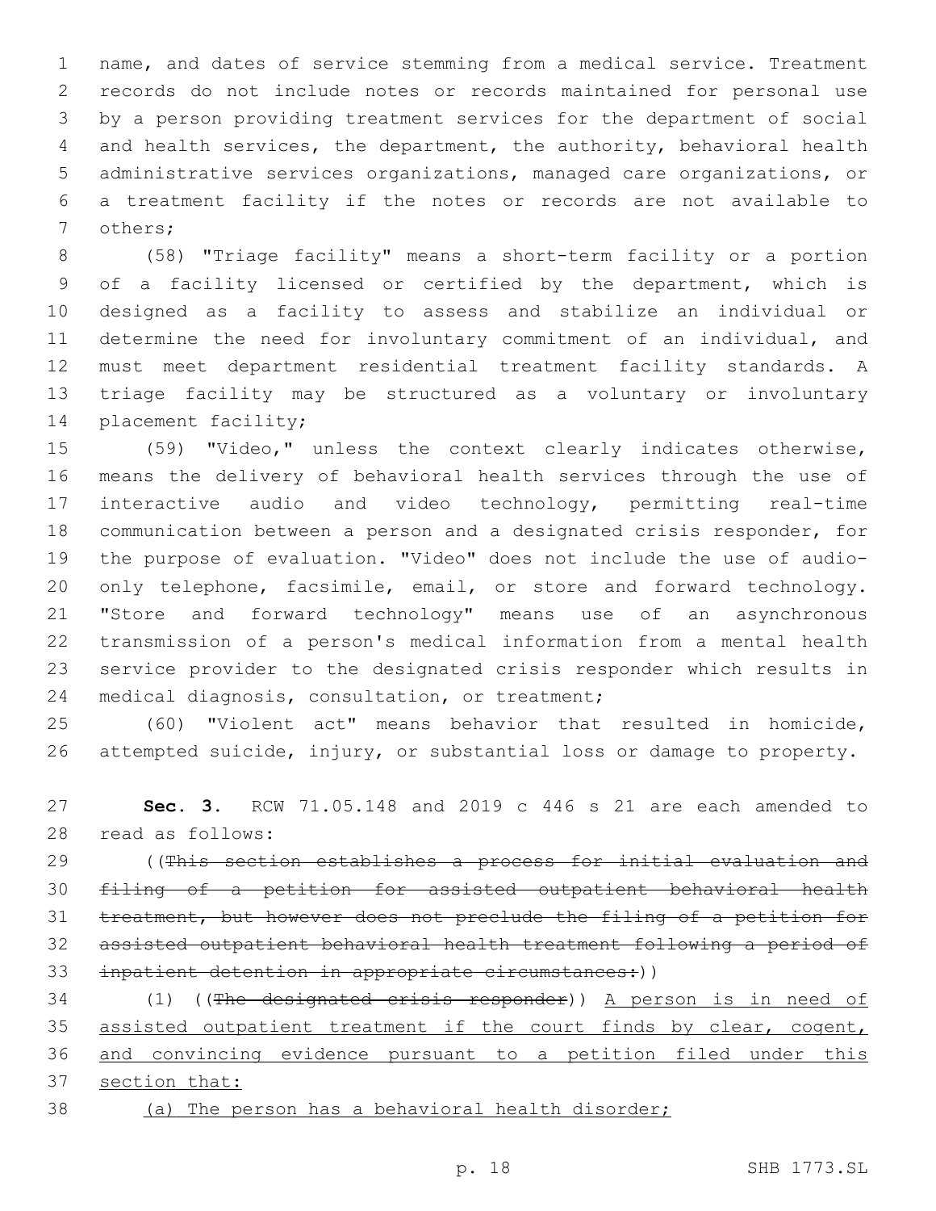name, and dates of service stemming from a medical service. Treatment records do not include notes or records maintained for personal use by a person providing treatment services for the department of social and health services, the department, the authority, behavioral health administrative services organizations, managed care organizations, or a treatment facility if the notes or records are not available to others;

(58) "Triage facility" means a short-term facility or a portion of a facility licensed or certified by the department, which is designed as a facility to assess and stabilize an individual or determine the need for involuntary commitment of an individual, and must meet department residential treatment facility standards. A triage facility may be structured as a voluntary or involuntary placement facility;

(59) "Video," unless the context clearly indicates otherwise, means the delivery of behavioral health services through the use of interactive audio and video technology, permitting real-time communication between a person and a designated crisis responder, for the purpose of evaluation. "Video" does not include the use of audio-only telephone, facsimile, email, or store and forward technology. "Store and forward technology" means use of an asynchronous transmission of a person's medical information from a mental health service provider to the designated crisis responder which results in medical diagnosis, consultation, or treatment;

(60) "Violent act" means behavior that resulted in homicide, attempted suicide, injury, or substantial loss or damage to property.

**Sec. 3.** RCW 71.05.148 and 2019 c 446 s 21 are each amended to read as follows:

((~~This section establishes a process for initial evaluation and filing of a petition for assisted outpatient behavioral health treatment, but however does not preclude the filing of a petition for assisted outpatient behavioral health treatment following a period of inpatient detention in appropriate circumstances:~~))

(1) ((~~The designated crisis responder~~)) <u>A person is in need of assisted outpatient treatment if the court finds by clear, cogent, and convincing evidence pursuant to a petition filed under this section that:</u>

<u>(a) The person has a behavioral health disorder;</u>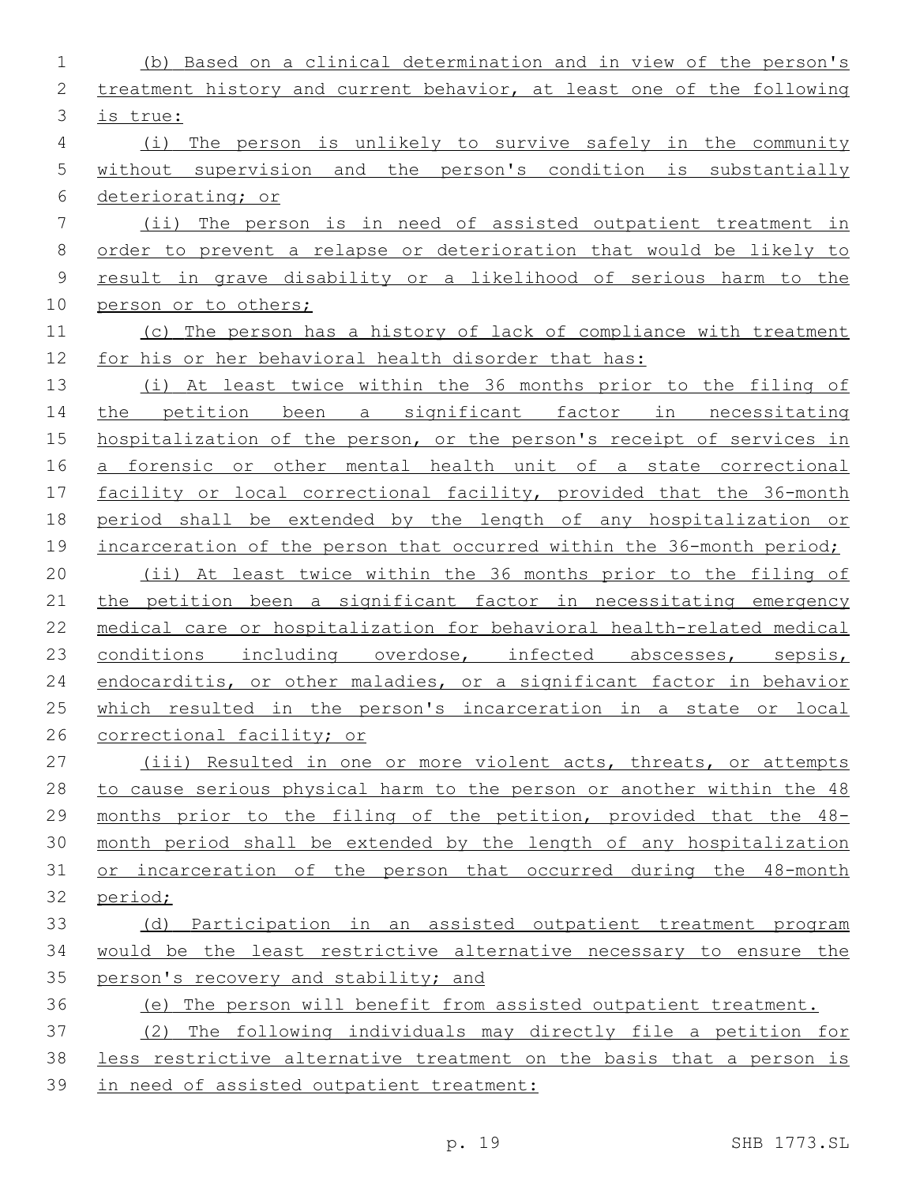(b) Based on a clinical determination and in view of the person's treatment history and current behavior, at least one of the following is true:

(i) The person is unlikely to survive safely in the community without supervision and the person's condition is substantially deteriorating; or

(ii) The person is in need of assisted outpatient treatment in order to prevent a relapse or deterioration that would be likely to result in grave disability or a likelihood of serious harm to the person or to others;

(c) The person has a history of lack of compliance with treatment for his or her behavioral health disorder that has:

(i) At least twice within the 36 months prior to the filing of the petition been a significant factor in necessitating hospitalization of the person, or the person's receipt of services in a forensic or other mental health unit of a state correctional facility or local correctional facility, provided that the 36-month period shall be extended by the length of any hospitalization or incarceration of the person that occurred within the 36-month period;

(ii) At least twice within the 36 months prior to the filing of the petition been a significant factor in necessitating emergency medical care or hospitalization for behavioral health-related medical conditions including overdose, infected abscesses, sepsis, endocarditis, or other maladies, or a significant factor in behavior which resulted in the person's incarceration in a state or local correctional facility; or

(iii) Resulted in one or more violent acts, threats, or attempts to cause serious physical harm to the person or another within the 48 months prior to the filing of the petition, provided that the 48-month period shall be extended by the length of any hospitalization or incarceration of the person that occurred during the 48-month period;

(d) Participation in an assisted outpatient treatment program would be the least restrictive alternative necessary to ensure the person's recovery and stability; and

(e) The person will benefit from assisted outpatient treatment.

(2) The following individuals may directly file a petition for less restrictive alternative treatment on the basis that a person is in need of assisted outpatient treatment: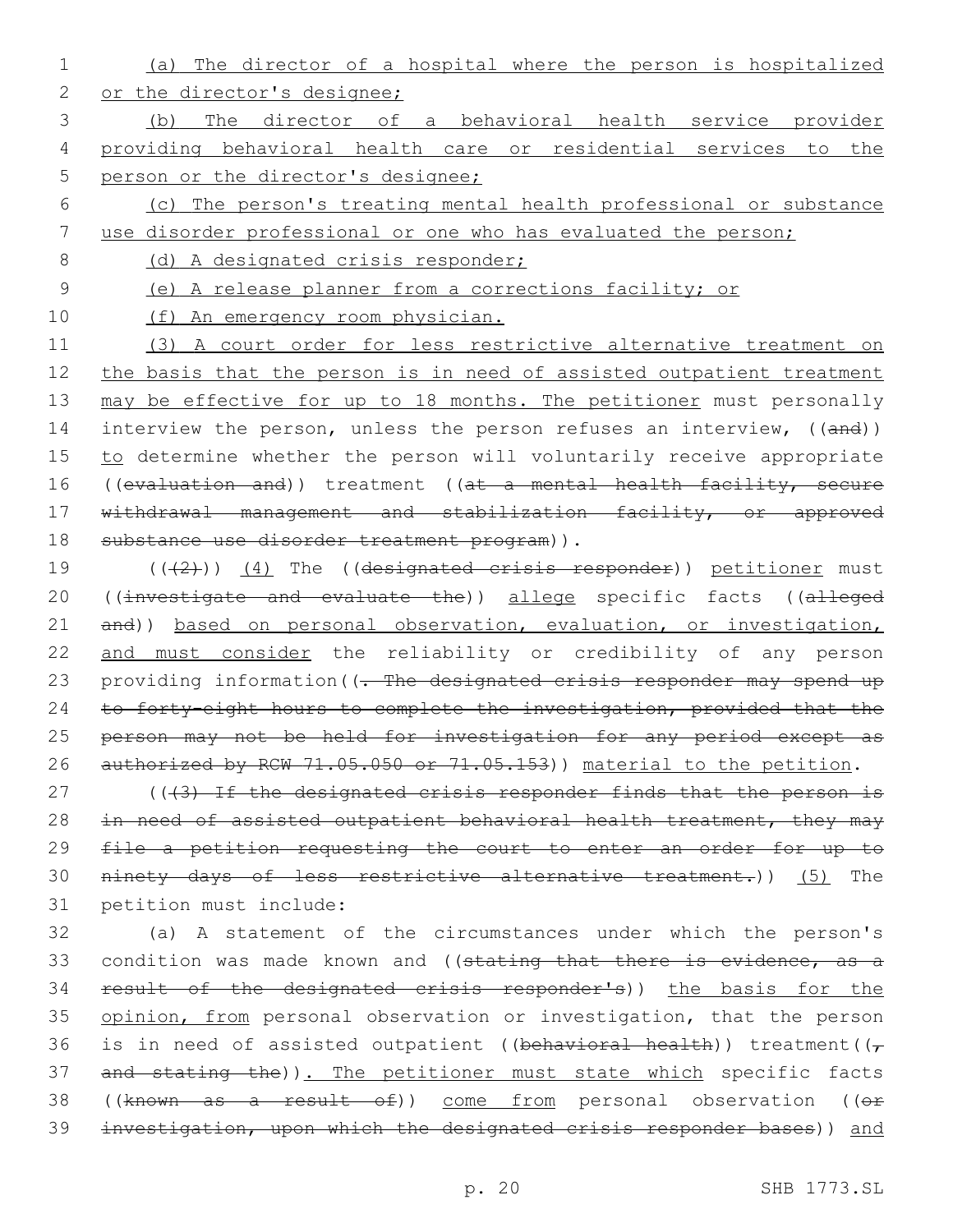(a) The director of a hospital where the person is hospitalized or the director's designee;

(b) The director of a behavioral health service provider providing behavioral health care or residential services to the person or the director's designee;

(c) The person's treating mental health professional or substance use disorder professional or one who has evaluated the person;

(d) A designated crisis responder;

(e) A release planner from a corrections facility; or

(f) An emergency room physician.

(3) A court order for less restrictive alternative treatment on the basis that the person is in need of assisted outpatient treatment may be effective for up to 18 months. The petitioner must personally interview the person, unless the person refuses an interview, ((and)) to determine whether the person will voluntarily receive appropriate ((evaluation and)) treatment ((at a mental health facility, secure withdrawal management and stabilization facility, or approved substance use disorder treatment program)).

(((2))) (4) The ((designated crisis responder)) petitioner must ((investigate and evaluate the)) allege specific facts ((alleged and)) based on personal observation, evaluation, or investigation, and must consider the reliability or credibility of any person providing information((. The designated crisis responder may spend up to forty-eight hours to complete the investigation, provided that the person may not be held for investigation for any period except as authorized by RCW 71.05.050 or 71.05.153)) material to the petition.

(((3) If the designated crisis responder finds that the person is in need of assisted outpatient behavioral health treatment, they may file a petition requesting the court to enter an order for up to ninety days of less restrictive alternative treatment.)) (5) The petition must include:

(a) A statement of the circumstances under which the person's condition was made known and ((stating that there is evidence, as a result of the designated crisis responder's)) the basis for the opinion, from personal observation or investigation, that the person is in need of assisted outpatient ((behavioral health)) treatment((, and stating the)). The petitioner must state which specific facts ((known as a result of)) come from personal observation ((or investigation, upon which the designated crisis responder bases)) and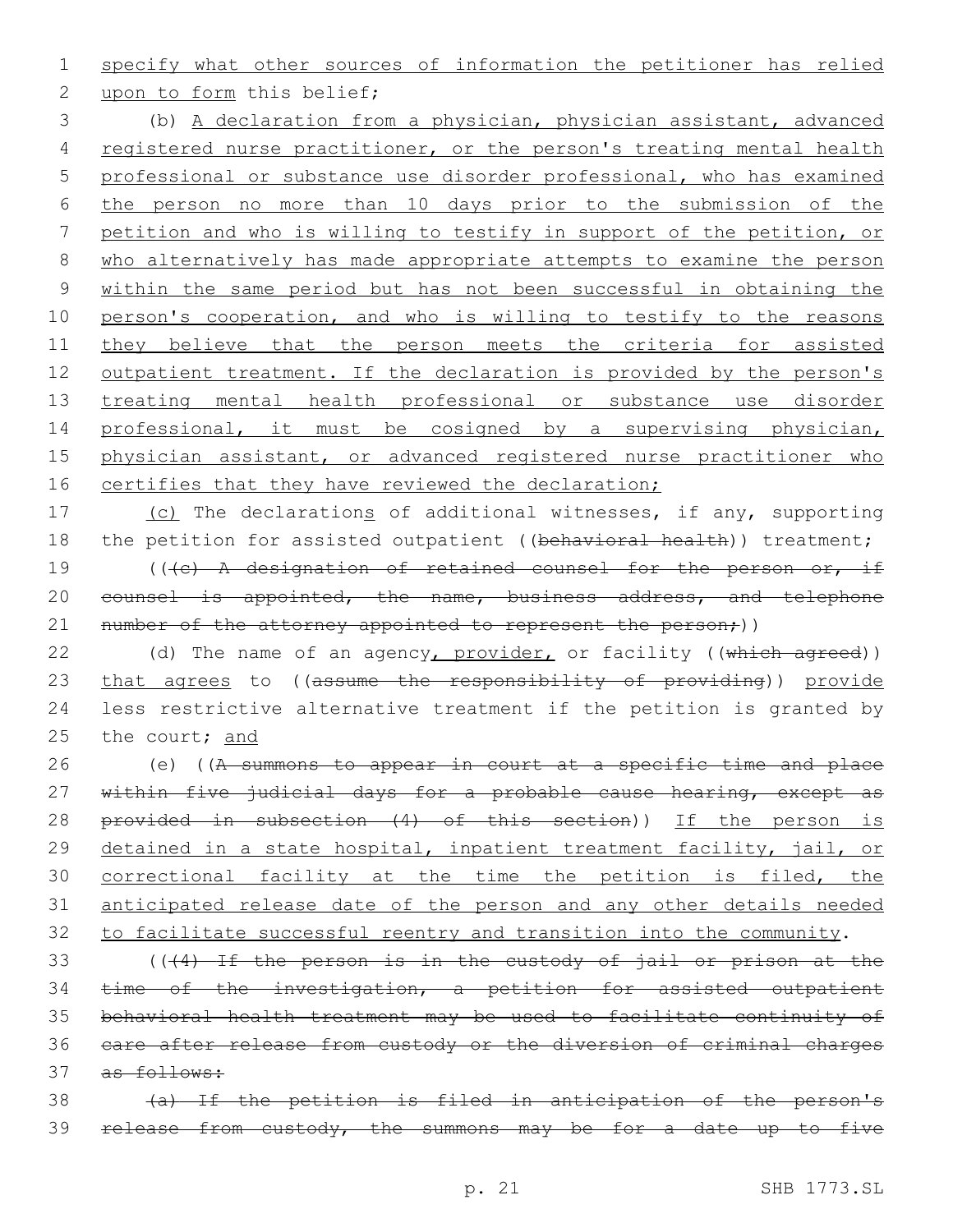specify what other sources of information the petitioner has relied upon to form this belief;

(b) A declaration from a physician, physician assistant, advanced registered nurse practitioner, or the person's treating mental health professional or substance use disorder professional, who has examined the person no more than 10 days prior to the submission of the petition and who is willing to testify in support of the petition, or who alternatively has made appropriate attempts to examine the person within the same period but has not been successful in obtaining the person's cooperation, and who is willing to testify to the reasons they believe that the person meets the criteria for assisted outpatient treatment. If the declaration is provided by the person's treating mental health professional or substance use disorder professional, it must be cosigned by a supervising physician, physician assistant, or advanced registered nurse practitioner who certifies that they have reviewed the declaration;

(c) The declarations of additional witnesses, if any, supporting the petition for assisted outpatient ((~~behavioral health~~)) treatment;

(((~~c) A designation of retained counsel for the person or, if counsel is appointed, the name, business address, and telephone number of the attorney appointed to represent the person;~~))

(d) The name of an agency, provider, or facility ((~~which agreed~~)) that agrees to ((~~assume the responsibility of providing~~)) provide less restrictive alternative treatment if the petition is granted by the court; and

(e) ((~~A summons to appear in court at a specific time and place within five judicial days for a probable cause hearing, except as provided in subsection (4) of this section~~)) If the person is detained in a state hospital, inpatient treatment facility, jail, or correctional facility at the time the petition is filed, the anticipated release date of the person and any other details needed to facilitate successful reentry and transition into the community.

(((~~4) If the person is in the custody of jail or prison at the time of the investigation, a petition for assisted outpatient behavioral health treatment may be used to facilitate continuity of care after release from custody or the diversion of criminal charges as follows:~~

~~(a) If the petition is filed in anticipation of the person's release from custody, the summons may be for a date up to five~~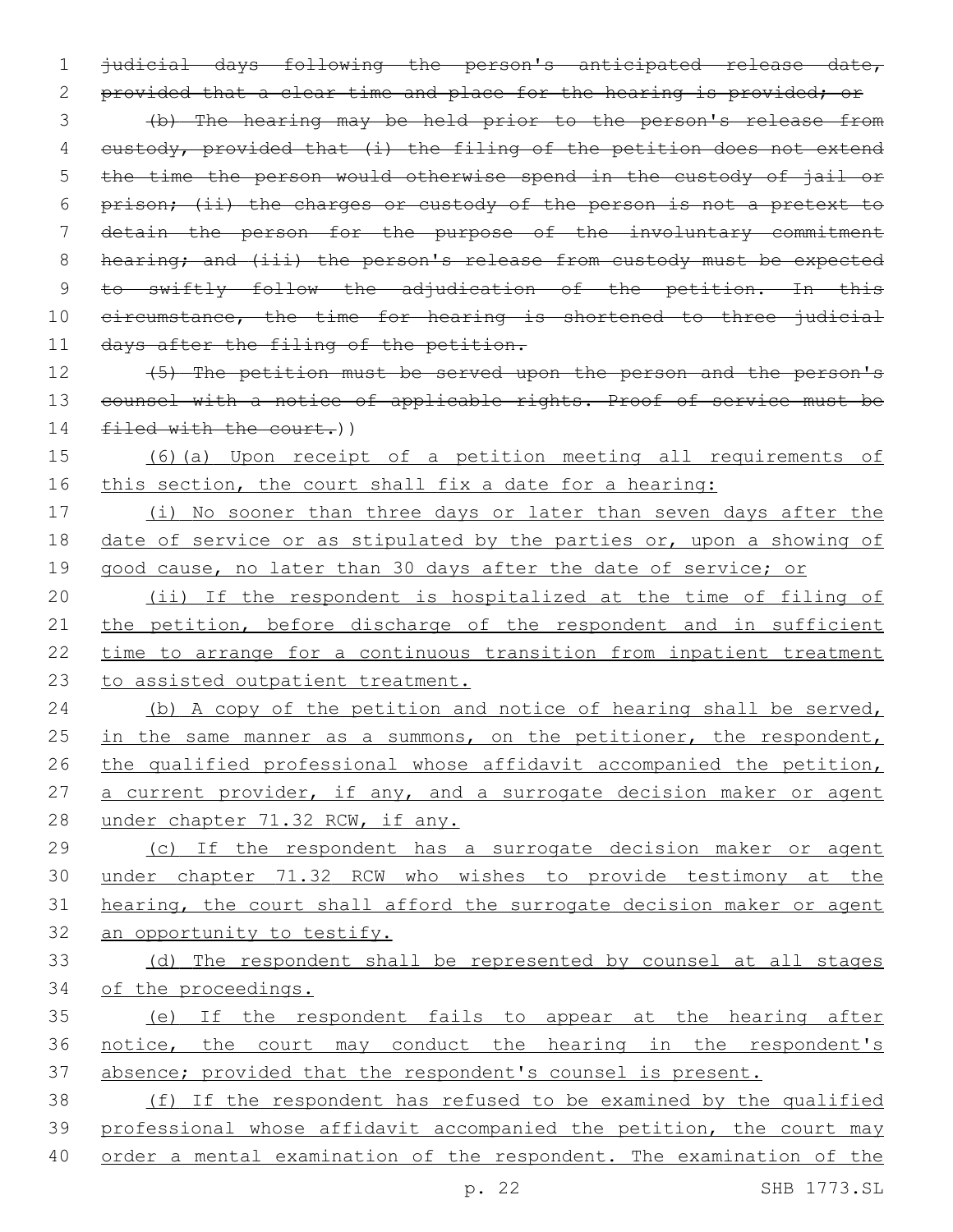~~judicial days following the person's anticipated release date, provided that a clear time and place for the hearing is provided; or~~

~~(b) The hearing may be held prior to the person's release from custody, provided that (i) the filing of the petition does not extend the time the person would otherwise spend in the custody of jail or prison; (ii) the charges or custody of the person is not a pretext to detain the person for the purpose of the involuntary commitment hearing; and (iii) the person's release from custody must be expected to swiftly follow the adjudication of the petition. In this circumstance, the time for hearing is shortened to three judicial days after the filing of the petition.~~

~~(5) The petition must be served upon the person and the person's counsel with a notice of applicable rights. Proof of service must be filed with the court.~~))

<u>(6)(a) Upon receipt of a petition meeting all requirements of this section, the court shall fix a date for a hearing:</u>

<u>(i) No sooner than three days or later than seven days after the date of service or as stipulated by the parties or, upon a showing of good cause, no later than 30 days after the date of service; or</u>

<u>(ii) If the respondent is hospitalized at the time of filing of the petition, before discharge of the respondent and in sufficient time to arrange for a continuous transition from inpatient treatment to assisted outpatient treatment.</u>

<u>(b) A copy of the petition and notice of hearing shall be served, in the same manner as a summons, on the petitioner, the respondent, the qualified professional whose affidavit accompanied the petition, a current provider, if any, and a surrogate decision maker or agent under chapter 71.32 RCW, if any.</u>

<u>(c) If the respondent has a surrogate decision maker or agent under chapter 71.32 RCW who wishes to provide testimony at the hearing, the court shall afford the surrogate decision maker or agent an opportunity to testify.</u>

<u>(d) The respondent shall be represented by counsel at all stages of the proceedings.</u>

<u>(e) If the respondent fails to appear at the hearing after notice, the court may conduct the hearing in the respondent's absence; provided that the respondent's counsel is present.</u>

<u>(f) If the respondent has refused to be examined by the qualified professional whose affidavit accompanied the petition, the court may order a mental examination of the respondent. The examination of the</u>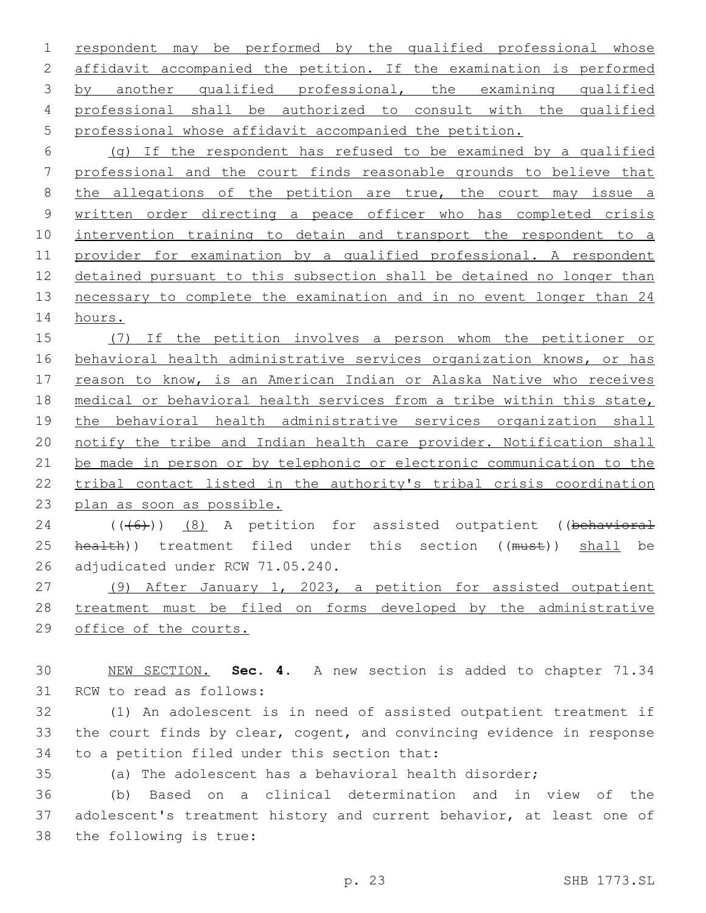respondent may be performed by the qualified professional whose affidavit accompanied the petition. If the examination is performed by another qualified professional, the examining qualified professional shall be authorized to consult with the qualified professional whose affidavit accompanied the petition.

(g) If the respondent has refused to be examined by a qualified professional and the court finds reasonable grounds to believe that the allegations of the petition are true, the court may issue a written order directing a peace officer who has completed crisis intervention training to detain and transport the respondent to a provider for examination by a qualified professional. A respondent detained pursuant to this subsection shall be detained no longer than necessary to complete the examination and in no event longer than 24 hours.

(7) If the petition involves a person whom the petitioner or behavioral health administrative services organization knows, or has reason to know, is an American Indian or Alaska Native who receives medical or behavioral health services from a tribe within this state, the behavioral health administrative services organization shall notify the tribe and Indian health care provider. Notification shall be made in person or by telephonic or electronic communication to the tribal contact listed in the authority's tribal crisis coordination plan as soon as possible.

((~~(6)~~)) (8) A petition for assisted outpatient ((~~behavioral health~~)) treatment filed under this section ((~~must~~)) shall be adjudicated under RCW 71.05.240.

(9) After January 1, 2023, a petition for assisted outpatient treatment must be filed on forms developed by the administrative office of the courts.

NEW SECTION. **Sec. 4.** A new section is added to chapter 71.34 RCW to read as follows:

(1) An adolescent is in need of assisted outpatient treatment if the court finds by clear, cogent, and convincing evidence in response to a petition filed under this section that:

(a) The adolescent has a behavioral health disorder;

(b) Based on a clinical determination and in view of the adolescent's treatment history and current behavior, at least one of the following is true: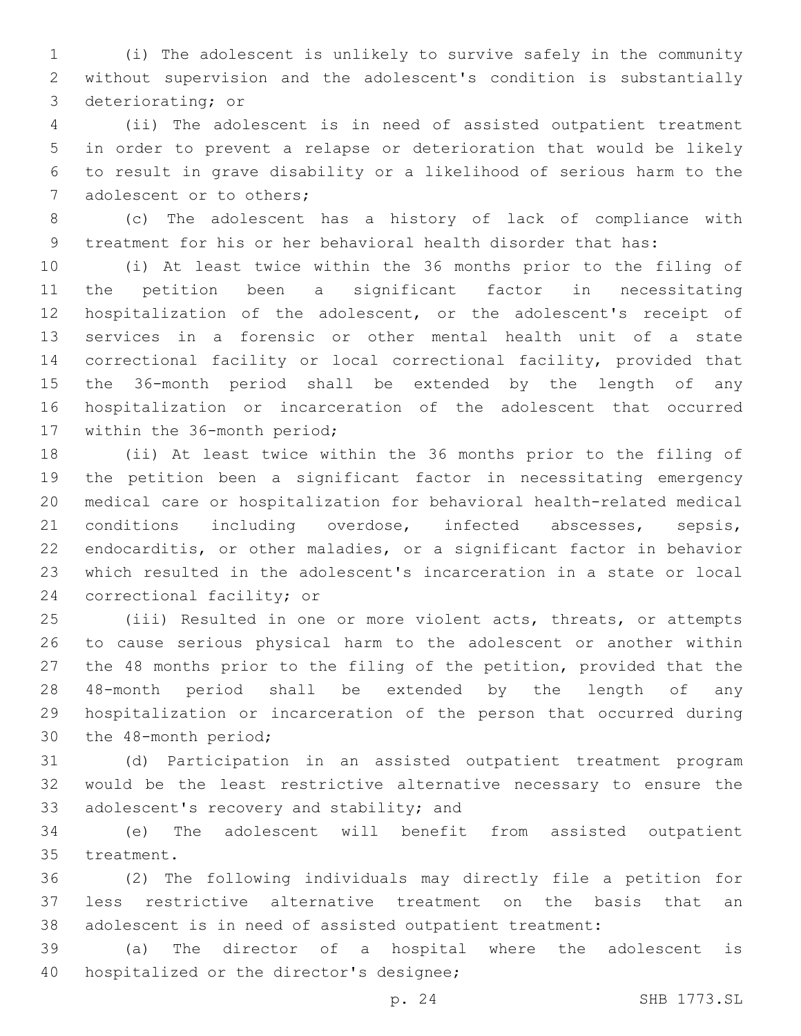(i) The adolescent is unlikely to survive safely in the community without supervision and the adolescent's condition is substantially deteriorating; or

(ii) The adolescent is in need of assisted outpatient treatment in order to prevent a relapse or deterioration that would be likely to result in grave disability or a likelihood of serious harm to the adolescent or to others;

(c) The adolescent has a history of lack of compliance with treatment for his or her behavioral health disorder that has:

(i) At least twice within the 36 months prior to the filing of the petition been a significant factor in necessitating hospitalization of the adolescent, or the adolescent's receipt of services in a forensic or other mental health unit of a state correctional facility or local correctional facility, provided that the 36-month period shall be extended by the length of any hospitalization or incarceration of the adolescent that occurred within the 36-month period;

(ii) At least twice within the 36 months prior to the filing of the petition been a significant factor in necessitating emergency medical care or hospitalization for behavioral health-related medical conditions including overdose, infected abscesses, sepsis, endocarditis, or other maladies, or a significant factor in behavior which resulted in the adolescent's incarceration in a state or local correctional facility; or

(iii) Resulted in one or more violent acts, threats, or attempts to cause serious physical harm to the adolescent or another within the 48 months prior to the filing of the petition, provided that the 48-month period shall be extended by the length of any hospitalization or incarceration of the person that occurred during the 48-month period;

(d) Participation in an assisted outpatient treatment program would be the least restrictive alternative necessary to ensure the adolescent's recovery and stability; and

(e) The adolescent will benefit from assisted outpatient treatment.

(2) The following individuals may directly file a petition for less restrictive alternative treatment on the basis that an adolescent is in need of assisted outpatient treatment:

(a) The director of a hospital where the adolescent is hospitalized or the director's designee;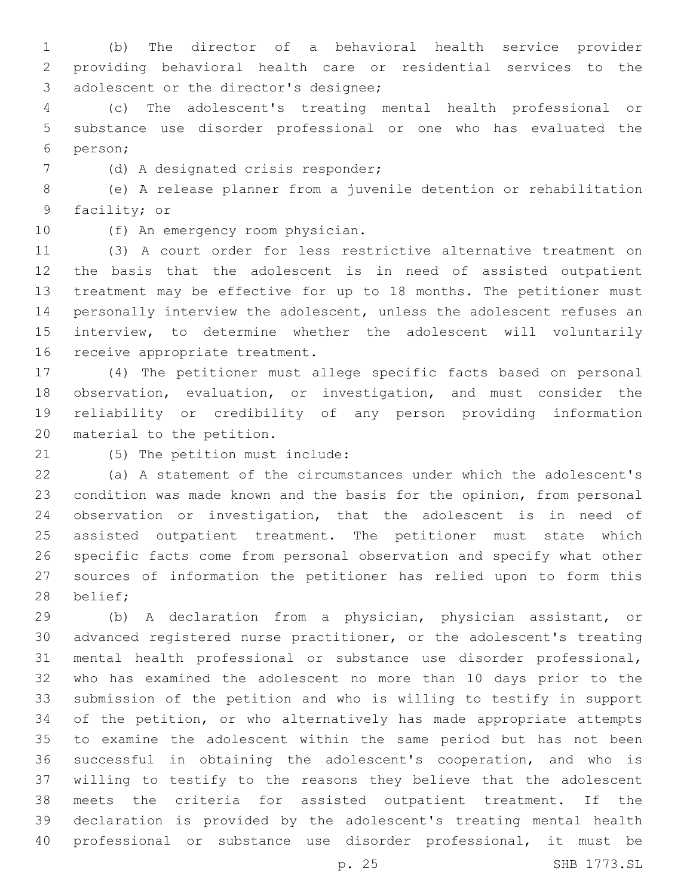(b) The director of a behavioral health service provider providing behavioral health care or residential services to the adolescent or the director's designee;

(c) The adolescent's treating mental health professional or substance use disorder professional or one who has evaluated the person;

(d) A designated crisis responder;

(e) A release planner from a juvenile detention or rehabilitation facility; or

(f) An emergency room physician.

(3) A court order for less restrictive alternative treatment on the basis that the adolescent is in need of assisted outpatient treatment may be effective for up to 18 months. The petitioner must personally interview the adolescent, unless the adolescent refuses an interview, to determine whether the adolescent will voluntarily receive appropriate treatment.

(4) The petitioner must allege specific facts based on personal observation, evaluation, or investigation, and must consider the reliability or credibility of any person providing information material to the petition.

(5) The petition must include:

(a) A statement of the circumstances under which the adolescent's condition was made known and the basis for the opinion, from personal observation or investigation, that the adolescent is in need of assisted outpatient treatment. The petitioner must state which specific facts come from personal observation and specify what other sources of information the petitioner has relied upon to form this belief;

(b) A declaration from a physician, physician assistant, or advanced registered nurse practitioner, or the adolescent's treating mental health professional or substance use disorder professional, who has examined the adolescent no more than 10 days prior to the submission of the petition and who is willing to testify in support of the petition, or who alternatively has made appropriate attempts to examine the adolescent within the same period but has not been successful in obtaining the adolescent's cooperation, and who is willing to testify to the reasons they believe that the adolescent meets the criteria for assisted outpatient treatment. If the declaration is provided by the adolescent's treating mental health professional or substance use disorder professional, it must be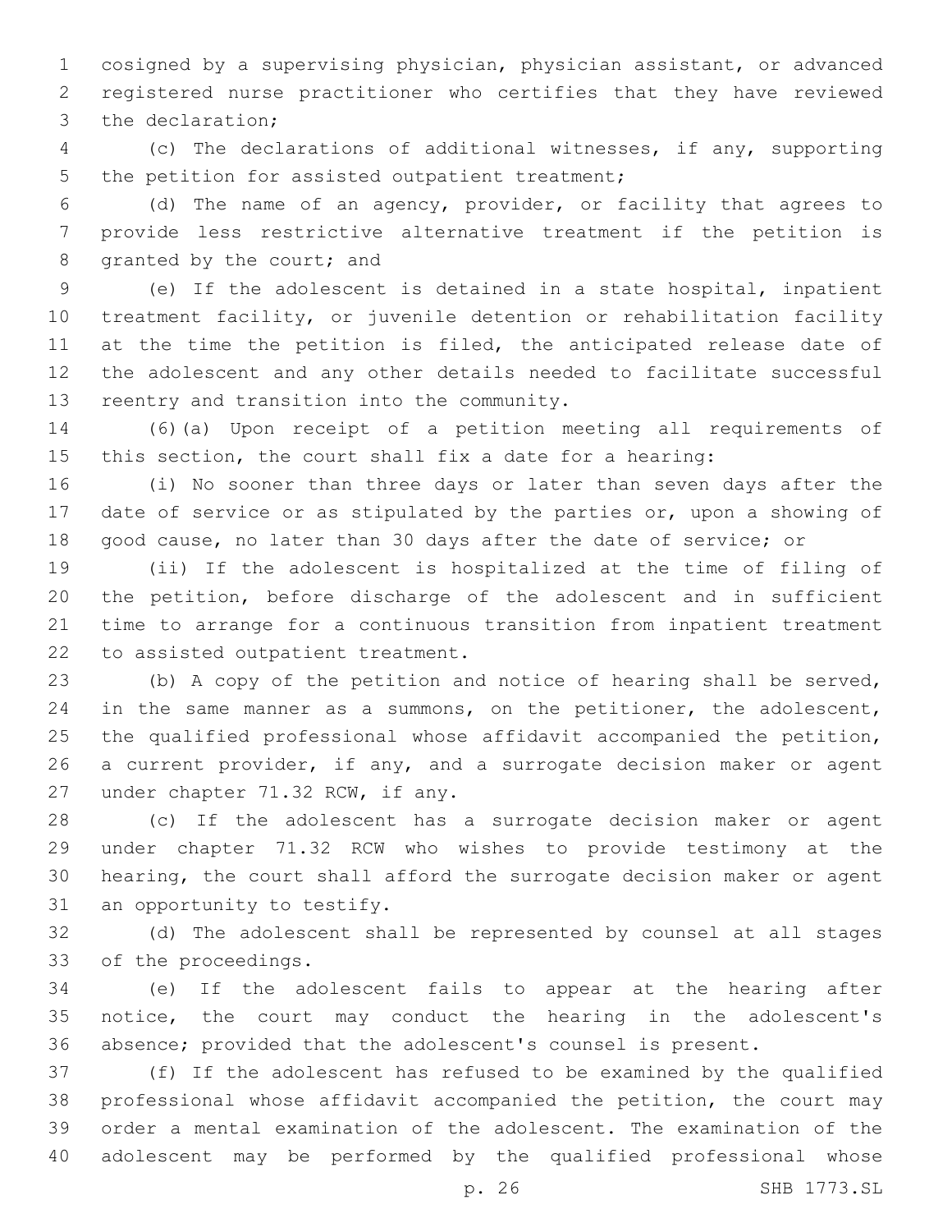cosigned by a supervising physician, physician assistant, or advanced registered nurse practitioner who certifies that they have reviewed the declaration;

(c) The declarations of additional witnesses, if any, supporting the petition for assisted outpatient treatment;

(d) The name of an agency, provider, or facility that agrees to provide less restrictive alternative treatment if the petition is granted by the court; and

(e) If the adolescent is detained in a state hospital, inpatient treatment facility, or juvenile detention or rehabilitation facility at the time the petition is filed, the anticipated release date of the adolescent and any other details needed to facilitate successful reentry and transition into the community.

(6)(a) Upon receipt of a petition meeting all requirements of this section, the court shall fix a date for a hearing:

(i) No sooner than three days or later than seven days after the date of service or as stipulated by the parties or, upon a showing of good cause, no later than 30 days after the date of service; or

(ii) If the adolescent is hospitalized at the time of filing of the petition, before discharge of the adolescent and in sufficient time to arrange for a continuous transition from inpatient treatment to assisted outpatient treatment.

(b) A copy of the petition and notice of hearing shall be served, in the same manner as a summons, on the petitioner, the adolescent, the qualified professional whose affidavit accompanied the petition, a current provider, if any, and a surrogate decision maker or agent under chapter 71.32 RCW, if any.

(c) If the adolescent has a surrogate decision maker or agent under chapter 71.32 RCW who wishes to provide testimony at the hearing, the court shall afford the surrogate decision maker or agent an opportunity to testify.

(d) The adolescent shall be represented by counsel at all stages of the proceedings.

(e) If the adolescent fails to appear at the hearing after notice, the court may conduct the hearing in the adolescent's absence; provided that the adolescent's counsel is present.

(f) If the adolescent has refused to be examined by the qualified professional whose affidavit accompanied the petition, the court may order a mental examination of the adolescent. The examination of the adolescent may be performed by the qualified professional whose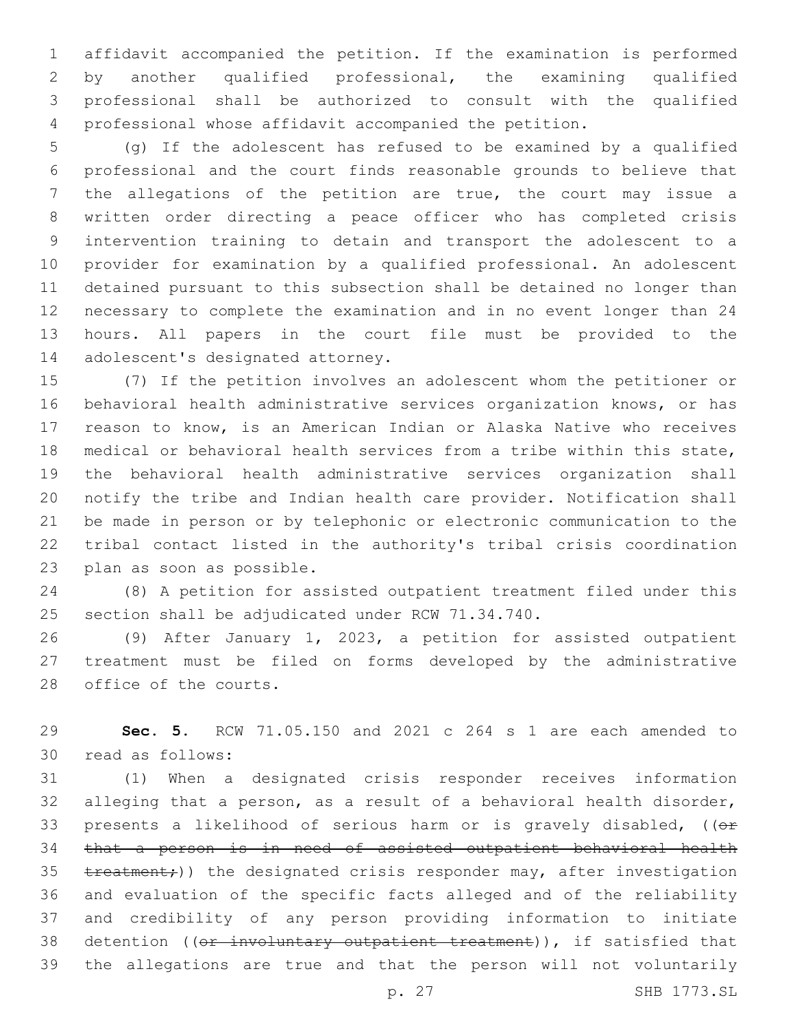affidavit accompanied the petition. If the examination is performed by another qualified professional, the examining qualified professional shall be authorized to consult with the qualified professional whose affidavit accompanied the petition.

(g) If the adolescent has refused to be examined by a qualified professional and the court finds reasonable grounds to believe that the allegations of the petition are true, the court may issue a written order directing a peace officer who has completed crisis intervention training to detain and transport the adolescent to a provider for examination by a qualified professional. An adolescent detained pursuant to this subsection shall be detained no longer than necessary to complete the examination and in no event longer than 24 hours. All papers in the court file must be provided to the adolescent's designated attorney.

(7) If the petition involves an adolescent whom the petitioner or behavioral health administrative services organization knows, or has reason to know, is an American Indian or Alaska Native who receives medical or behavioral health services from a tribe within this state, the behavioral health administrative services organization shall notify the tribe and Indian health care provider. Notification shall be made in person or by telephonic or electronic communication to the tribal contact listed in the authority's tribal crisis coordination plan as soon as possible.

(8) A petition for assisted outpatient treatment filed under this section shall be adjudicated under RCW 71.34.740.

(9) After January 1, 2023, a petition for assisted outpatient treatment must be filed on forms developed by the administrative office of the courts.

**Sec. 5.** RCW 71.05.150 and 2021 c 264 s 1 are each amended to read as follows:

(1) When a designated crisis responder receives information alleging that a person, as a result of a behavioral health disorder, presents a likelihood of serious harm or is gravely disabled, ((~~or that a person is in need of assisted outpatient behavioral health treatment;~~)) the designated crisis responder may, after investigation and evaluation of the specific facts alleged and of the reliability and credibility of any person providing information to initiate detention ((~~or involuntary outpatient treatment~~)), if satisfied that the allegations are true and that the person will not voluntarily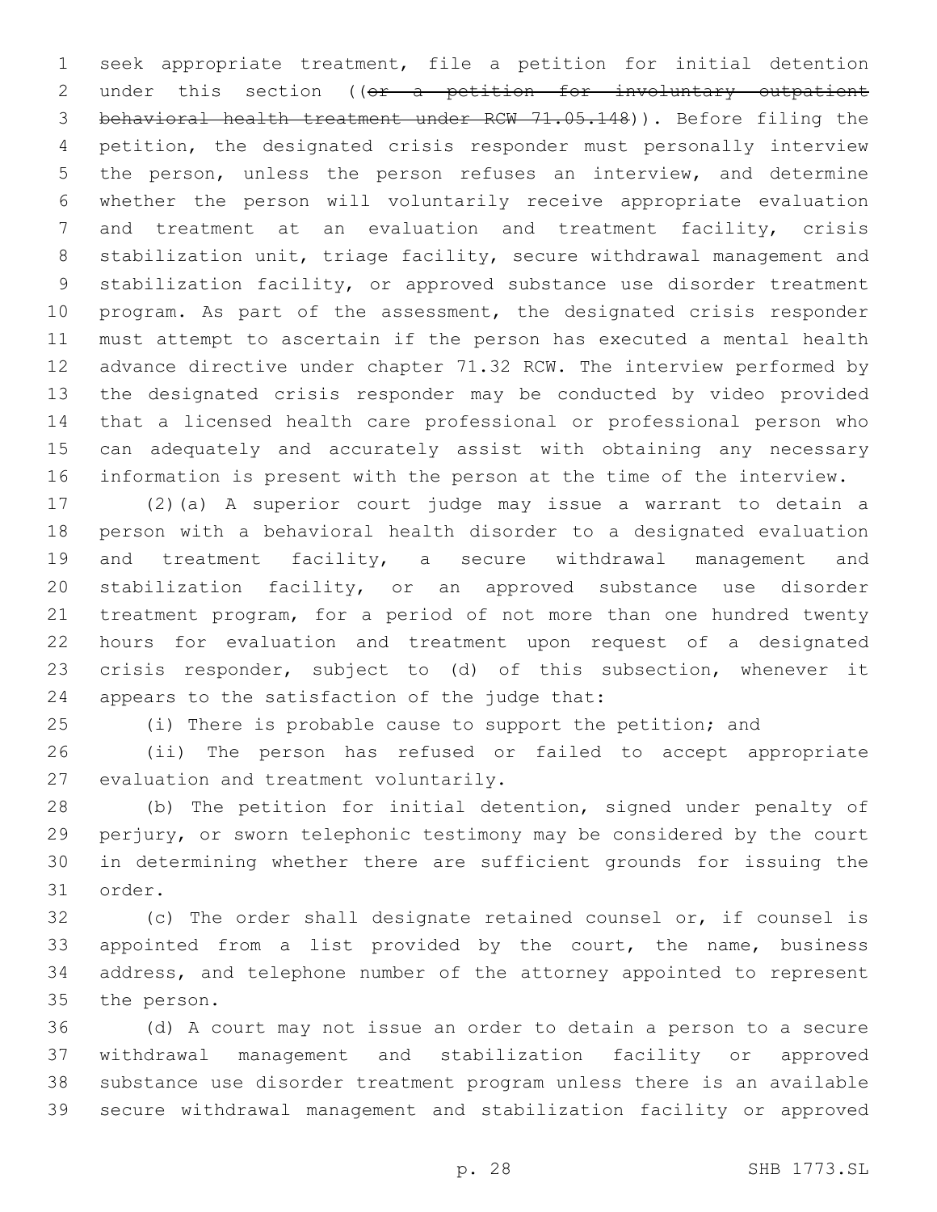seek appropriate treatment, file a petition for initial detention under this section ((~~or a petition for involuntary outpatient behavioral health treatment under RCW 71.05.148~~)). Before filing the petition, the designated crisis responder must personally interview the person, unless the person refuses an interview, and determine whether the person will voluntarily receive appropriate evaluation and treatment at an evaluation and treatment facility, crisis stabilization unit, triage facility, secure withdrawal management and stabilization facility, or approved substance use disorder treatment program. As part of the assessment, the designated crisis responder must attempt to ascertain if the person has executed a mental health advance directive under chapter 71.32 RCW. The interview performed by the designated crisis responder may be conducted by video provided that a licensed health care professional or professional person who can adequately and accurately assist with obtaining any necessary information is present with the person at the time of the interview.

(2)(a) A superior court judge may issue a warrant to detain a person with a behavioral health disorder to a designated evaluation and treatment facility, a secure withdrawal management and stabilization facility, or an approved substance use disorder treatment program, for a period of not more than one hundred twenty hours for evaluation and treatment upon request of a designated crisis responder, subject to (d) of this subsection, whenever it appears to the satisfaction of the judge that:

(i) There is probable cause to support the petition; and

(ii) The person has refused or failed to accept appropriate evaluation and treatment voluntarily.

(b) The petition for initial detention, signed under penalty of perjury, or sworn telephonic testimony may be considered by the court in determining whether there are sufficient grounds for issuing the order.

(c) The order shall designate retained counsel or, if counsel is appointed from a list provided by the court, the name, business address, and telephone number of the attorney appointed to represent the person.

(d) A court may not issue an order to detain a person to a secure withdrawal management and stabilization facility or approved substance use disorder treatment program unless there is an available secure withdrawal management and stabilization facility or approved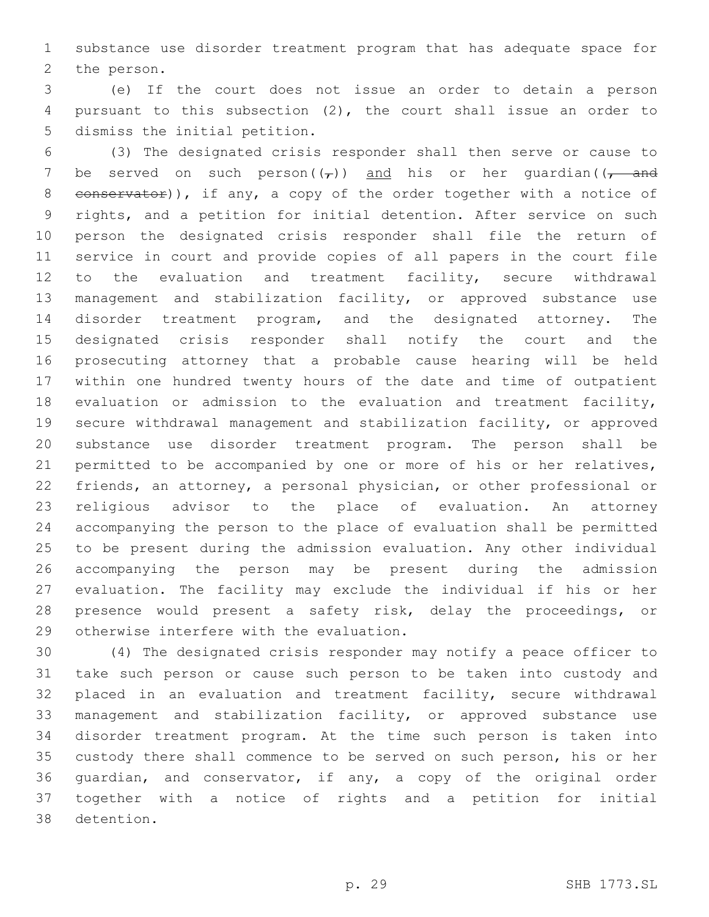substance use disorder treatment program that has adequate space for the person.

(e) If the court does not issue an order to detain a person pursuant to this subsection (2), the court shall issue an order to dismiss the initial petition.

(3) The designated crisis responder shall then serve or cause to be served on such person((,)) and his or her guardian((, and conservator)), if any, a copy of the order together with a notice of rights, and a petition for initial detention. After service on such person the designated crisis responder shall file the return of service in court and provide copies of all papers in the court file to the evaluation and treatment facility, secure withdrawal management and stabilization facility, or approved substance use disorder treatment program, and the designated attorney. The designated crisis responder shall notify the court and the prosecuting attorney that a probable cause hearing will be held within one hundred twenty hours of the date and time of outpatient evaluation or admission to the evaluation and treatment facility, secure withdrawal management and stabilization facility, or approved substance use disorder treatment program. The person shall be permitted to be accompanied by one or more of his or her relatives, friends, an attorney, a personal physician, or other professional or religious advisor to the place of evaluation. An attorney accompanying the person to the place of evaluation shall be permitted to be present during the admission evaluation. Any other individual accompanying the person may be present during the admission evaluation. The facility may exclude the individual if his or her presence would present a safety risk, delay the proceedings, or otherwise interfere with the evaluation.

(4) The designated crisis responder may notify a peace officer to take such person or cause such person to be taken into custody and placed in an evaluation and treatment facility, secure withdrawal management and stabilization facility, or approved substance use disorder treatment program. At the time such person is taken into custody there shall commence to be served on such person, his or her guardian, and conservator, if any, a copy of the original order together with a notice of rights and a petition for initial detention.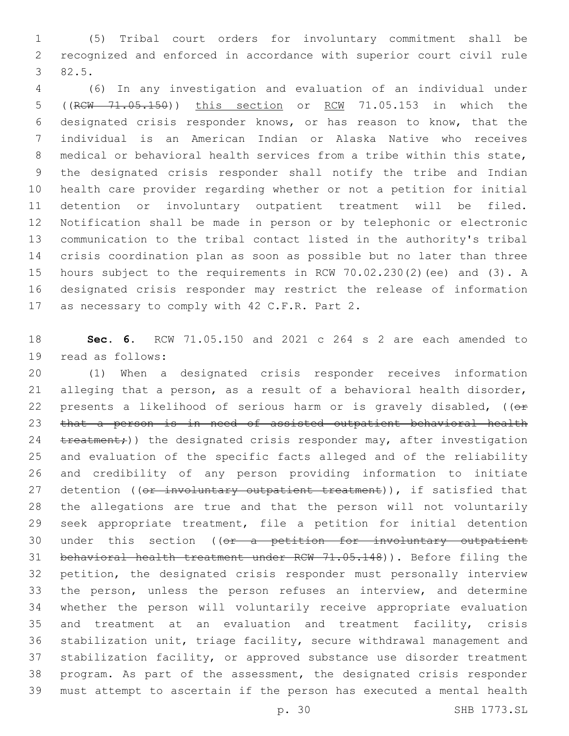(5) Tribal court orders for involuntary commitment shall be recognized and enforced in accordance with superior court civil rule 82.5.

(6) In any investigation and evaluation of an individual under ((~~RCW 71.05.150~~)) <u>this section</u> or <u>RCW</u> 71.05.153 in which the designated crisis responder knows, or has reason to know, that the individual is an American Indian or Alaska Native who receives medical or behavioral health services from a tribe within this state, the designated crisis responder shall notify the tribe and Indian health care provider regarding whether or not a petition for initial detention or involuntary outpatient treatment will be filed. Notification shall be made in person or by telephonic or electronic communication to the tribal contact listed in the authority's tribal crisis coordination plan as soon as possible but no later than three hours subject to the requirements in RCW 70.02.230(2)(ee) and (3). A designated crisis responder may restrict the release of information as necessary to comply with 42 C.F.R. Part 2.

**Sec. 6.** RCW 71.05.150 and 2021 c 264 s 2 are each amended to read as follows:

(1) When a designated crisis responder receives information alleging that a person, as a result of a behavioral health disorder, presents a likelihood of serious harm or is gravely disabled, ((~~or that a person is in need of assisted outpatient behavioral health treatment;~~)) the designated crisis responder may, after investigation and evaluation of the specific facts alleged and of the reliability and credibility of any person providing information to initiate detention ((~~or involuntary outpatient treatment~~)), if satisfied that the allegations are true and that the person will not voluntarily seek appropriate treatment, file a petition for initial detention under this section ((~~or a petition for involuntary outpatient behavioral health treatment under RCW 71.05.148~~)). Before filing the petition, the designated crisis responder must personally interview the person, unless the person refuses an interview, and determine whether the person will voluntarily receive appropriate evaluation and treatment at an evaluation and treatment facility, crisis stabilization unit, triage facility, secure withdrawal management and stabilization facility, or approved substance use disorder treatment program. As part of the assessment, the designated crisis responder must attempt to ascertain if the person has executed a mental health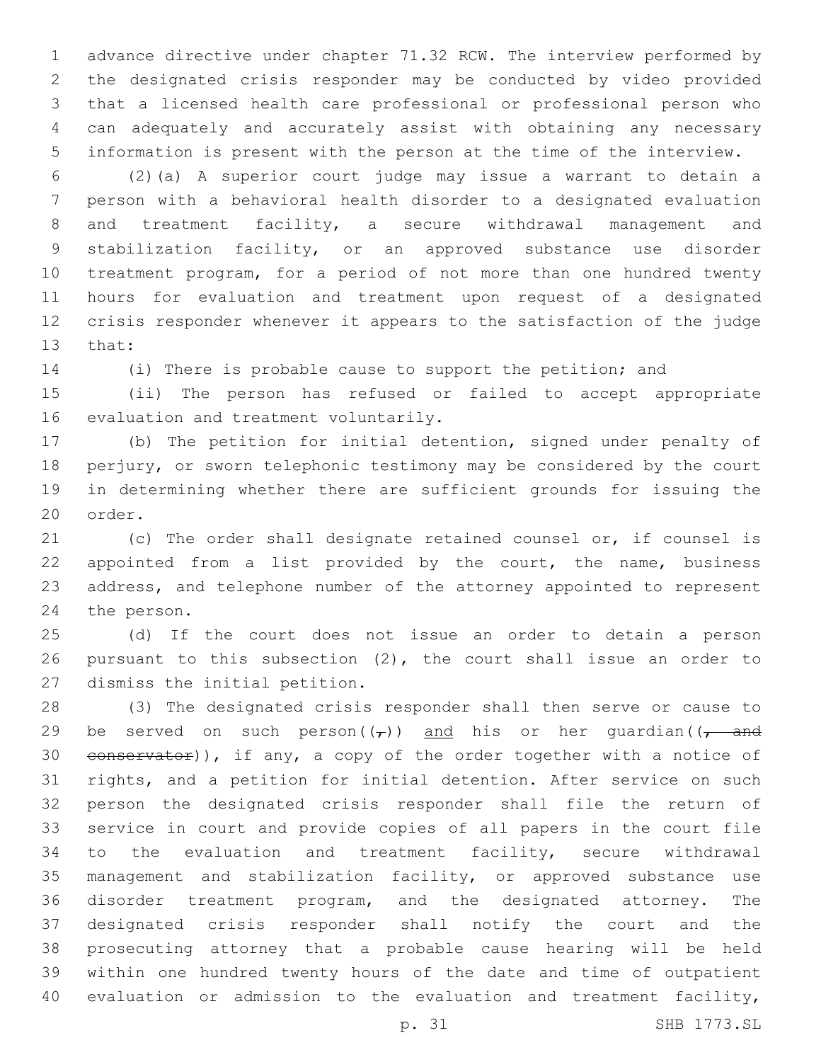advance directive under chapter 71.32 RCW. The interview performed by the designated crisis responder may be conducted by video provided that a licensed health care professional or professional person who can adequately and accurately assist with obtaining any necessary information is present with the person at the time of the interview.

(2)(a) A superior court judge may issue a warrant to detain a person with a behavioral health disorder to a designated evaluation and treatment facility, a secure withdrawal management and stabilization facility, or an approved substance use disorder treatment program, for a period of not more than one hundred twenty hours for evaluation and treatment upon request of a designated crisis responder whenever it appears to the satisfaction of the judge that:

(i) There is probable cause to support the petition; and

(ii) The person has refused or failed to accept appropriate evaluation and treatment voluntarily.

(b) The petition for initial detention, signed under penalty of perjury, or sworn telephonic testimony may be considered by the court in determining whether there are sufficient grounds for issuing the order.

(c) The order shall designate retained counsel or, if counsel is appointed from a list provided by the court, the name, business address, and telephone number of the attorney appointed to represent the person.

(d) If the court does not issue an order to detain a person pursuant to this subsection (2), the court shall issue an order to dismiss the initial petition.

(3) The designated crisis responder shall then serve or cause to be served on such person((~~,~~)) <u>and</u> his or her guardian((~~, and conservator~~)), if any, a copy of the order together with a notice of rights, and a petition for initial detention. After service on such person the designated crisis responder shall file the return of service in court and provide copies of all papers in the court file to the evaluation and treatment facility, secure withdrawal management and stabilization facility, or approved substance use disorder treatment program, and the designated attorney. The designated crisis responder shall notify the court and the prosecuting attorney that a probable cause hearing will be held within one hundred twenty hours of the date and time of outpatient evaluation or admission to the evaluation and treatment facility,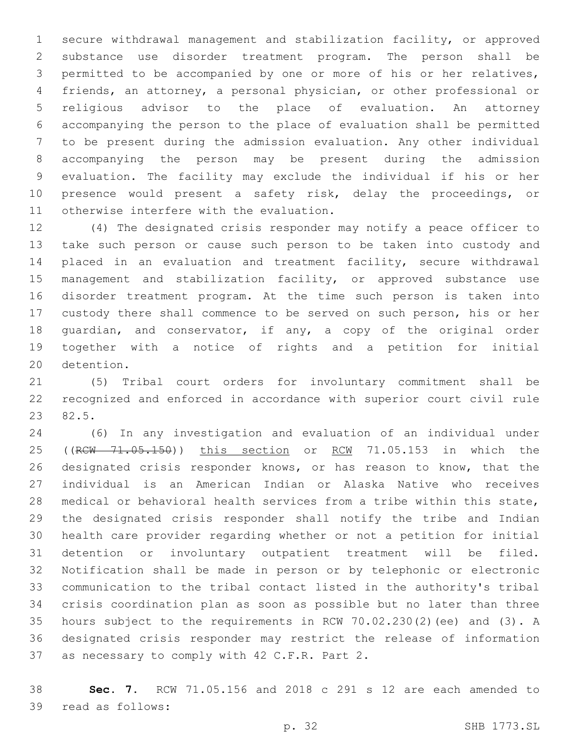secure withdrawal management and stabilization facility, or approved substance use disorder treatment program. The person shall be permitted to be accompanied by one or more of his or her relatives, friends, an attorney, a personal physician, or other professional or religious advisor to the place of evaluation. An attorney accompanying the person to the place of evaluation shall be permitted to be present during the admission evaluation. Any other individual accompanying the person may be present during the admission evaluation. The facility may exclude the individual if his or her presence would present a safety risk, delay the proceedings, or otherwise interfere with the evaluation.

(4) The designated crisis responder may notify a peace officer to take such person or cause such person to be taken into custody and placed in an evaluation and treatment facility, secure withdrawal management and stabilization facility, or approved substance use disorder treatment program. At the time such person is taken into custody there shall commence to be served on such person, his or her guardian, and conservator, if any, a copy of the original order together with a notice of rights and a petition for initial detention.

(5) Tribal court orders for involuntary commitment shall be recognized and enforced in accordance with superior court civil rule 82.5.

(6) In any investigation and evaluation of an individual under ((~~RCW 71.05.150~~)) <u>this section</u> or <u>RCW</u> 71.05.153 in which the designated crisis responder knows, or has reason to know, that the individual is an American Indian or Alaska Native who receives medical or behavioral health services from a tribe within this state, the designated crisis responder shall notify the tribe and Indian health care provider regarding whether or not a petition for initial detention or involuntary outpatient treatment will be filed. Notification shall be made in person or by telephonic or electronic communication to the tribal contact listed in the authority's tribal crisis coordination plan as soon as possible but no later than three hours subject to the requirements in RCW 70.02.230(2)(ee) and (3). A designated crisis responder may restrict the release of information as necessary to comply with 42 C.F.R. Part 2.

**Sec. 7.** RCW 71.05.156 and 2018 c 291 s 12 are each amended to read as follows: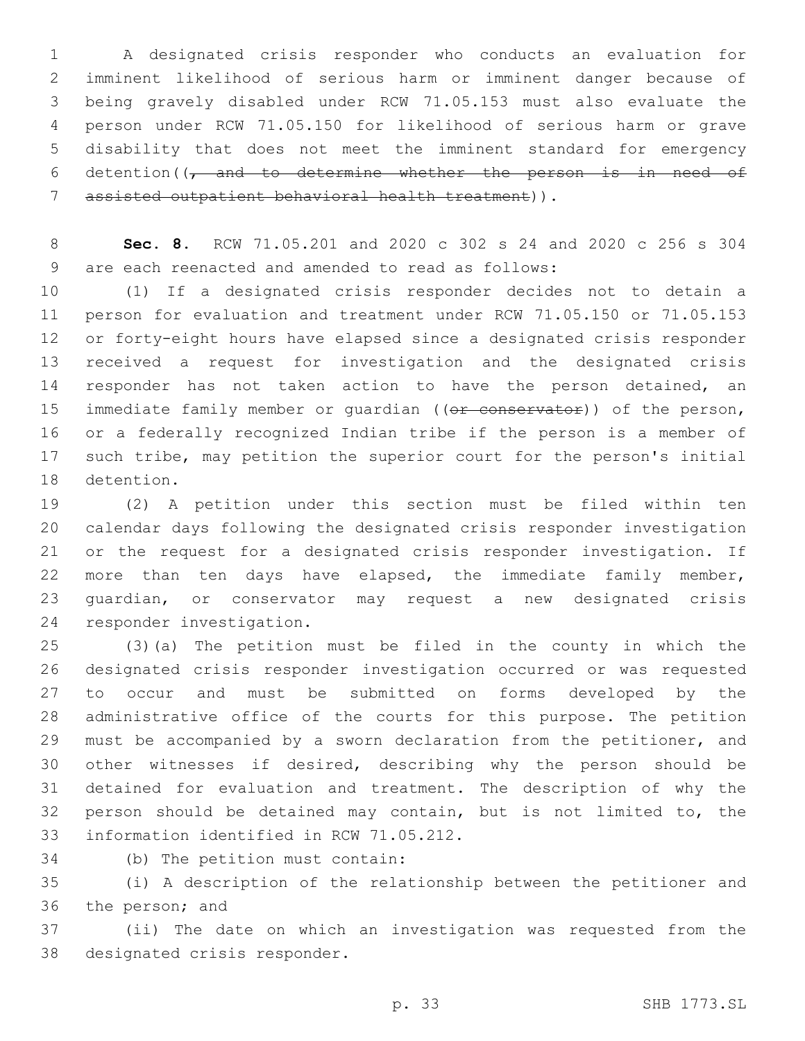A designated crisis responder who conducts an evaluation for imminent likelihood of serious harm or imminent danger because of being gravely disabled under RCW 71.05.153 must also evaluate the person under RCW 71.05.150 for likelihood of serious harm or grave disability that does not meet the imminent standard for emergency detention((~~, and to determine whether the person is in need of assisted outpatient behavioral health treatment~~)).

**Sec. 8.** RCW 71.05.201 and 2020 c 302 s 24 and 2020 c 256 s 304 are each reenacted and amended to read as follows:

(1) If a designated crisis responder decides not to detain a person for evaluation and treatment under RCW 71.05.150 or 71.05.153 or forty-eight hours have elapsed since a designated crisis responder received a request for investigation and the designated crisis responder has not taken action to have the person detained, an immediate family member or guardian ((~~or conservator~~)) of the person, or a federally recognized Indian tribe if the person is a member of such tribe, may petition the superior court for the person's initial detention.

(2) A petition under this section must be filed within ten calendar days following the designated crisis responder investigation or the request for a designated crisis responder investigation. If more than ten days have elapsed, the immediate family member, guardian, or conservator may request a new designated crisis responder investigation.

(3)(a) The petition must be filed in the county in which the designated crisis responder investigation occurred or was requested to occur and must be submitted on forms developed by the administrative office of the courts for this purpose. The petition must be accompanied by a sworn declaration from the petitioner, and other witnesses if desired, describing why the person should be detained for evaluation and treatment. The description of why the person should be detained may contain, but is not limited to, the information identified in RCW 71.05.212.

(b) The petition must contain:

(i) A description of the relationship between the petitioner and the person; and

(ii) The date on which an investigation was requested from the designated crisis responder.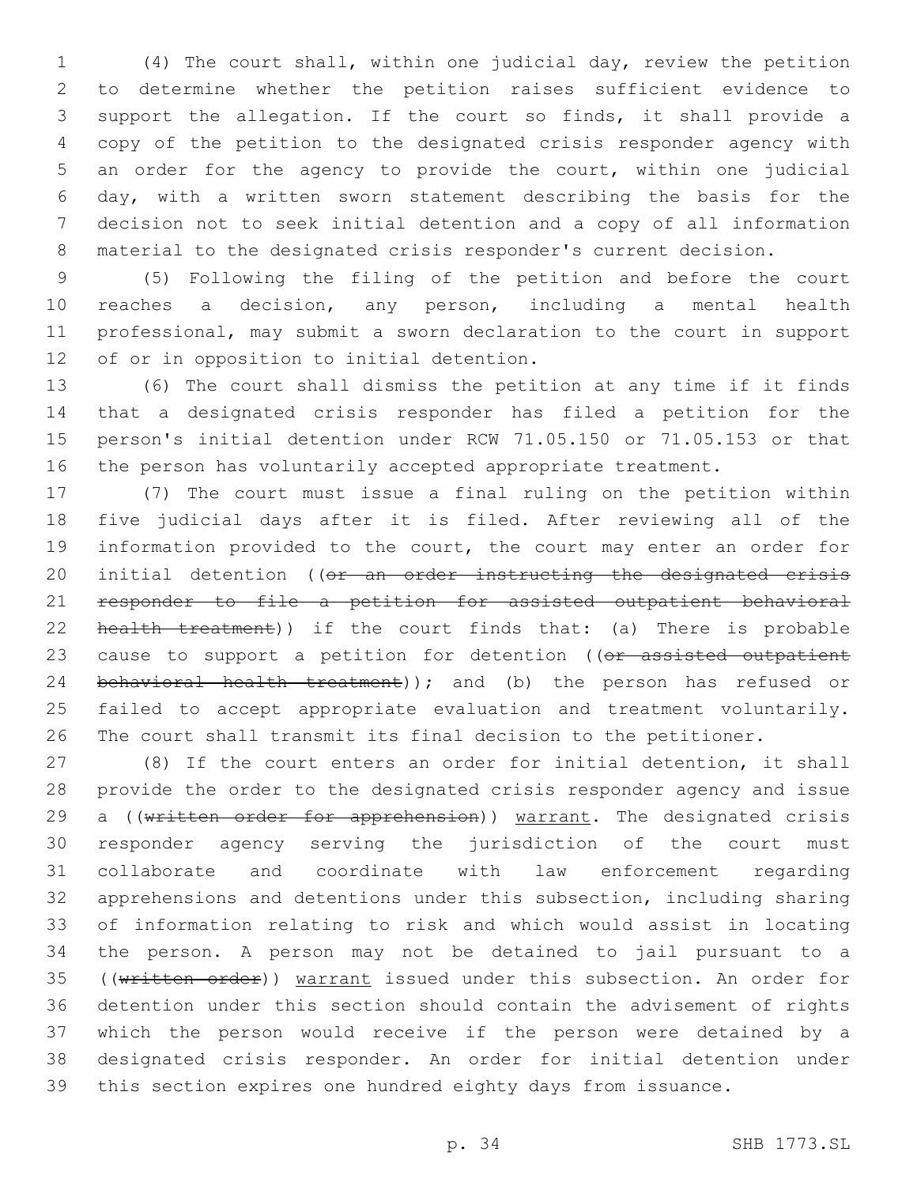(4) The court shall, within one judicial day, review the petition to determine whether the petition raises sufficient evidence to support the allegation. If the court so finds, it shall provide a copy of the petition to the designated crisis responder agency with an order for the agency to provide the court, within one judicial day, with a written sworn statement describing the basis for the decision not to seek initial detention and a copy of all information material to the designated crisis responder's current decision.

(5) Following the filing of the petition and before the court reaches a decision, any person, including a mental health professional, may submit a sworn declaration to the court in support of or in opposition to initial detention.

(6) The court shall dismiss the petition at any time if it finds that a designated crisis responder has filed a petition for the person's initial detention under RCW 71.05.150 or 71.05.153 or that the person has voluntarily accepted appropriate treatment.

(7) The court must issue a final ruling on the petition within five judicial days after it is filed. After reviewing all of the information provided to the court, the court may enter an order for initial detention ((~~or an order instructing the designated crisis responder to file a petition for assisted outpatient behavioral health treatment~~)) if the court finds that: (a) There is probable cause to support a petition for detention ((~~or assisted outpatient behavioral health treatment~~)); and (b) the person has refused or failed to accept appropriate evaluation and treatment voluntarily. The court shall transmit its final decision to the petitioner.

(8) If the court enters an order for initial detention, it shall provide the order to the designated crisis responder agency and issue a ((~~written order for apprehension~~)) <u>warrant</u>. The designated crisis responder agency serving the jurisdiction of the court must collaborate and coordinate with law enforcement regarding apprehensions and detentions under this subsection, including sharing of information relating to risk and which would assist in locating the person. A person may not be detained to jail pursuant to a ((~~written order~~)) <u>warrant</u> issued under this subsection. An order for detention under this section should contain the advisement of rights which the person would receive if the person were detained by a designated crisis responder. An order for initial detention under this section expires one hundred eighty days from issuance.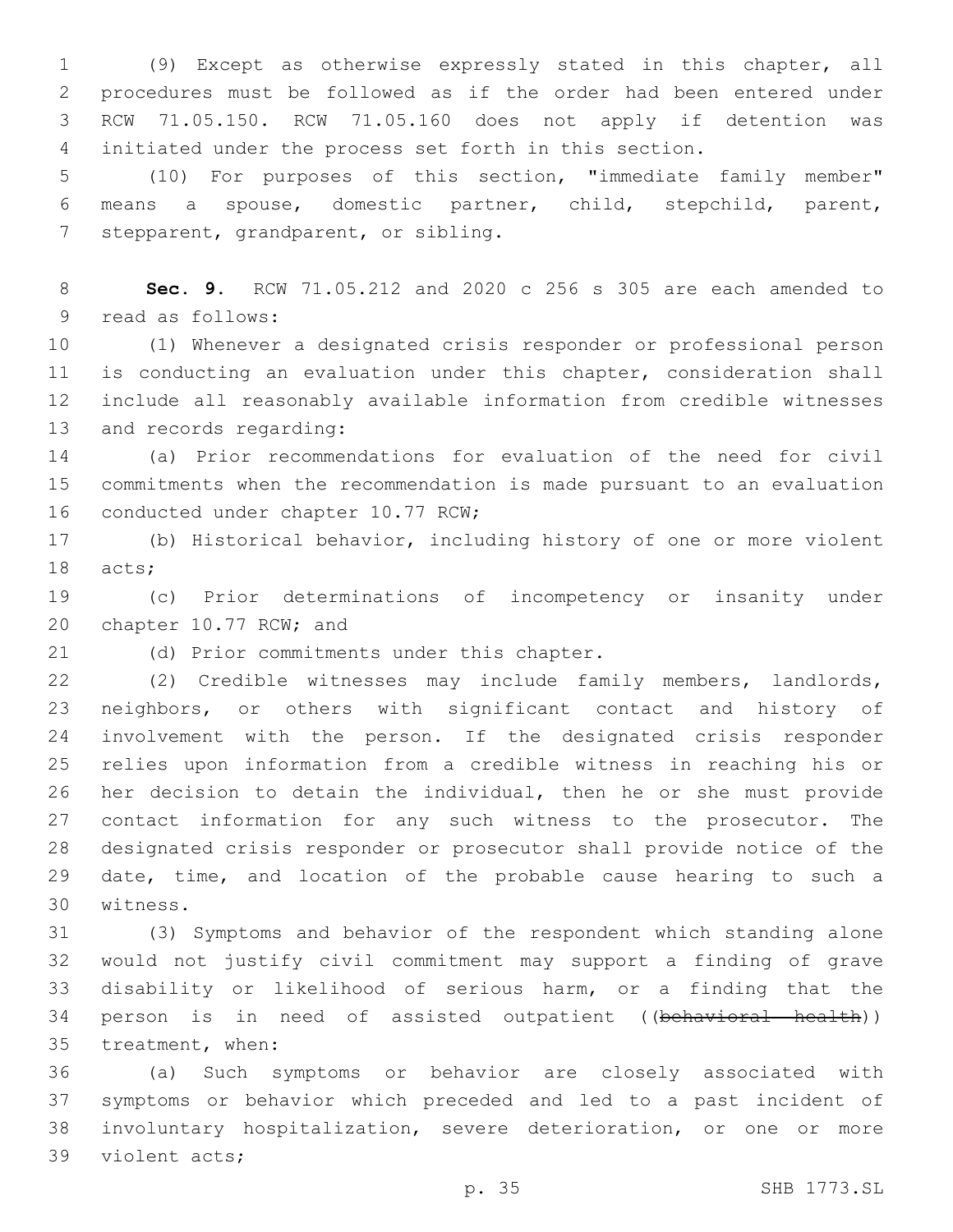(9) Except as otherwise expressly stated in this chapter, all procedures must be followed as if the order had been entered under RCW 71.05.150. RCW 71.05.160 does not apply if detention was initiated under the process set forth in this section.

(10) For purposes of this section, "immediate family member" means a spouse, domestic partner, child, stepchild, parent, stepparent, grandparent, or sibling.

**Sec. 9.** RCW 71.05.212 and 2020 c 256 s 305 are each amended to read as follows:

(1) Whenever a designated crisis responder or professional person is conducting an evaluation under this chapter, consideration shall include all reasonably available information from credible witnesses and records regarding:

(a) Prior recommendations for evaluation of the need for civil commitments when the recommendation is made pursuant to an evaluation conducted under chapter 10.77 RCW;

(b) Historical behavior, including history of one or more violent acts;

(c) Prior determinations of incompetency or insanity under chapter 10.77 RCW; and

(d) Prior commitments under this chapter.

(2) Credible witnesses may include family members, landlords, neighbors, or others with significant contact and history of involvement with the person. If the designated crisis responder relies upon information from a credible witness in reaching his or her decision to detain the individual, then he or she must provide contact information for any such witness to the prosecutor. The designated crisis responder or prosecutor shall provide notice of the date, time, and location of the probable cause hearing to such a witness.

(3) Symptoms and behavior of the respondent which standing alone would not justify civil commitment may support a finding of grave disability or likelihood of serious harm, or a finding that the person is in need of assisted outpatient ((~~behavioral health~~)) treatment, when:

(a) Such symptoms or behavior are closely associated with symptoms or behavior which preceded and led to a past incident of involuntary hospitalization, severe deterioration, or one or more violent acts;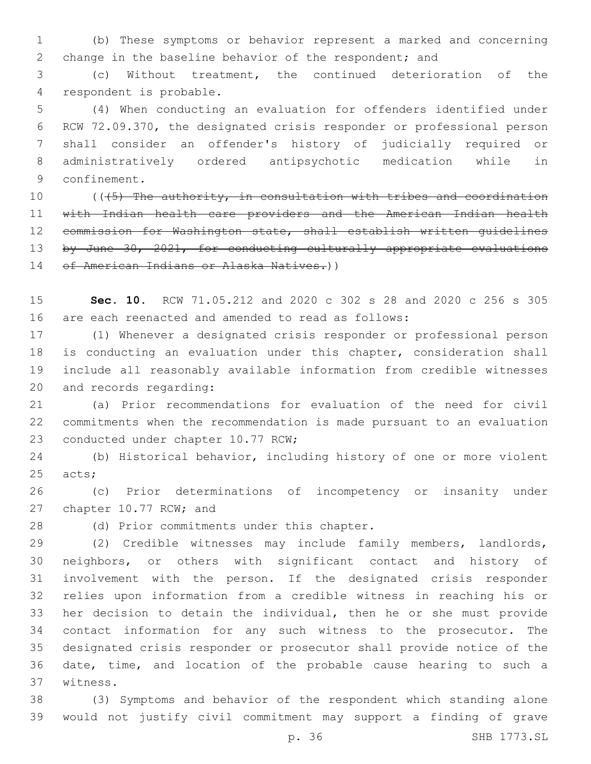(b) These symptoms or behavior represent a marked and concerning change in the baseline behavior of the respondent; and

(c) Without treatment, the continued deterioration of the respondent is probable.

(4) When conducting an evaluation for offenders identified under RCW 72.09.370, the designated crisis responder or professional person shall consider an offender's history of judicially required or administratively ordered antipsychotic medication while in confinement.

(( ~~(5) The authority, in consultation with tribes and coordination with Indian health care providers and the American Indian health commission for Washington state, shall establish written guidelines by June 30, 2021, for conducting culturally appropriate evaluations of American Indians or Alaska Natives.~~ ))

**Sec. 10.** RCW 71.05.212 and 2020 c 302 s 28 and 2020 c 256 s 305 are each reenacted and amended to read as follows:

(1) Whenever a designated crisis responder or professional person is conducting an evaluation under this chapter, consideration shall include all reasonably available information from credible witnesses and records regarding:

(a) Prior recommendations for evaluation of the need for civil commitments when the recommendation is made pursuant to an evaluation conducted under chapter 10.77 RCW;

(b) Historical behavior, including history of one or more violent acts;

(c) Prior determinations of incompetency or insanity under chapter 10.77 RCW; and

(d) Prior commitments under this chapter.

(2) Credible witnesses may include family members, landlords, neighbors, or others with significant contact and history of involvement with the person. If the designated crisis responder relies upon information from a credible witness in reaching his or her decision to detain the individual, then he or she must provide contact information for any such witness to the prosecutor. The designated crisis responder or prosecutor shall provide notice of the date, time, and location of the probable cause hearing to such a witness.

(3) Symptoms and behavior of the respondent which standing alone would not justify civil commitment may support a finding of grave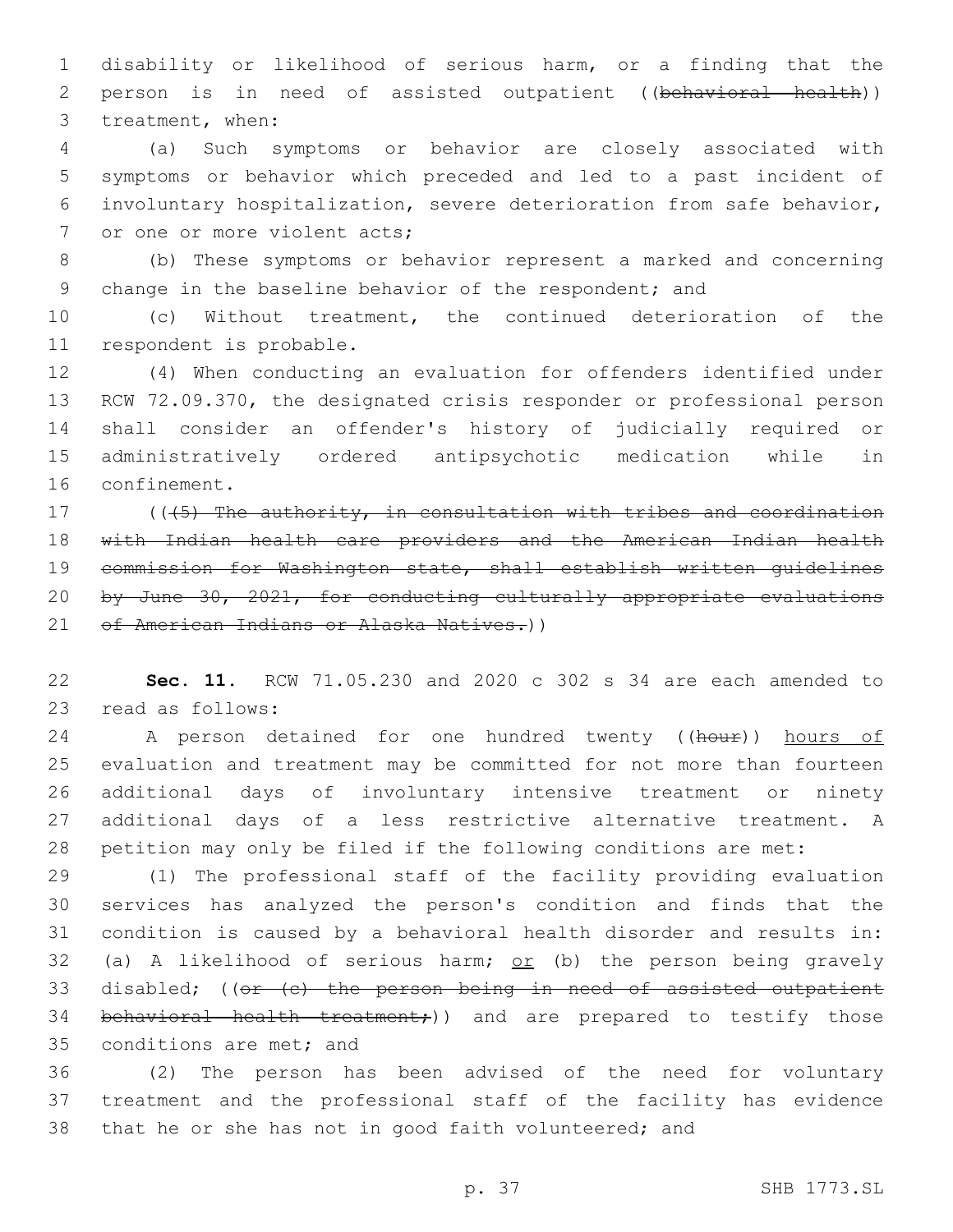disability or likelihood of serious harm, or a finding that the person is in need of assisted outpatient ((~~behavioral health~~)) treatment, when:

(a) Such symptoms or behavior are closely associated with symptoms or behavior which preceded and led to a past incident of involuntary hospitalization, severe deterioration from safe behavior, or one or more violent acts;

(b) These symptoms or behavior represent a marked and concerning change in the baseline behavior of the respondent; and

(c) Without treatment, the continued deterioration of the respondent is probable.

(4) When conducting an evaluation for offenders identified under RCW 72.09.370, the designated crisis responder or professional person shall consider an offender's history of judicially required or administratively ordered antipsychotic medication while in confinement.

((~~(5) The authority, in consultation with tribes and coordination with Indian health care providers and the American Indian health commission for Washington state, shall establish written guidelines by June 30, 2021, for conducting culturally appropriate evaluations of American Indians or Alaska Natives.~~))

**Sec. 11.** RCW 71.05.230 and 2020 c 302 s 34 are each amended to read as follows:

A person detained for one hundred twenty ((~~hour~~)) <u>hours of</u> evaluation and treatment may be committed for not more than fourteen additional days of involuntary intensive treatment or ninety additional days of a less restrictive alternative treatment. A petition may only be filed if the following conditions are met:

(1) The professional staff of the facility providing evaluation services has analyzed the person's condition and finds that the condition is caused by a behavioral health disorder and results in: (a) A likelihood of serious harm; <u>or</u> (b) the person being gravely disabled; ((~~or (c) the person being in need of assisted outpatient behavioral health treatment;~~)) and are prepared to testify those conditions are met; and

(2) The person has been advised of the need for voluntary treatment and the professional staff of the facility has evidence that he or she has not in good faith volunteered; and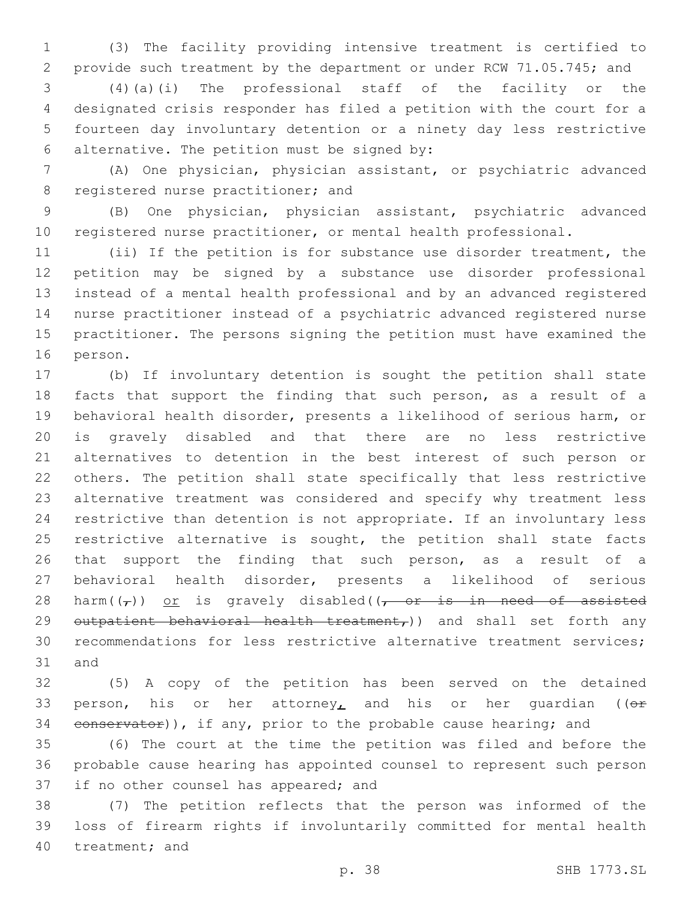(3) The facility providing intensive treatment is certified to provide such treatment by the department or under RCW 71.05.745; and

(4)(a)(i) The professional staff of the facility or the designated crisis responder has filed a petition with the court for a fourteen day involuntary detention or a ninety day less restrictive alternative. The petition must be signed by:

(A) One physician, physician assistant, or psychiatric advanced registered nurse practitioner; and

(B) One physician, physician assistant, psychiatric advanced registered nurse practitioner, or mental health professional.

(ii) If the petition is for substance use disorder treatment, the petition may be signed by a substance use disorder professional instead of a mental health professional and by an advanced registered nurse practitioner instead of a psychiatric advanced registered nurse practitioner. The persons signing the petition must have examined the person.

(b) If involuntary detention is sought the petition shall state facts that support the finding that such person, as a result of a behavioral health disorder, presents a likelihood of serious harm, or is gravely disabled and that there are no less restrictive alternatives to detention in the best interest of such person or others. The petition shall state specifically that less restrictive alternative treatment was considered and specify why treatment less restrictive than detention is not appropriate. If an involuntary less restrictive alternative is sought, the petition shall state facts that support the finding that such person, as a result of a behavioral health disorder, presents a likelihood of serious harm((,)) or is gravely disabled((, or is in need of assisted outpatient behavioral health treatment,)) and shall set forth any recommendations for less restrictive alternative treatment services; and

(5) A copy of the petition has been served on the detained person, his or her attorney, and his or her guardian ((or conservator)), if any, prior to the probable cause hearing; and

(6) The court at the time the petition was filed and before the probable cause hearing has appointed counsel to represent such person if no other counsel has appeared; and

(7) The petition reflects that the person was informed of the loss of firearm rights if involuntarily committed for mental health treatment; and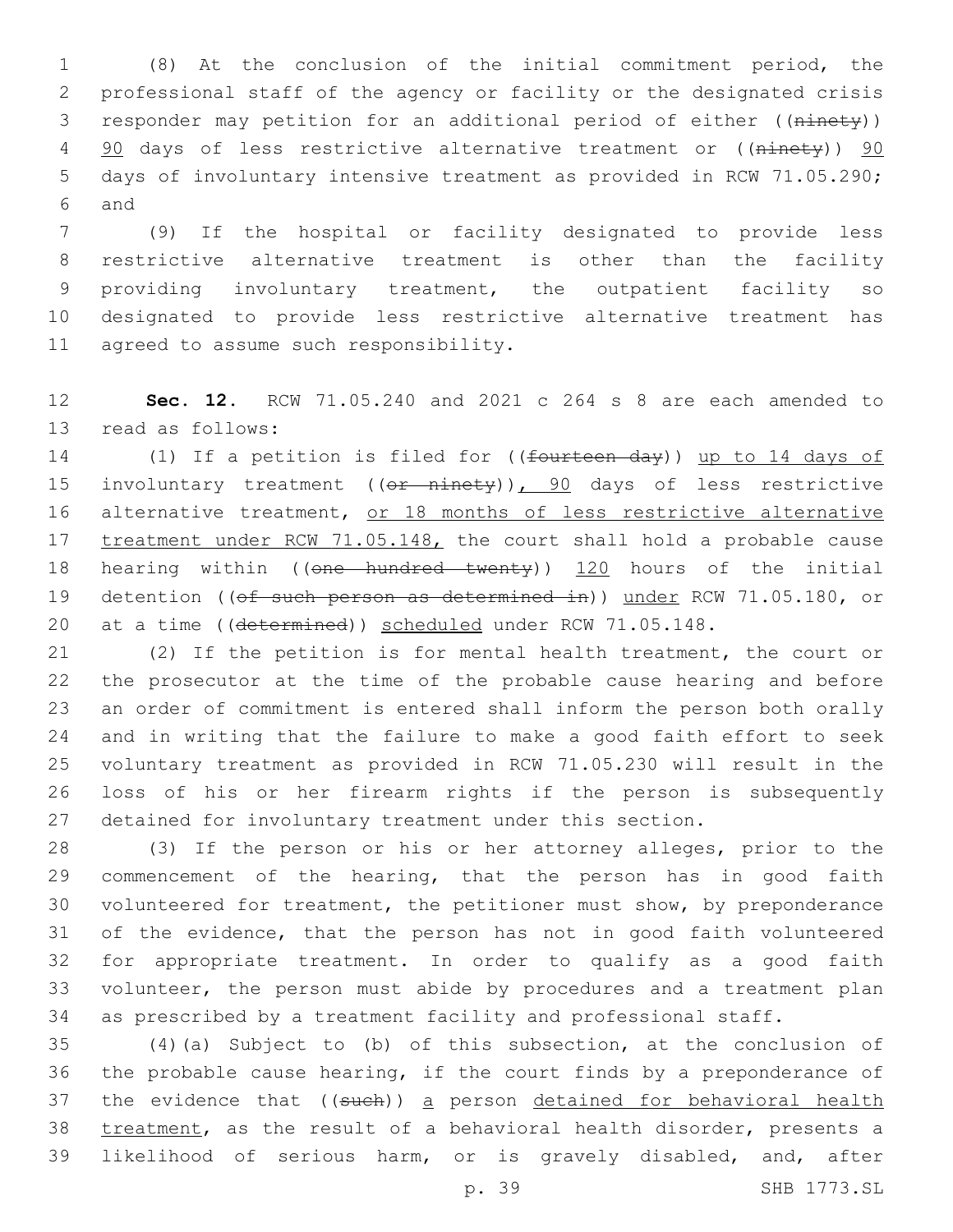(8) At the conclusion of the initial commitment period, the professional staff of the agency or facility or the designated crisis responder may petition for an additional period of either ((~~ninety~~)) <u>90</u> days of less restrictive alternative treatment or ((~~ninety~~)) <u>90</u> days of involuntary intensive treatment as provided in RCW 71.05.290; and

(9) If the hospital or facility designated to provide less restrictive alternative treatment is other than the facility providing involuntary treatment, the outpatient facility so designated to provide less restrictive alternative treatment has agreed to assume such responsibility.

**Sec. 12.** RCW 71.05.240 and 2021 c 264 s 8 are each amended to read as follows:

(1) If a petition is filed for ((~~fourteen day~~)) <u>up to 14 days of</u> involuntary treatment ((~~or ninety~~))<u>, 90</u> days of less restrictive alternative treatment, <u>or 18 months of less restrictive alternative treatment under RCW 71.05.148,</u> the court shall hold a probable cause hearing within ((~~one hundred twenty~~)) <u>120</u> hours of the initial detention ((~~of such person as determined in~~)) <u>under</u> RCW 71.05.180, or at a time ((~~determined~~)) <u>scheduled</u> under RCW 71.05.148.

(2) If the petition is for mental health treatment, the court or the prosecutor at the time of the probable cause hearing and before an order of commitment is entered shall inform the person both orally and in writing that the failure to make a good faith effort to seek voluntary treatment as provided in RCW 71.05.230 will result in the loss of his or her firearm rights if the person is subsequently detained for involuntary treatment under this section.

(3) If the person or his or her attorney alleges, prior to the commencement of the hearing, that the person has in good faith volunteered for treatment, the petitioner must show, by preponderance of the evidence, that the person has not in good faith volunteered for appropriate treatment. In order to qualify as a good faith volunteer, the person must abide by procedures and a treatment plan as prescribed by a treatment facility and professional staff.

(4)(a) Subject to (b) of this subsection, at the conclusion of the probable cause hearing, if the court finds by a preponderance of the evidence that ((~~such~~)) <u>a</u> person <u>detained for behavioral health treatment</u>, as the result of a behavioral health disorder, presents a likelihood of serious harm, or is gravely disabled, and, after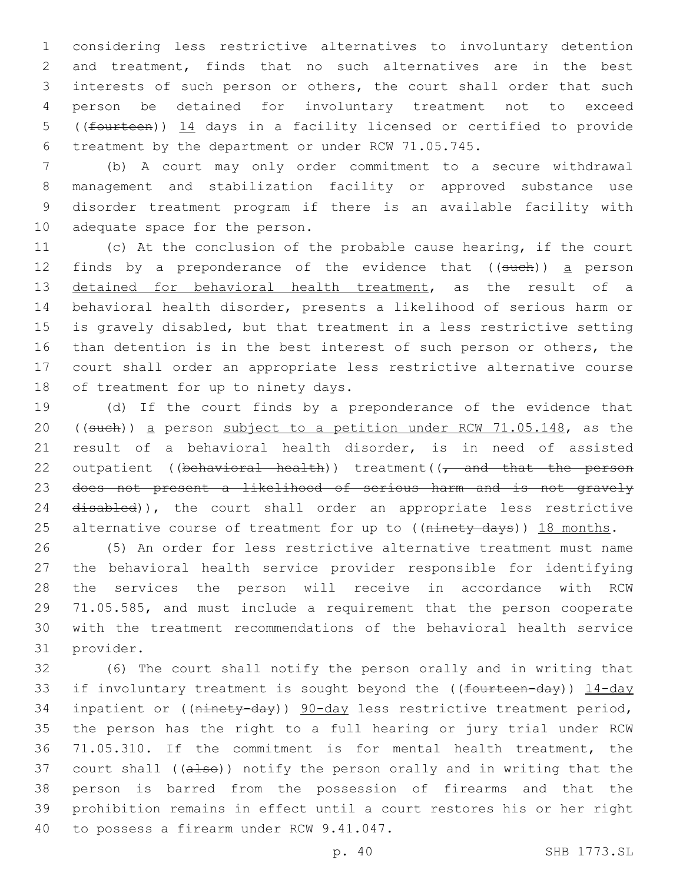considering less restrictive alternatives to involuntary detention and treatment, finds that no such alternatives are in the best interests of such person or others, the court shall order that such person be detained for involuntary treatment not to exceed ((~~fourteen~~)) 14 days in a facility licensed or certified to provide treatment by the department or under RCW 71.05.745.

(b) A court may only order commitment to a secure withdrawal management and stabilization facility or approved substance use disorder treatment program if there is an available facility with adequate space for the person.

(c) At the conclusion of the probable cause hearing, if the court finds by a preponderance of the evidence that ((~~such~~)) a person detained for behavioral health treatment, as the result of a behavioral health disorder, presents a likelihood of serious harm or is gravely disabled, but that treatment in a less restrictive setting than detention is in the best interest of such person or others, the court shall order an appropriate less restrictive alternative course of treatment for up to ninety days.

(d) If the court finds by a preponderance of the evidence that ((~~such~~)) a person subject to a petition under RCW 71.05.148, as the result of a behavioral health disorder, is in need of assisted outpatient ((~~behavioral health~~)) treatment((~~, and that the person does not present a likelihood of serious harm and is not gravely disabled~~)), the court shall order an appropriate less restrictive alternative course of treatment for up to ((~~ninety days~~)) 18 months.

(5) An order for less restrictive alternative treatment must name the behavioral health service provider responsible for identifying the services the person will receive in accordance with RCW 71.05.585, and must include a requirement that the person cooperate with the treatment recommendations of the behavioral health service provider.

(6) The court shall notify the person orally and in writing that if involuntary treatment is sought beyond the ((~~fourteen-day~~)) 14-day inpatient or ((~~ninety-day~~)) 90-day less restrictive treatment period, the person has the right to a full hearing or jury trial under RCW 71.05.310. If the commitment is for mental health treatment, the court shall ((~~also~~)) notify the person orally and in writing that the person is barred from the possession of firearms and that the prohibition remains in effect until a court restores his or her right to possess a firearm under RCW 9.41.047.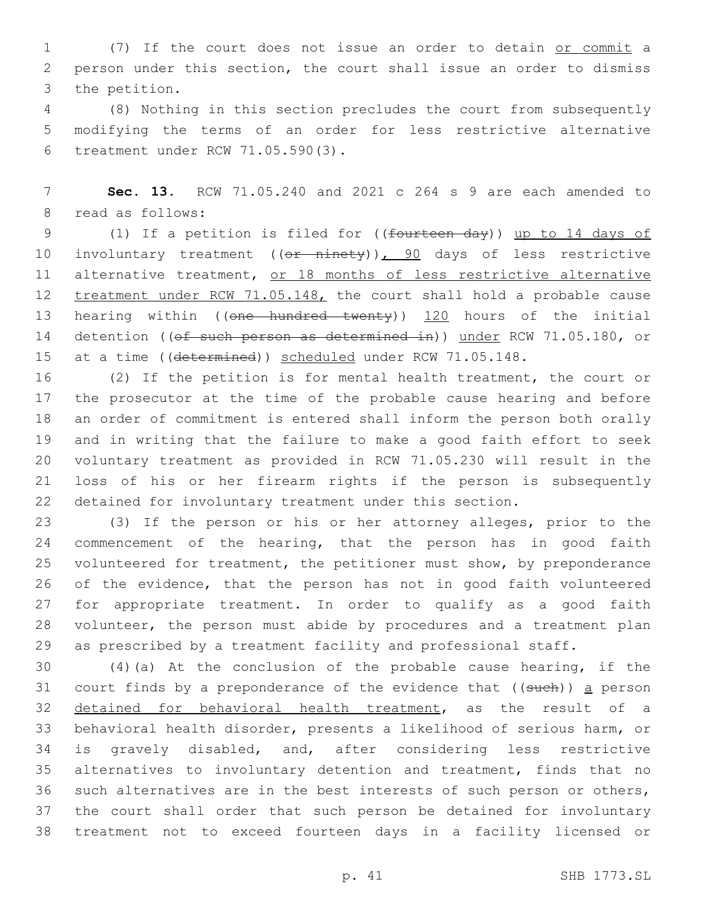(7) If the court does not issue an order to detain or commit a person under this section, the court shall issue an order to dismiss the petition.

(8) Nothing in this section precludes the court from subsequently modifying the terms of an order for less restrictive alternative treatment under RCW 71.05.590(3).

**Sec. 13.** RCW 71.05.240 and 2021 c 264 s 9 are each amended to read as follows:

(1) If a petition is filed for ((~~fourteen day~~)) up to 14 days of involuntary treatment ((~~or ninety~~)), 90 days of less restrictive alternative treatment, or 18 months of less restrictive alternative treatment under RCW 71.05.148, the court shall hold a probable cause hearing within ((~~one hundred twenty~~)) 120 hours of the initial detention ((~~of such person as determined in~~)) under RCW 71.05.180, or at a time ((~~determined~~)) scheduled under RCW 71.05.148.

(2) If the petition is for mental health treatment, the court or the prosecutor at the time of the probable cause hearing and before an order of commitment is entered shall inform the person both orally and in writing that the failure to make a good faith effort to seek voluntary treatment as provided in RCW 71.05.230 will result in the loss of his or her firearm rights if the person is subsequently detained for involuntary treatment under this section.

(3) If the person or his or her attorney alleges, prior to the commencement of the hearing, that the person has in good faith volunteered for treatment, the petitioner must show, by preponderance of the evidence, that the person has not in good faith volunteered for appropriate treatment. In order to qualify as a good faith volunteer, the person must abide by procedures and a treatment plan as prescribed by a treatment facility and professional staff.

(4)(a) At the conclusion of the probable cause hearing, if the court finds by a preponderance of the evidence that ((~~such~~)) a person detained for behavioral health treatment, as the result of a behavioral health disorder, presents a likelihood of serious harm, or is gravely disabled, and, after considering less restrictive alternatives to involuntary detention and treatment, finds that no such alternatives are in the best interests of such person or others, the court shall order that such person be detained for involuntary treatment not to exceed fourteen days in a facility licensed or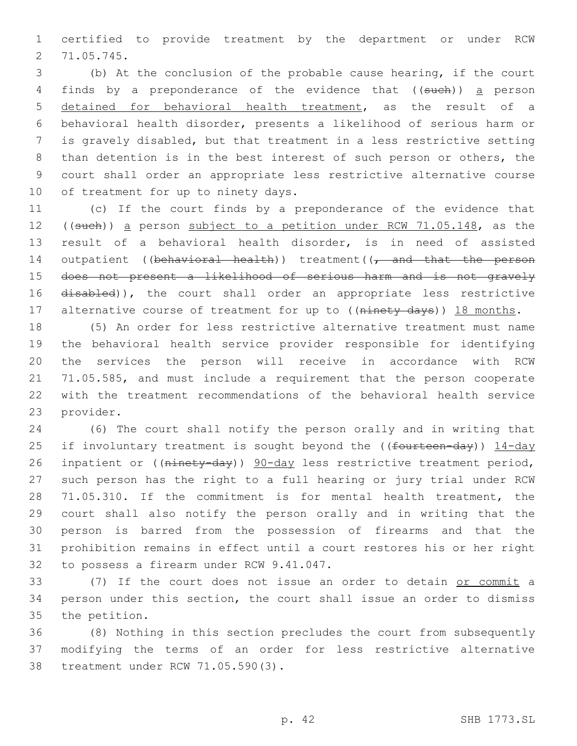certified to provide treatment by the department or under RCW 71.05.745.

(b) At the conclusion of the probable cause hearing, if the court finds by a preponderance of the evidence that ((~~such~~)) a person detained for behavioral health treatment, as the result of a behavioral health disorder, presents a likelihood of serious harm or is gravely disabled, but that treatment in a less restrictive setting than detention is in the best interest of such person or others, the court shall order an appropriate less restrictive alternative course of treatment for up to ninety days.

(c) If the court finds by a preponderance of the evidence that ((~~such~~)) a person subject to a petition under RCW 71.05.148, as the result of a behavioral health disorder, is in need of assisted outpatient ((~~behavioral health~~)) treatment((~~, and that the person does not present a likelihood of serious harm and is not gravely disabled~~)), the court shall order an appropriate less restrictive alternative course of treatment for up to ((~~ninety days~~)) 18 months.

(5) An order for less restrictive alternative treatment must name the behavioral health service provider responsible for identifying the services the person will receive in accordance with RCW 71.05.585, and must include a requirement that the person cooperate with the treatment recommendations of the behavioral health service provider.

(6) The court shall notify the person orally and in writing that if involuntary treatment is sought beyond the ((~~fourteen-day~~)) 14-day inpatient or ((~~ninety-day~~)) 90-day less restrictive treatment period, such person has the right to a full hearing or jury trial under RCW 71.05.310. If the commitment is for mental health treatment, the court shall also notify the person orally and in writing that the person is barred from the possession of firearms and that the prohibition remains in effect until a court restores his or her right to possess a firearm under RCW 9.41.047.

(7) If the court does not issue an order to detain or commit a person under this section, the court shall issue an order to dismiss the petition.

(8) Nothing in this section precludes the court from subsequently modifying the terms of an order for less restrictive alternative treatment under RCW 71.05.590(3).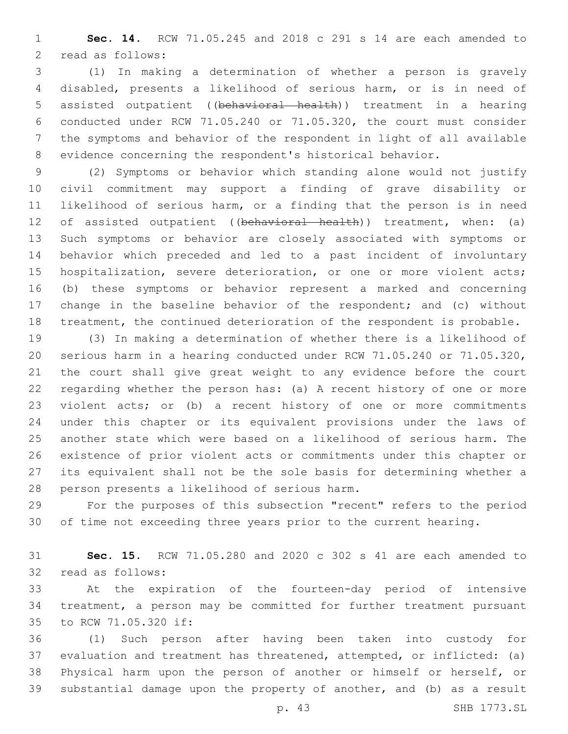**Sec. 14.** RCW 71.05.245 and 2018 c 291 s 14 are each amended to read as follows:

(1) In making a determination of whether a person is gravely disabled, presents a likelihood of serious harm, or is in need of assisted outpatient ((~~behavioral health~~)) treatment in a hearing conducted under RCW 71.05.240 or 71.05.320, the court must consider the symptoms and behavior of the respondent in light of all available evidence concerning the respondent's historical behavior.

(2) Symptoms or behavior which standing alone would not justify civil commitment may support a finding of grave disability or likelihood of serious harm, or a finding that the person is in need of assisted outpatient ((~~behavioral health~~)) treatment, when: (a) Such symptoms or behavior are closely associated with symptoms or behavior which preceded and led to a past incident of involuntary hospitalization, severe deterioration, or one or more violent acts; (b) these symptoms or behavior represent a marked and concerning change in the baseline behavior of the respondent; and (c) without treatment, the continued deterioration of the respondent is probable.

(3) In making a determination of whether there is a likelihood of serious harm in a hearing conducted under RCW 71.05.240 or 71.05.320, the court shall give great weight to any evidence before the court regarding whether the person has: (a) A recent history of one or more violent acts; or (b) a recent history of one or more commitments under this chapter or its equivalent provisions under the laws of another state which were based on a likelihood of serious harm. The existence of prior violent acts or commitments under this chapter or its equivalent shall not be the sole basis for determining whether a person presents a likelihood of serious harm.

For the purposes of this subsection "recent" refers to the period of time not exceeding three years prior to the current hearing.

**Sec. 15.** RCW 71.05.280 and 2020 c 302 s 41 are each amended to read as follows:

At the expiration of the fourteen-day period of intensive treatment, a person may be committed for further treatment pursuant to RCW 71.05.320 if:

(1) Such person after having been taken into custody for evaluation and treatment has threatened, attempted, or inflicted: (a) Physical harm upon the person of another or himself or herself, or substantial damage upon the property of another, and (b) as a result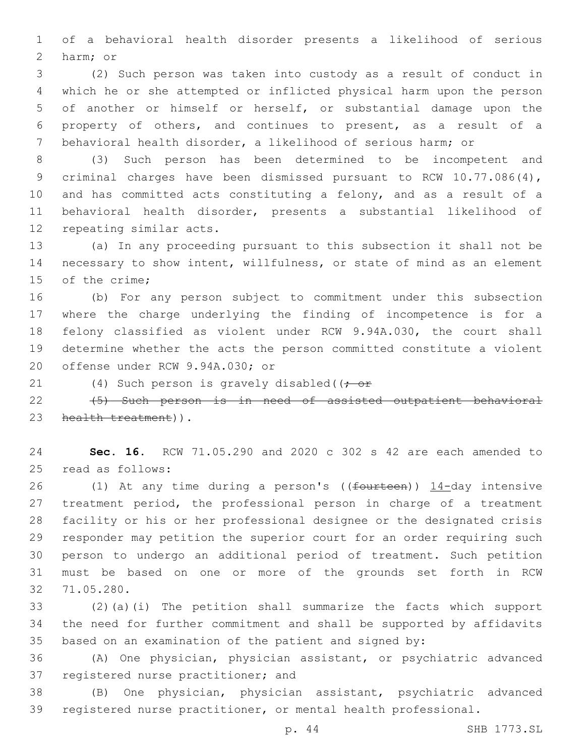of a behavioral health disorder presents a likelihood of serious harm; or

(2) Such person was taken into custody as a result of conduct in which he or she attempted or inflicted physical harm upon the person of another or himself or herself, or substantial damage upon the property of others, and continues to present, as a result of a behavioral health disorder, a likelihood of serious harm; or

(3) Such person has been determined to be incompetent and criminal charges have been dismissed pursuant to RCW 10.77.086(4), and has committed acts constituting a felony, and as a result of a behavioral health disorder, presents a substantial likelihood of repeating similar acts.

(a) In any proceeding pursuant to this subsection it shall not be necessary to show intent, willfulness, or state of mind as an element of the crime;

(b) For any person subject to commitment under this subsection where the charge underlying the finding of incompetence is for a felony classified as violent under RCW 9.94A.030, the court shall determine whether the acts the person committed constitute a violent offense under RCW 9.94A.030; or

(4) Such person is gravely disabled((~~; or~~

~~(5) Such person is in need of assisted outpatient behavioral health treatment~~)).

**Sec. 16.** RCW 71.05.290 and 2020 c 302 s 42 are each amended to read as follows:

(1) At any time during a person's ((~~fourteen~~)) 14-day intensive treatment period, the professional person in charge of a treatment facility or his or her professional designee or the designated crisis responder may petition the superior court for an order requiring such person to undergo an additional period of treatment. Such petition must be based on one or more of the grounds set forth in RCW 71.05.280.

(2)(a)(i) The petition shall summarize the facts which support the need for further commitment and shall be supported by affidavits based on an examination of the patient and signed by:

(A) One physician, physician assistant, or psychiatric advanced registered nurse practitioner; and

(B) One physician, physician assistant, psychiatric advanced registered nurse practitioner, or mental health professional.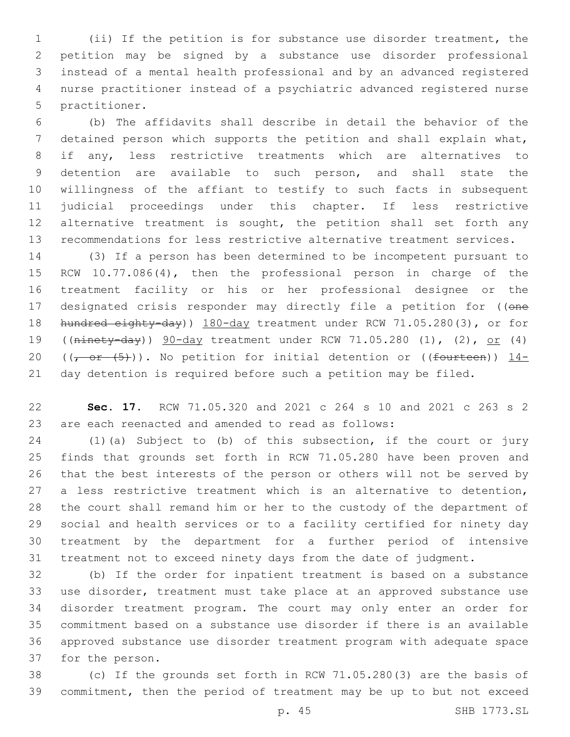(ii) If the petition is for substance use disorder treatment, the petition may be signed by a substance use disorder professional instead of a mental health professional and by an advanced registered nurse practitioner instead of a psychiatric advanced registered nurse practitioner.

(b) The affidavits shall describe in detail the behavior of the detained person which supports the petition and shall explain what, if any, less restrictive treatments which are alternatives to detention are available to such person, and shall state the willingness of the affiant to testify to such facts in subsequent judicial proceedings under this chapter. If less restrictive alternative treatment is sought, the petition shall set forth any recommendations for less restrictive alternative treatment services.

(3) If a person has been determined to be incompetent pursuant to RCW 10.77.086(4), then the professional person in charge of the treatment facility or his or her professional designee or the designated crisis responder may directly file a petition for ((~~one hundred eighty-day~~)) 180-day treatment under RCW 71.05.280(3), or for ((~~ninety-day~~)) 90-day treatment under RCW 71.05.280 (1), (2), or (4) ((~~, or (5)~~)). No petition for initial detention or ((~~fourteen~~)) 14-day detention is required before such a petition may be filed.

**Sec. 17.** RCW 71.05.320 and 2021 c 264 s 10 and 2021 c 263 s 2 are each reenacted and amended to read as follows:

(1)(a) Subject to (b) of this subsection, if the court or jury finds that grounds set forth in RCW 71.05.280 have been proven and that the best interests of the person or others will not be served by a less restrictive treatment which is an alternative to detention, the court shall remand him or her to the custody of the department of social and health services or to a facility certified for ninety day treatment by the department for a further period of intensive treatment not to exceed ninety days from the date of judgment.

(b) If the order for inpatient treatment is based on a substance use disorder, treatment must take place at an approved substance use disorder treatment program. The court may only enter an order for commitment based on a substance use disorder if there is an available approved substance use disorder treatment program with adequate space for the person.

(c) If the grounds set forth in RCW 71.05.280(3) are the basis of commitment, then the period of treatment may be up to but not exceed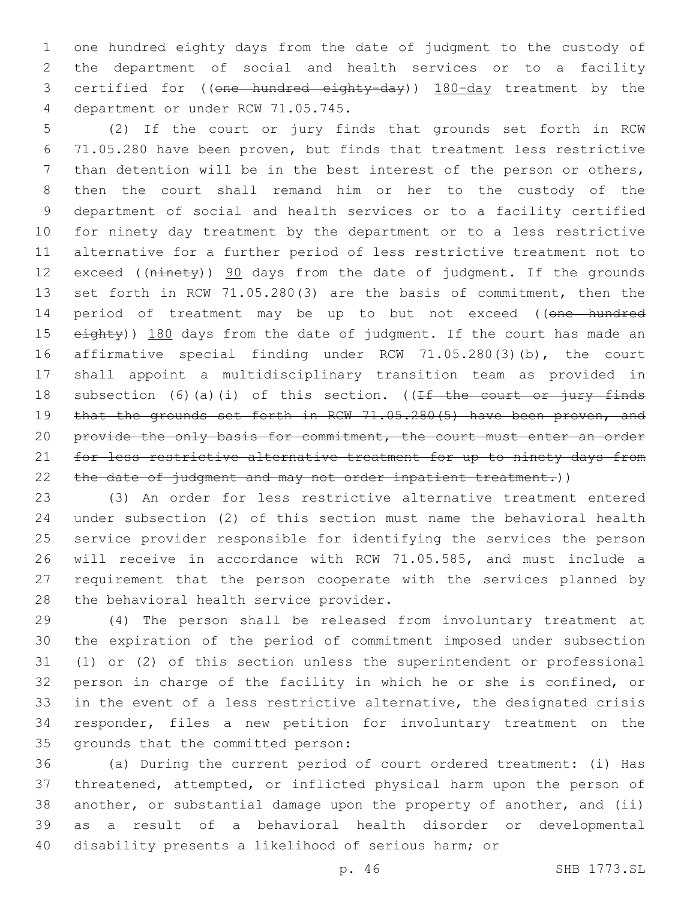one hundred eighty days from the date of judgment to the custody of the department of social and health services or to a facility certified for ((~~one hundred eighty-day~~)) 180-day treatment by the department or under RCW 71.05.745.

(2) If the court or jury finds that grounds set forth in RCW 71.05.280 have been proven, but finds that treatment less restrictive than detention will be in the best interest of the person or others, then the court shall remand him or her to the custody of the department of social and health services or to a facility certified for ninety day treatment by the department or to a less restrictive alternative for a further period of less restrictive treatment not to exceed ((~~ninety~~)) 90 days from the date of judgment. If the grounds set forth in RCW 71.05.280(3) are the basis of commitment, then the period of treatment may be up to but not exceed ((~~one hundred eighty~~)) 180 days from the date of judgment. If the court has made an affirmative special finding under RCW 71.05.280(3)(b), the court shall appoint a multidisciplinary transition team as provided in subsection (6)(a)(i) of this section. ((~~If the court or jury finds that the grounds set forth in RCW 71.05.280(5) have been proven, and provide the only basis for commitment, the court must enter an order for less restrictive alternative treatment for up to ninety days from the date of judgment and may not order inpatient treatment.~~))

(3) An order for less restrictive alternative treatment entered under subsection (2) of this section must name the behavioral health service provider responsible for identifying the services the person will receive in accordance with RCW 71.05.585, and must include a requirement that the person cooperate with the services planned by the behavioral health service provider.

(4) The person shall be released from involuntary treatment at the expiration of the period of commitment imposed under subsection (1) or (2) of this section unless the superintendent or professional person in charge of the facility in which he or she is confined, or in the event of a less restrictive alternative, the designated crisis responder, files a new petition for involuntary treatment on the grounds that the committed person:

(a) During the current period of court ordered treatment: (i) Has threatened, attempted, or inflicted physical harm upon the person of another, or substantial damage upon the property of another, and (ii) as a result of a behavioral health disorder or developmental disability presents a likelihood of serious harm; or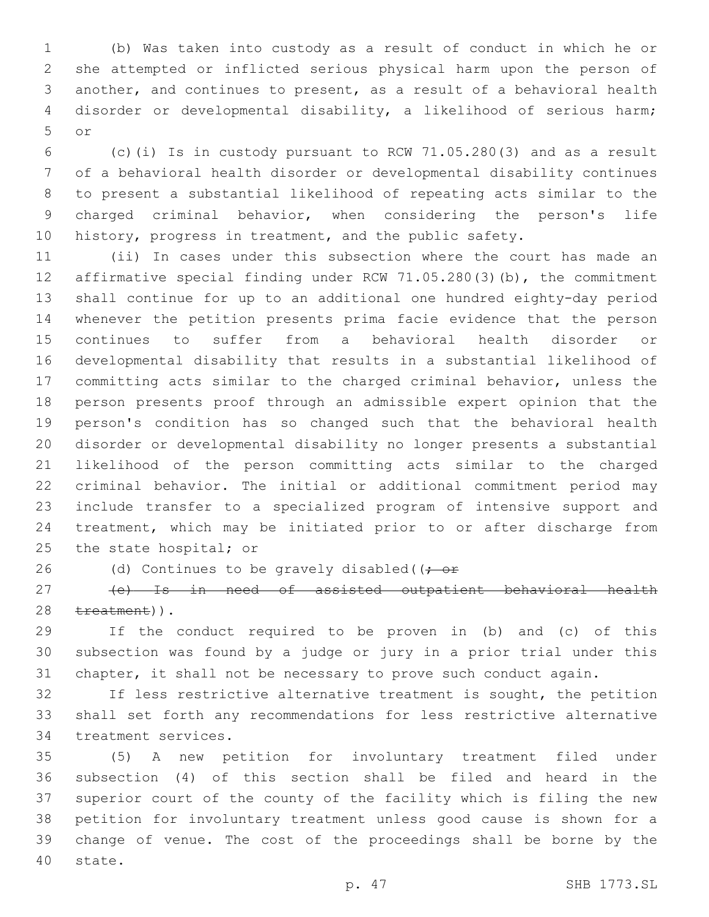(b) Was taken into custody as a result of conduct in which he or she attempted or inflicted serious physical harm upon the person of another, and continues to present, as a result of a behavioral health disorder or developmental disability, a likelihood of serious harm; or

(c)(i) Is in custody pursuant to RCW 71.05.280(3) and as a result of a behavioral health disorder or developmental disability continues to present a substantial likelihood of repeating acts similar to the charged criminal behavior, when considering the person's life history, progress in treatment, and the public safety.

(ii) In cases under this subsection where the court has made an affirmative special finding under RCW 71.05.280(3)(b), the commitment shall continue for up to an additional one hundred eighty-day period whenever the petition presents prima facie evidence that the person continues to suffer from a behavioral health disorder or developmental disability that results in a substantial likelihood of committing acts similar to the charged criminal behavior, unless the person presents proof through an admissible expert opinion that the person's condition has so changed such that the behavioral health disorder or developmental disability no longer presents a substantial likelihood of the person committing acts similar to the charged criminal behavior. The initial or additional commitment period may include transfer to a specialized program of intensive support and treatment, which may be initiated prior to or after discharge from the state hospital; or

(d) Continues to be gravely disabled((~~; or~~

~~(e) Is in need of assisted outpatient behavioral health treatment~~)).

If the conduct required to be proven in (b) and (c) of this subsection was found by a judge or jury in a prior trial under this chapter, it shall not be necessary to prove such conduct again.

If less restrictive alternative treatment is sought, the petition shall set forth any recommendations for less restrictive alternative treatment services.

(5) A new petition for involuntary treatment filed under subsection (4) of this section shall be filed and heard in the superior court of the county of the facility which is filing the new petition for involuntary treatment unless good cause is shown for a change of venue. The cost of the proceedings shall be borne by the state.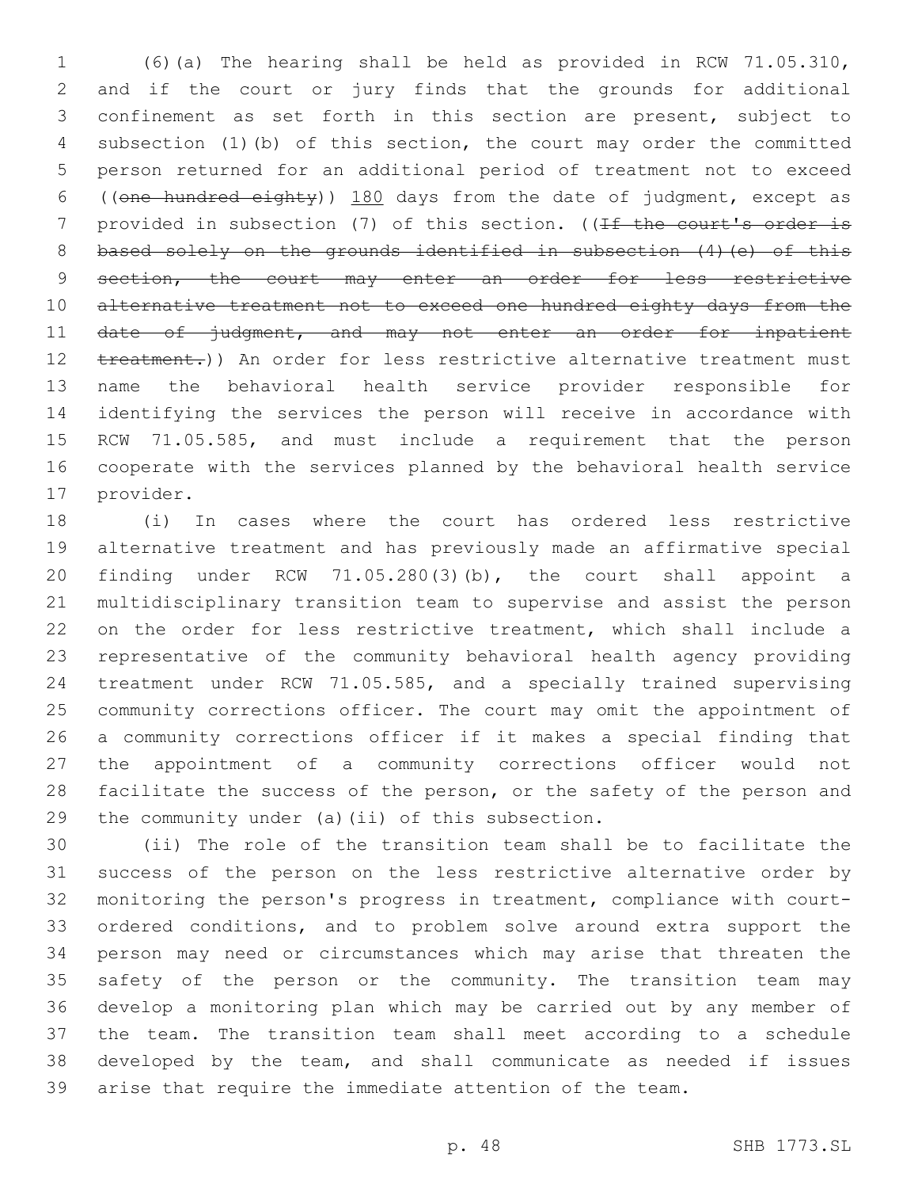(6)(a) The hearing shall be held as provided in RCW 71.05.310, and if the court or jury finds that the grounds for additional confinement as set forth in this section are present, subject to subsection (1)(b) of this section, the court may order the committed person returned for an additional period of treatment not to exceed ((~~one hundred eighty~~)) 180 days from the date of judgment, except as provided in subsection (7) of this section. ((~~If the court's order is based solely on the grounds identified in subsection (4)(e) of this section, the court may enter an order for less restrictive alternative treatment not to exceed one hundred eighty days from the date of judgment, and may not enter an order for inpatient treatment.~~)) An order for less restrictive alternative treatment must name the behavioral health service provider responsible for identifying the services the person will receive in accordance with RCW 71.05.585, and must include a requirement that the person cooperate with the services planned by the behavioral health service provider.

(i) In cases where the court has ordered less restrictive alternative treatment and has previously made an affirmative special finding under RCW 71.05.280(3)(b), the court shall appoint a multidisciplinary transition team to supervise and assist the person on the order for less restrictive treatment, which shall include a representative of the community behavioral health agency providing treatment under RCW 71.05.585, and a specially trained supervising community corrections officer. The court may omit the appointment of a community corrections officer if it makes a special finding that the appointment of a community corrections officer would not facilitate the success of the person, or the safety of the person and the community under (a)(ii) of this subsection.

(ii) The role of the transition team shall be to facilitate the success of the person on the less restrictive alternative order by monitoring the person's progress in treatment, compliance with court-ordered conditions, and to problem solve around extra support the person may need or circumstances which may arise that threaten the safety of the person or the community. The transition team may develop a monitoring plan which may be carried out by any member of the team. The transition team shall meet according to a schedule developed by the team, and shall communicate as needed if issues arise that require the immediate attention of the team.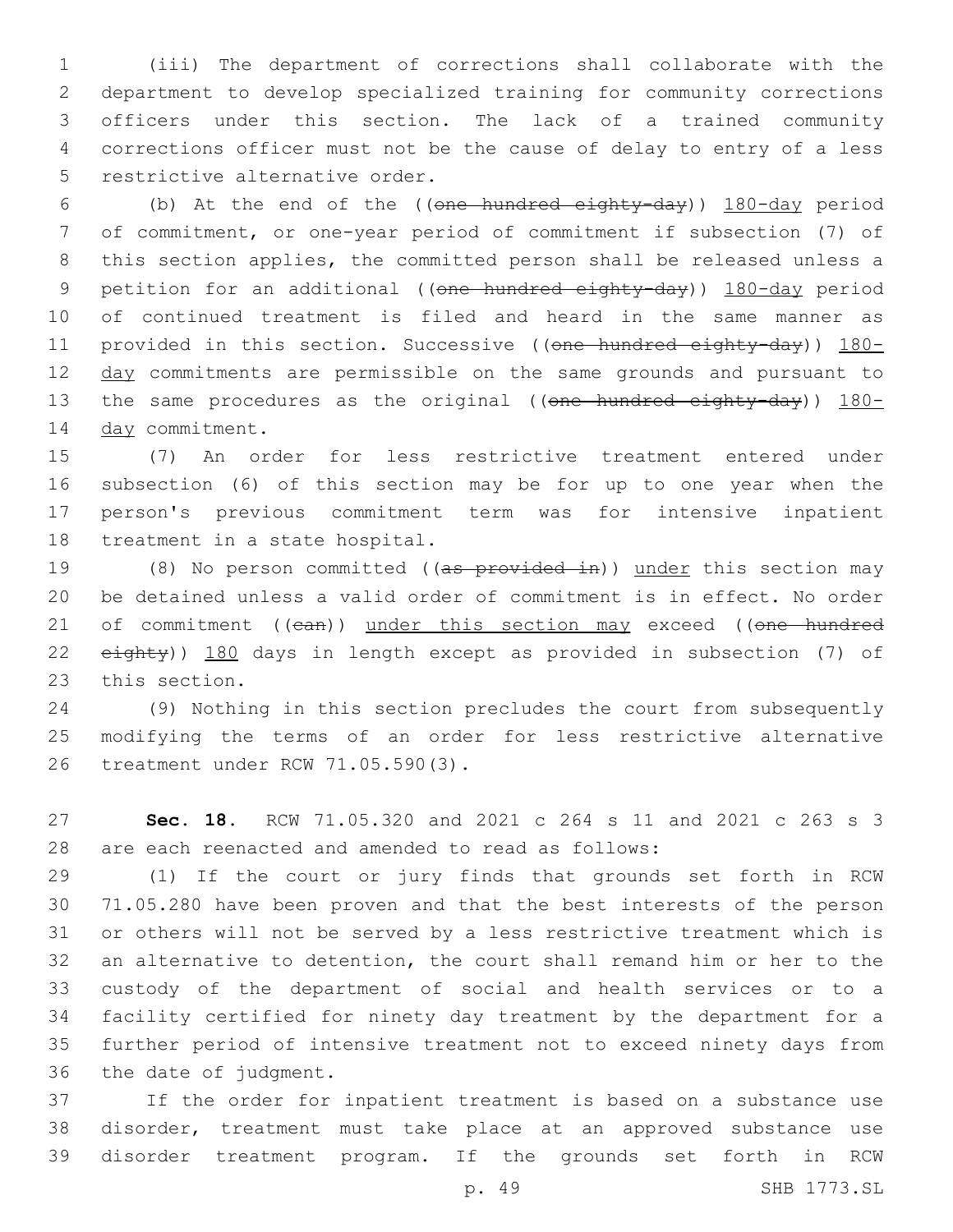(iii) The department of corrections shall collaborate with the department to develop specialized training for community corrections officers under this section. The lack of a trained community corrections officer must not be the cause of delay to entry of a less restrictive alternative order.

(b) At the end of the ((~~one hundred eighty-day~~)) 180-day period of commitment, or one-year period of commitment if subsection (7) of this section applies, the committed person shall be released unless a petition for an additional ((~~one hundred eighty-day~~)) 180-day period of continued treatment is filed and heard in the same manner as provided in this section. Successive ((~~one hundred eighty-day~~)) 180-day commitments are permissible on the same grounds and pursuant to the same procedures as the original ((~~one hundred eighty-day~~)) 180-day commitment.

(7) An order for less restrictive treatment entered under subsection (6) of this section may be for up to one year when the person's previous commitment term was for intensive inpatient treatment in a state hospital.

(8) No person committed ((~~as provided in~~)) under this section may be detained unless a valid order of commitment is in effect. No order of commitment ((~~can~~)) under this section may exceed ((~~one hundred eighty~~)) 180 days in length except as provided in subsection (7) of this section.

(9) Nothing in this section precludes the court from subsequently modifying the terms of an order for less restrictive alternative treatment under RCW 71.05.590(3).

**Sec. 18.** RCW 71.05.320 and 2021 c 264 s 11 and 2021 c 263 s 3 are each reenacted and amended to read as follows:

(1) If the court or jury finds that grounds set forth in RCW 71.05.280 have been proven and that the best interests of the person or others will not be served by a less restrictive treatment which is an alternative to detention, the court shall remand him or her to the custody of the department of social and health services or to a facility certified for ninety day treatment by the department for a further period of intensive treatment not to exceed ninety days from the date of judgment.

If the order for inpatient treatment is based on a substance use disorder, treatment must take place at an approved substance use disorder treatment program. If the grounds set forth in RCW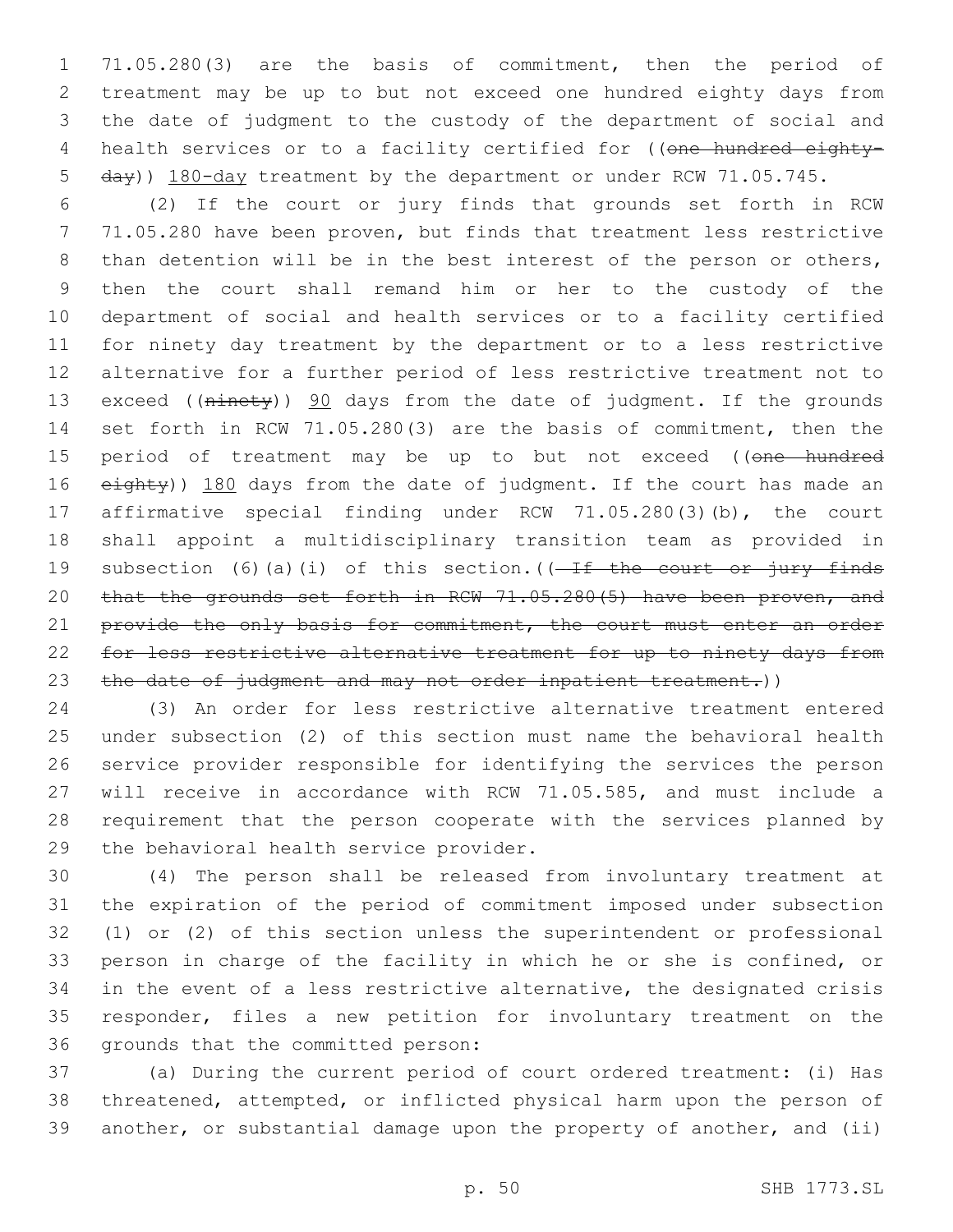71.05.280(3) are the basis of commitment, then the period of treatment may be up to but not exceed one hundred eighty days from the date of judgment to the custody of the department of social and health services or to a facility certified for ((~~one hundred eighty-day~~)) 180-day treatment by the department or under RCW 71.05.745.

(2) If the court or jury finds that grounds set forth in RCW 71.05.280 have been proven, but finds that treatment less restrictive than detention will be in the best interest of the person or others, then the court shall remand him or her to the custody of the department of social and health services or to a facility certified for ninety day treatment by the department or to a less restrictive alternative for a further period of less restrictive treatment not to exceed ((~~ninety~~)) 90 days from the date of judgment. If the grounds set forth in RCW 71.05.280(3) are the basis of commitment, then the period of treatment may be up to but not exceed ((~~one hundred eighty~~)) 180 days from the date of judgment. If the court has made an affirmative special finding under RCW 71.05.280(3)(b), the court shall appoint a multidisciplinary transition team as provided in subsection (6)(a)(i) of this section.((~~ If the court or jury finds that the grounds set forth in RCW 71.05.280(5) have been proven, and provide the only basis for commitment, the court must enter an order for less restrictive alternative treatment for up to ninety days from the date of judgment and may not order inpatient treatment.~~))

(3) An order for less restrictive alternative treatment entered under subsection (2) of this section must name the behavioral health service provider responsible for identifying the services the person will receive in accordance with RCW 71.05.585, and must include a requirement that the person cooperate with the services planned by the behavioral health service provider.

(4) The person shall be released from involuntary treatment at the expiration of the period of commitment imposed under subsection (1) or (2) of this section unless the superintendent or professional person in charge of the facility in which he or she is confined, or in the event of a less restrictive alternative, the designated crisis responder, files a new petition for involuntary treatment on the grounds that the committed person:

(a) During the current period of court ordered treatment: (i) Has threatened, attempted, or inflicted physical harm upon the person of another, or substantial damage upon the property of another, and (ii)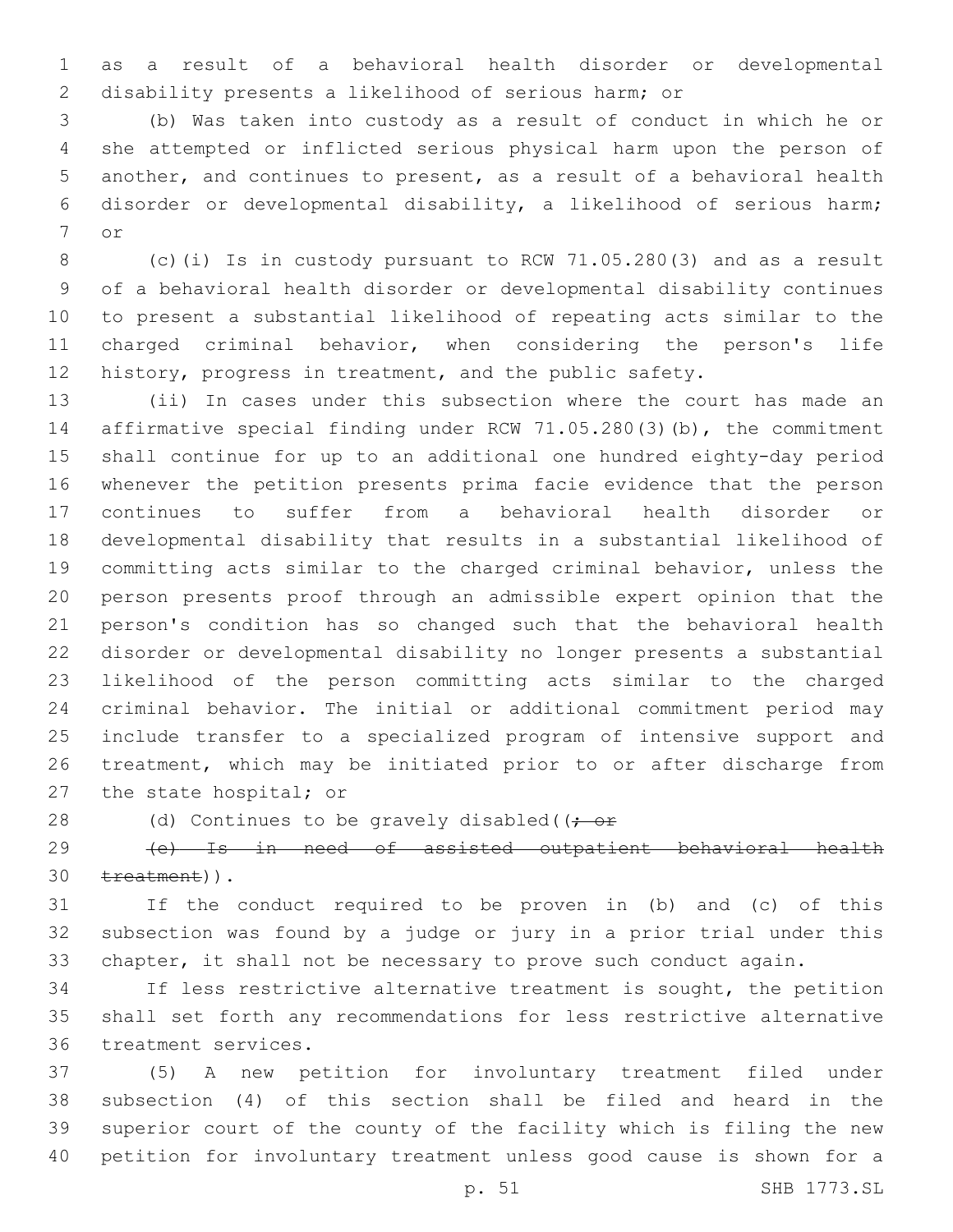as a result of a behavioral health disorder or developmental disability presents a likelihood of serious harm; or

(b) Was taken into custody as a result of conduct in which he or she attempted or inflicted serious physical harm upon the person of another, and continues to present, as a result of a behavioral health disorder or developmental disability, a likelihood of serious harm; or

(c)(i) Is in custody pursuant to RCW 71.05.280(3) and as a result of a behavioral health disorder or developmental disability continues to present a substantial likelihood of repeating acts similar to the charged criminal behavior, when considering the person's life history, progress in treatment, and the public safety.

(ii) In cases under this subsection where the court has made an affirmative special finding under RCW 71.05.280(3)(b), the commitment shall continue for up to an additional one hundred eighty-day period whenever the petition presents prima facie evidence that the person continues to suffer from a behavioral health disorder or developmental disability that results in a substantial likelihood of committing acts similar to the charged criminal behavior, unless the person presents proof through an admissible expert opinion that the person's condition has so changed such that the behavioral health disorder or developmental disability no longer presents a substantial likelihood of the person committing acts similar to the charged criminal behavior. The initial or additional commitment period may include transfer to a specialized program of intensive support and treatment, which may be initiated prior to or after discharge from the state hospital; or

(d) Continues to be gravely disabled((~~; or~~

~~(e) Is in need of assisted outpatient behavioral health treatment~~)).

If the conduct required to be proven in (b) and (c) of this subsection was found by a judge or jury in a prior trial under this chapter, it shall not be necessary to prove such conduct again.

If less restrictive alternative treatment is sought, the petition shall set forth any recommendations for less restrictive alternative treatment services.

(5) A new petition for involuntary treatment filed under subsection (4) of this section shall be filed and heard in the superior court of the county of the facility which is filing the new petition for involuntary treatment unless good cause is shown for a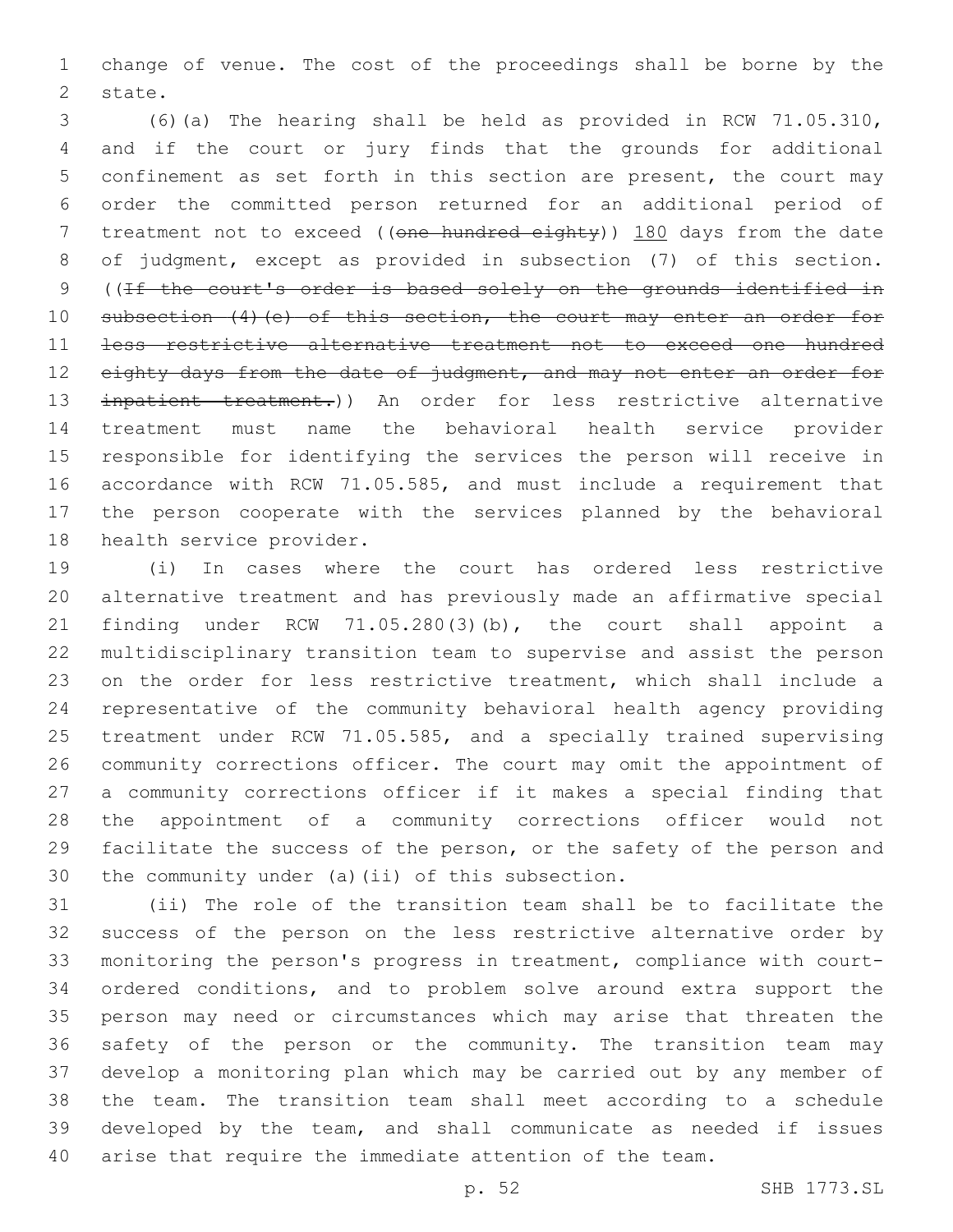change of venue. The cost of the proceedings shall be borne by the state.

(6)(a) The hearing shall be held as provided in RCW 71.05.310, and if the court or jury finds that the grounds for additional confinement as set forth in this section are present, the court may order the committed person returned for an additional period of treatment not to exceed ((~~one hundred eighty~~)) <u>180</u> days from the date of judgment, except as provided in subsection (7) of this section. ((~~If the court's order is based solely on the grounds identified in subsection (4)(e) of this section, the court may enter an order for less restrictive alternative treatment not to exceed one hundred eighty days from the date of judgment, and may not enter an order for inpatient treatment.~~)) An order for less restrictive alternative treatment must name the behavioral health service provider responsible for identifying the services the person will receive in accordance with RCW 71.05.585, and must include a requirement that the person cooperate with the services planned by the behavioral health service provider.

(i) In cases where the court has ordered less restrictive alternative treatment and has previously made an affirmative special finding under RCW 71.05.280(3)(b), the court shall appoint a multidisciplinary transition team to supervise and assist the person on the order for less restrictive treatment, which shall include a representative of the community behavioral health agency providing treatment under RCW 71.05.585, and a specially trained supervising community corrections officer. The court may omit the appointment of a community corrections officer if it makes a special finding that the appointment of a community corrections officer would not facilitate the success of the person, or the safety of the person and the community under (a)(ii) of this subsection.

(ii) The role of the transition team shall be to facilitate the success of the person on the less restrictive alternative order by monitoring the person's progress in treatment, compliance with court-ordered conditions, and to problem solve around extra support the person may need or circumstances which may arise that threaten the safety of the person or the community. The transition team may develop a monitoring plan which may be carried out by any member of the team. The transition team shall meet according to a schedule developed by the team, and shall communicate as needed if issues arise that require the immediate attention of the team.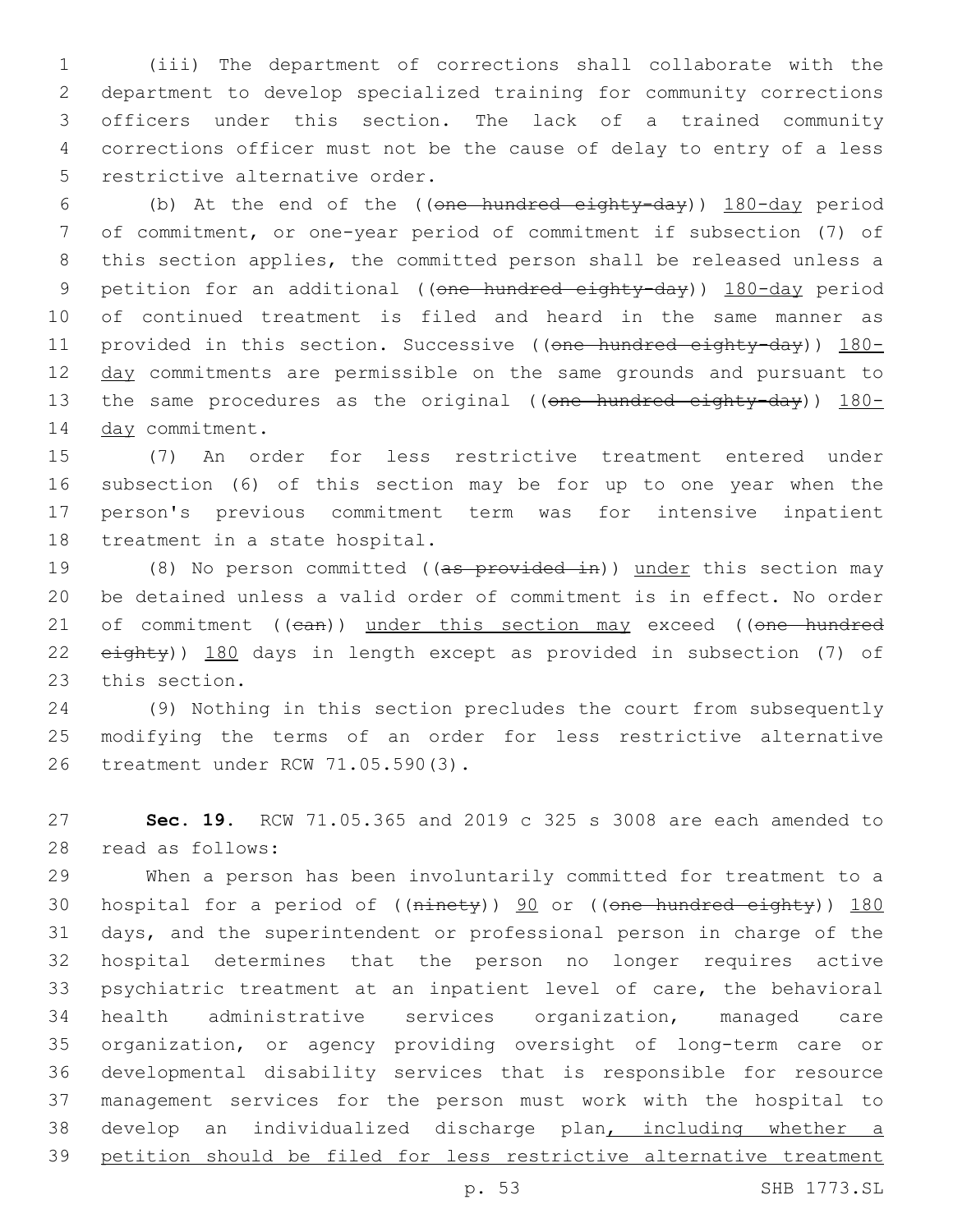(iii) The department of corrections shall collaborate with the department to develop specialized training for community corrections officers under this section. The lack of a trained community corrections officer must not be the cause of delay to entry of a less restrictive alternative order.

(b) At the end of the ((~~one hundred eighty-day~~)) 180-day period of commitment, or one-year period of commitment if subsection (7) of this section applies, the committed person shall be released unless a petition for an additional ((~~one hundred eighty-day~~)) 180-day period of continued treatment is filed and heard in the same manner as provided in this section. Successive ((~~one hundred eighty-day~~)) 180-day commitments are permissible on the same grounds and pursuant to the same procedures as the original ((~~one hundred eighty-day~~)) 180-day commitment.

(7) An order for less restrictive treatment entered under subsection (6) of this section may be for up to one year when the person's previous commitment term was for intensive inpatient treatment in a state hospital.

(8) No person committed ((~~as provided in~~)) under this section may be detained unless a valid order of commitment is in effect. No order of commitment ((~~can~~)) under this section may exceed ((~~one hundred eighty~~)) 180 days in length except as provided in subsection (7) of this section.

(9) Nothing in this section precludes the court from subsequently modifying the terms of an order for less restrictive alternative treatment under RCW 71.05.590(3).

**Sec. 19.** RCW 71.05.365 and 2019 c 325 s 3008 are each amended to read as follows:

When a person has been involuntarily committed for treatment to a hospital for a period of ((~~ninety~~)) 90 or ((~~one hundred eighty~~)) 180 days, and the superintendent or professional person in charge of the hospital determines that the person no longer requires active psychiatric treatment at an inpatient level of care, the behavioral health administrative services organization, managed care organization, or agency providing oversight of long-term care or developmental disability services that is responsible for resource management services for the person must work with the hospital to develop an individualized discharge plan, including whether a petition should be filed for less restrictive alternative treatment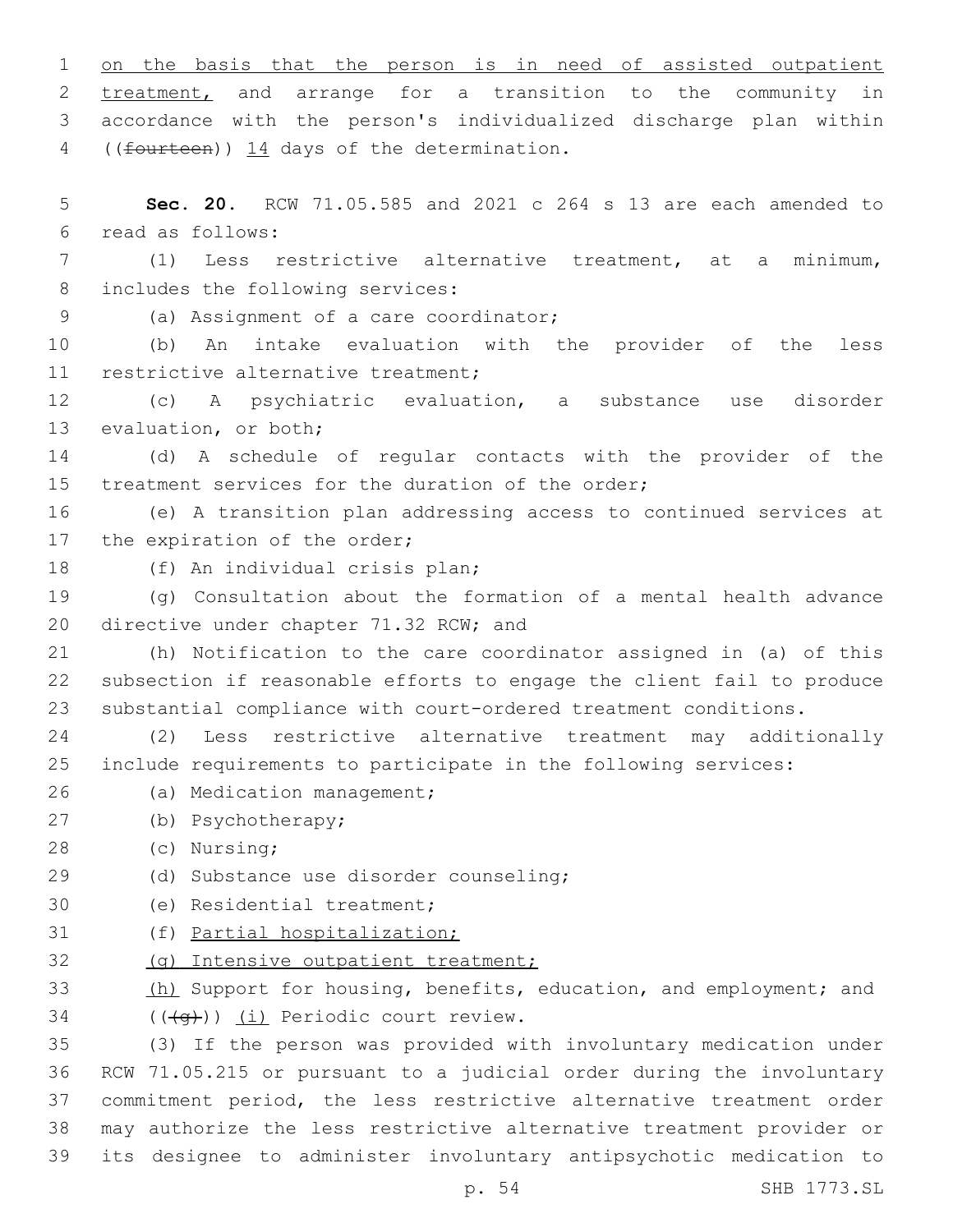on the basis that the person is in need of assisted outpatient treatment, and arrange for a transition to the community in accordance with the person's individualized discharge plan within ((fourteen)) 14 days of the determination.

**Sec. 20.** RCW 71.05.585 and 2021 c 264 s 13 are each amended to read as follows:

(1) Less restrictive alternative treatment, at a minimum, includes the following services:

(a) Assignment of a care coordinator;

(b) An intake evaluation with the provider of the less restrictive alternative treatment;

(c) A psychiatric evaluation, a substance use disorder evaluation, or both;

(d) A schedule of regular contacts with the provider of the treatment services for the duration of the order;

(e) A transition plan addressing access to continued services at the expiration of the order;

(f) An individual crisis plan;

(g) Consultation about the formation of a mental health advance directive under chapter 71.32 RCW; and

(h) Notification to the care coordinator assigned in (a) of this subsection if reasonable efforts to engage the client fail to produce substantial compliance with court-ordered treatment conditions.

(2) Less restrictive alternative treatment may additionally include requirements to participate in the following services:

(a) Medication management;

(b) Psychotherapy;

(c) Nursing;

(d) Substance use disorder counseling;

(e) Residential treatment;

(f) Partial hospitalization;

(g) Intensive outpatient treatment;

(h) Support for housing, benefits, education, and employment; and

(((g))) (i) Periodic court review.

(3) If the person was provided with involuntary medication under RCW 71.05.215 or pursuant to a judicial order during the involuntary commitment period, the less restrictive alternative treatment order may authorize the less restrictive alternative treatment provider or its designee to administer involuntary antipsychotic medication to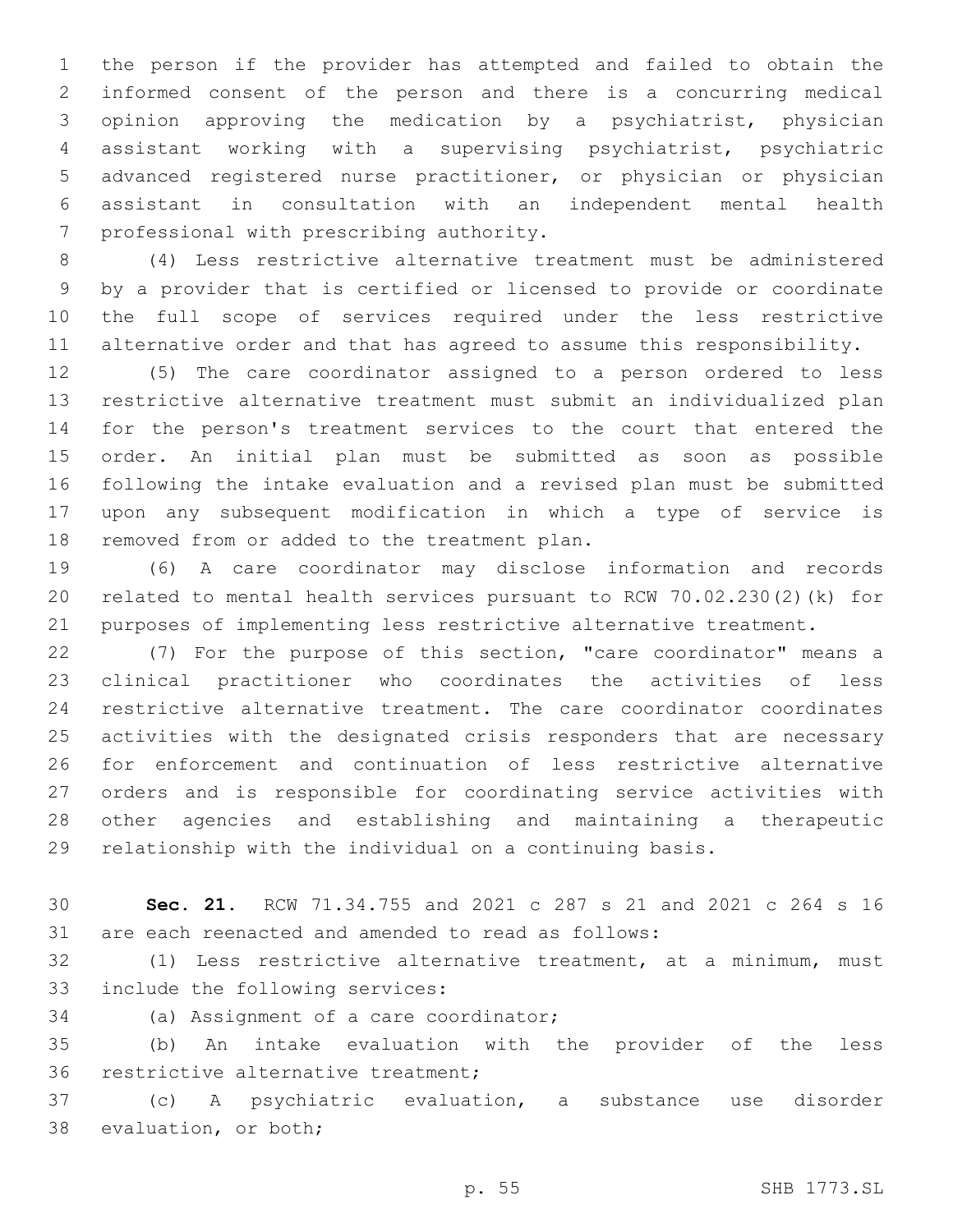the person if the provider has attempted and failed to obtain the informed consent of the person and there is a concurring medical opinion approving the medication by a psychiatrist, physician assistant working with a supervising psychiatrist, psychiatric advanced registered nurse practitioner, or physician or physician assistant in consultation with an independent mental health professional with prescribing authority.

(4) Less restrictive alternative treatment must be administered by a provider that is certified or licensed to provide or coordinate the full scope of services required under the less restrictive alternative order and that has agreed to assume this responsibility.

(5) The care coordinator assigned to a person ordered to less restrictive alternative treatment must submit an individualized plan for the person's treatment services to the court that entered the order. An initial plan must be submitted as soon as possible following the intake evaluation and a revised plan must be submitted upon any subsequent modification in which a type of service is removed from or added to the treatment plan.

(6) A care coordinator may disclose information and records related to mental health services pursuant to RCW 70.02.230(2)(k) for purposes of implementing less restrictive alternative treatment.

(7) For the purpose of this section, "care coordinator" means a clinical practitioner who coordinates the activities of less restrictive alternative treatment. The care coordinator coordinates activities with the designated crisis responders that are necessary for enforcement and continuation of less restrictive alternative orders and is responsible for coordinating service activities with other agencies and establishing and maintaining a therapeutic relationship with the individual on a continuing basis.

**Sec. 21.** RCW 71.34.755 and 2021 c 287 s 21 and 2021 c 264 s 16 are each reenacted and amended to read as follows:

(1) Less restrictive alternative treatment, at a minimum, must include the following services:

(a) Assignment of a care coordinator;

(b) An intake evaluation with the provider of the less restrictive alternative treatment;

(c) A psychiatric evaluation, a substance use disorder evaluation, or both;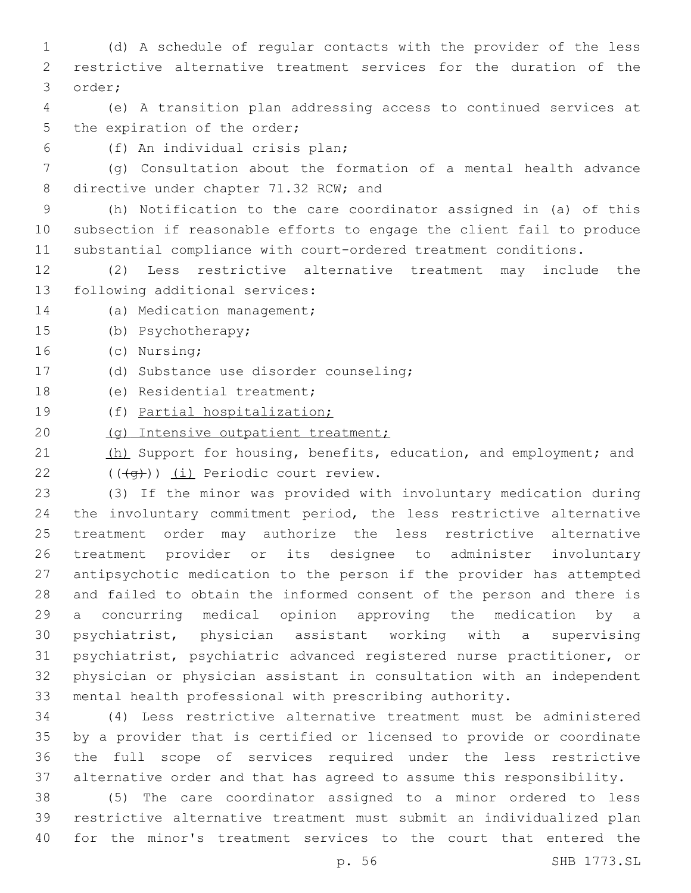(d) A schedule of regular contacts with the provider of the less restrictive alternative treatment services for the duration of the order;

(e) A transition plan addressing access to continued services at the expiration of the order;

(f) An individual crisis plan;

(g) Consultation about the formation of a mental health advance directive under chapter 71.32 RCW; and

(h) Notification to the care coordinator assigned in (a) of this subsection if reasonable efforts to engage the client fail to produce substantial compliance with court-ordered treatment conditions.

(2) Less restrictive alternative treatment may include the following additional services:

(a) Medication management;

(b) Psychotherapy;

(c) Nursing;

(d) Substance use disorder counseling;

(e) Residential treatment;

(f) Partial hospitalization;

(g) Intensive outpatient treatment;

(h) Support for housing, benefits, education, and employment; and

(((g))) (i) Periodic court review.

(3) If the minor was provided with involuntary medication during the involuntary commitment period, the less restrictive alternative treatment order may authorize the less restrictive alternative treatment provider or its designee to administer involuntary antipsychotic medication to the person if the provider has attempted and failed to obtain the informed consent of the person and there is a concurring medical opinion approving the medication by a psychiatrist, physician assistant working with a supervising psychiatrist, psychiatric advanced registered nurse practitioner, or physician or physician assistant in consultation with an independent mental health professional with prescribing authority.

(4) Less restrictive alternative treatment must be administered by a provider that is certified or licensed to provide or coordinate the full scope of services required under the less restrictive alternative order and that has agreed to assume this responsibility.

(5) The care coordinator assigned to a minor ordered to less restrictive alternative treatment must submit an individualized plan for the minor's treatment services to the court that entered the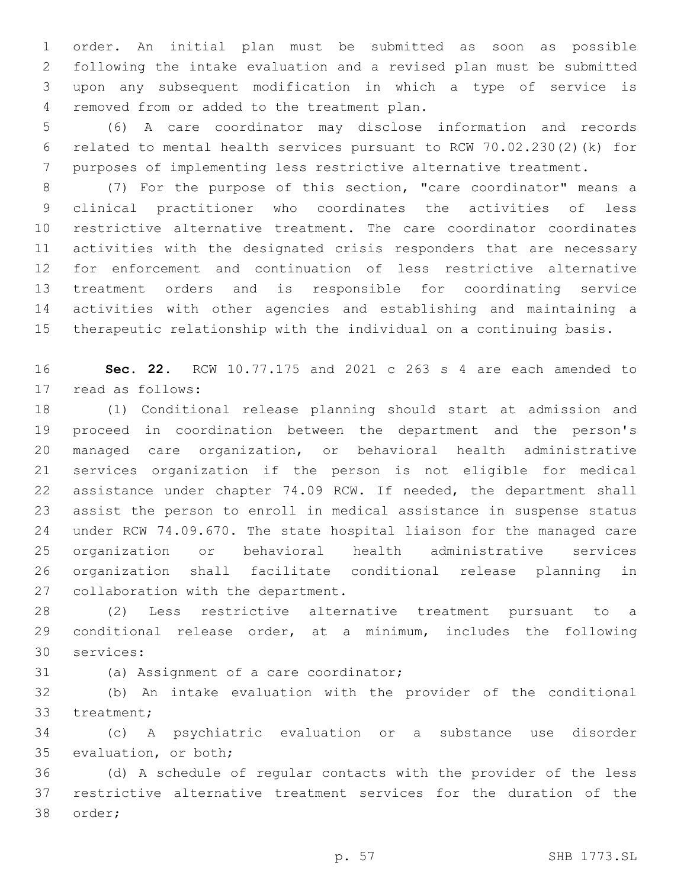order. An initial plan must be submitted as soon as possible following the intake evaluation and a revised plan must be submitted upon any subsequent modification in which a type of service is removed from or added to the treatment plan.

(6) A care coordinator may disclose information and records related to mental health services pursuant to RCW 70.02.230(2)(k) for purposes of implementing less restrictive alternative treatment.

(7) For the purpose of this section, "care coordinator" means a clinical practitioner who coordinates the activities of less restrictive alternative treatment. The care coordinator coordinates activities with the designated crisis responders that are necessary for enforcement and continuation of less restrictive alternative treatment orders and is responsible for coordinating service activities with other agencies and establishing and maintaining a therapeutic relationship with the individual on a continuing basis.

**Sec. 22.** RCW 10.77.175 and 2021 c 263 s 4 are each amended to read as follows:

(1) Conditional release planning should start at admission and proceed in coordination between the department and the person's managed care organization, or behavioral health administrative services organization if the person is not eligible for medical assistance under chapter 74.09 RCW. If needed, the department shall assist the person to enroll in medical assistance in suspense status under RCW 74.09.670. The state hospital liaison for the managed care organization or behavioral health administrative services organization shall facilitate conditional release planning in collaboration with the department.

(2) Less restrictive alternative treatment pursuant to a conditional release order, at a minimum, includes the following services:

(a) Assignment of a care coordinator;

(b) An intake evaluation with the provider of the conditional treatment;

(c) A psychiatric evaluation or a substance use disorder evaluation, or both;

(d) A schedule of regular contacts with the provider of the less restrictive alternative treatment services for the duration of the order;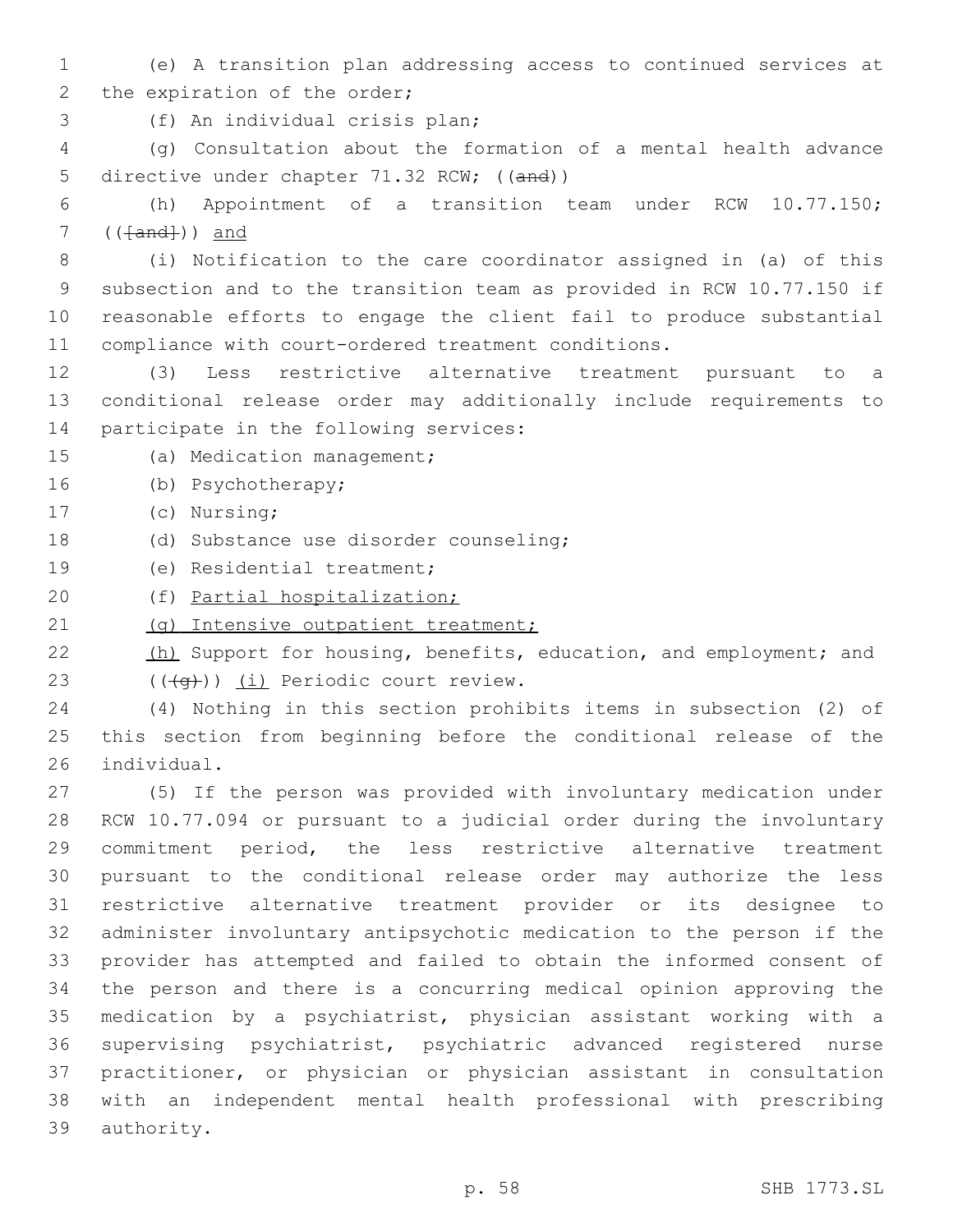(e) A transition plan addressing access to continued services at the expiration of the order;

(f) An individual crisis plan;

(g) Consultation about the formation of a mental health advance directive under chapter 71.32 RCW; ((~~and~~))

(h) Appointment of a transition team under RCW 10.77.150; ((~~[and]~~)) <u>and</u>

(i) Notification to the care coordinator assigned in (a) of this subsection and to the transition team as provided in RCW 10.77.150 if reasonable efforts to engage the client fail to produce substantial compliance with court-ordered treatment conditions.

(3) Less restrictive alternative treatment pursuant to a conditional release order may additionally include requirements to participate in the following services:

(a) Medication management;

(b) Psychotherapy;

(c) Nursing;

(d) Substance use disorder counseling;

(e) Residential treatment;

(f) <u>Partial hospitalization;</u>

<u>(g) Intensive outpatient treatment;</u>

<u>(h)</u> Support for housing, benefits, education, and employment; and

((~~(g)~~)) <u>(i)</u> Periodic court review.

(4) Nothing in this section prohibits items in subsection (2) of this section from beginning before the conditional release of the individual.

(5) If the person was provided with involuntary medication under RCW 10.77.094 or pursuant to a judicial order during the involuntary commitment period, the less restrictive alternative treatment pursuant to the conditional release order may authorize the less restrictive alternative treatment provider or its designee to administer involuntary antipsychotic medication to the person if the provider has attempted and failed to obtain the informed consent of the person and there is a concurring medical opinion approving the medication by a psychiatrist, physician assistant working with a supervising psychiatrist, psychiatric advanced registered nurse practitioner, or physician or physician assistant in consultation with an independent mental health professional with prescribing authority.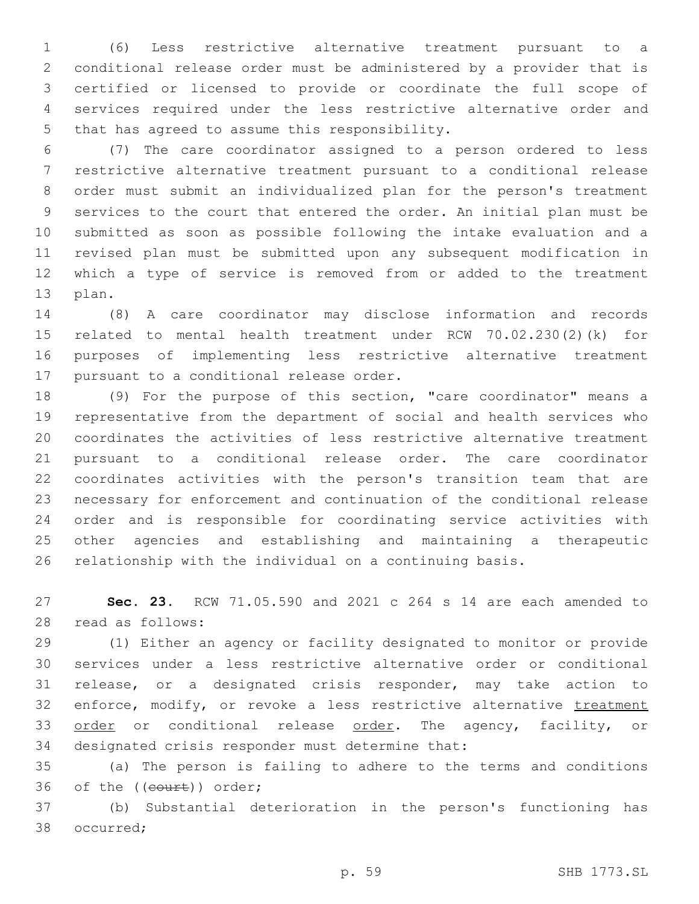(6) Less restrictive alternative treatment pursuant to a conditional release order must be administered by a provider that is certified or licensed to provide or coordinate the full scope of services required under the less restrictive alternative order and that has agreed to assume this responsibility.

(7) The care coordinator assigned to a person ordered to less restrictive alternative treatment pursuant to a conditional release order must submit an individualized plan for the person's treatment services to the court that entered the order. An initial plan must be submitted as soon as possible following the intake evaluation and a revised plan must be submitted upon any subsequent modification in which a type of service is removed from or added to the treatment plan.

(8) A care coordinator may disclose information and records related to mental health treatment under RCW 70.02.230(2)(k) for purposes of implementing less restrictive alternative treatment pursuant to a conditional release order.

(9) For the purpose of this section, "care coordinator" means a representative from the department of social and health services who coordinates the activities of less restrictive alternative treatment pursuant to a conditional release order. The care coordinator coordinates activities with the person's transition team that are necessary for enforcement and continuation of the conditional release order and is responsible for coordinating service activities with other agencies and establishing and maintaining a therapeutic relationship with the individual on a continuing basis.

**Sec. 23.** RCW 71.05.590 and 2021 c 264 s 14 are each amended to read as follows:

(1) Either an agency or facility designated to monitor or provide services under a less restrictive alternative order or conditional release, or a designated crisis responder, may take action to enforce, modify, or revoke a less restrictive alternative treatment order or conditional release order. The agency, facility, or designated crisis responder must determine that:

(a) The person is failing to adhere to the terms and conditions of the ((~~court~~)) order;

(b) Substantial deterioration in the person's functioning has occurred;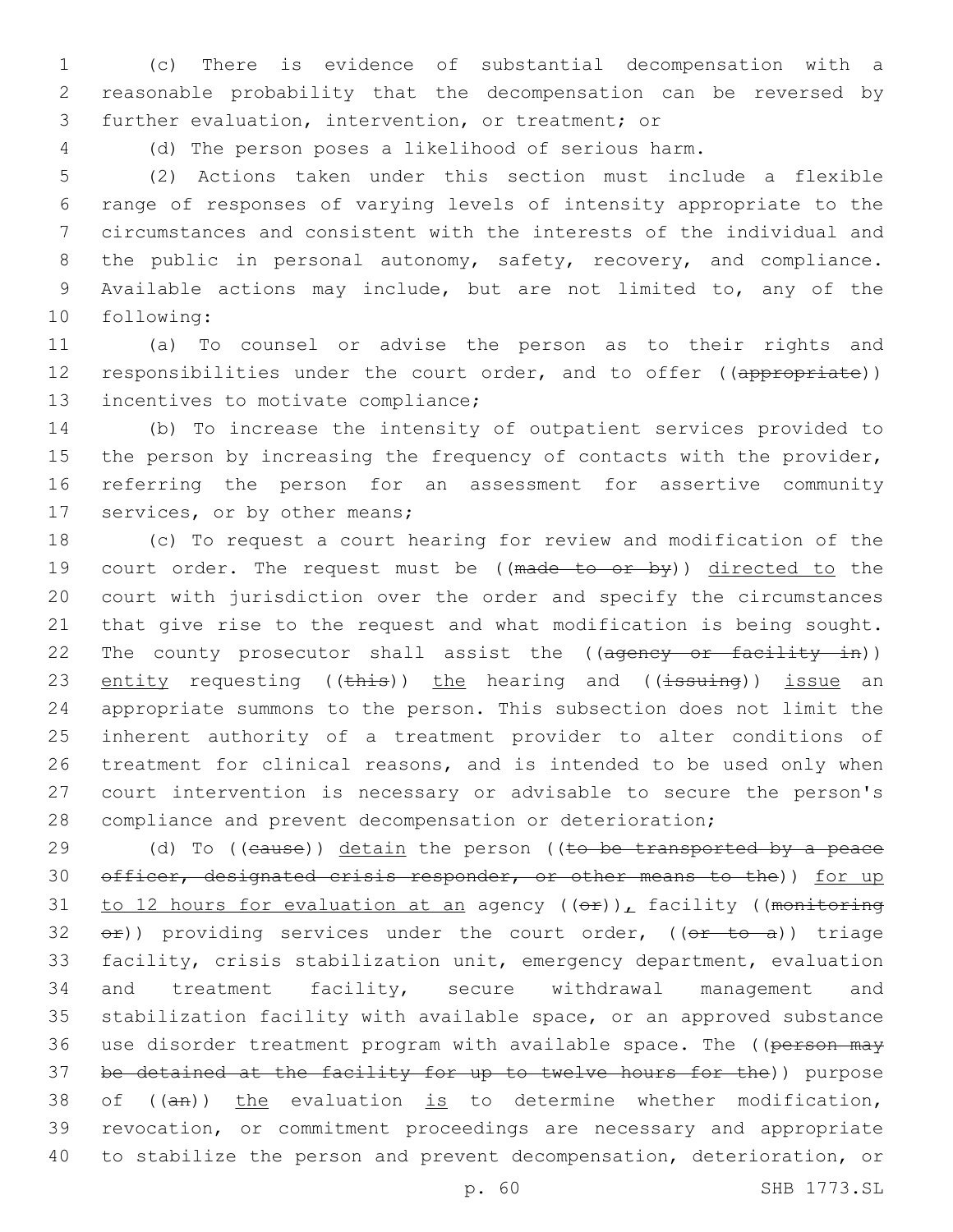(c) There is evidence of substantial decompensation with a reasonable probability that the decompensation can be reversed by further evaluation, intervention, or treatment; or

(d) The person poses a likelihood of serious harm.

(2) Actions taken under this section must include a flexible range of responses of varying levels of intensity appropriate to the circumstances and consistent with the interests of the individual and the public in personal autonomy, safety, recovery, and compliance. Available actions may include, but are not limited to, any of the following:

(a) To counsel or advise the person as to their rights and responsibilities under the court order, and to offer ((~~appropriate~~)) incentives to motivate compliance;

(b) To increase the intensity of outpatient services provided to the person by increasing the frequency of contacts with the provider, referring the person for an assessment for assertive community services, or by other means;

(c) To request a court hearing for review and modification of the court order. The request must be ((~~made to or by~~)) <u>directed to</u> the court with jurisdiction over the order and specify the circumstances that give rise to the request and what modification is being sought. The county prosecutor shall assist the ((~~agency or facility in~~)) <u>entity</u> requesting ((~~this~~)) <u>the</u> hearing and ((~~issuing~~)) <u>issue</u> an appropriate summons to the person. This subsection does not limit the inherent authority of a treatment provider to alter conditions of treatment for clinical reasons, and is intended to be used only when court intervention is necessary or advisable to secure the person's compliance and prevent decompensation or deterioration;

(d) To ((~~cause~~)) <u>detain</u> the person ((~~to be transported by a peace officer, designated crisis responder, or other means to the~~)) <u>for up to 12 hours for evaluation at an</u> agency ((~~or~~))<u>,</u> facility ((~~monitoring or~~)) providing services under the court order, ((~~or to a~~)) triage facility, crisis stabilization unit, emergency department, evaluation and treatment facility, secure withdrawal management and stabilization facility with available space, or an approved substance use disorder treatment program with available space. The ((~~person may be detained at the facility for up to twelve hours for the~~)) purpose of ((~~an~~)) <u>the</u> evaluation <u>is</u> to determine whether modification, revocation, or commitment proceedings are necessary and appropriate to stabilize the person and prevent decompensation, deterioration, or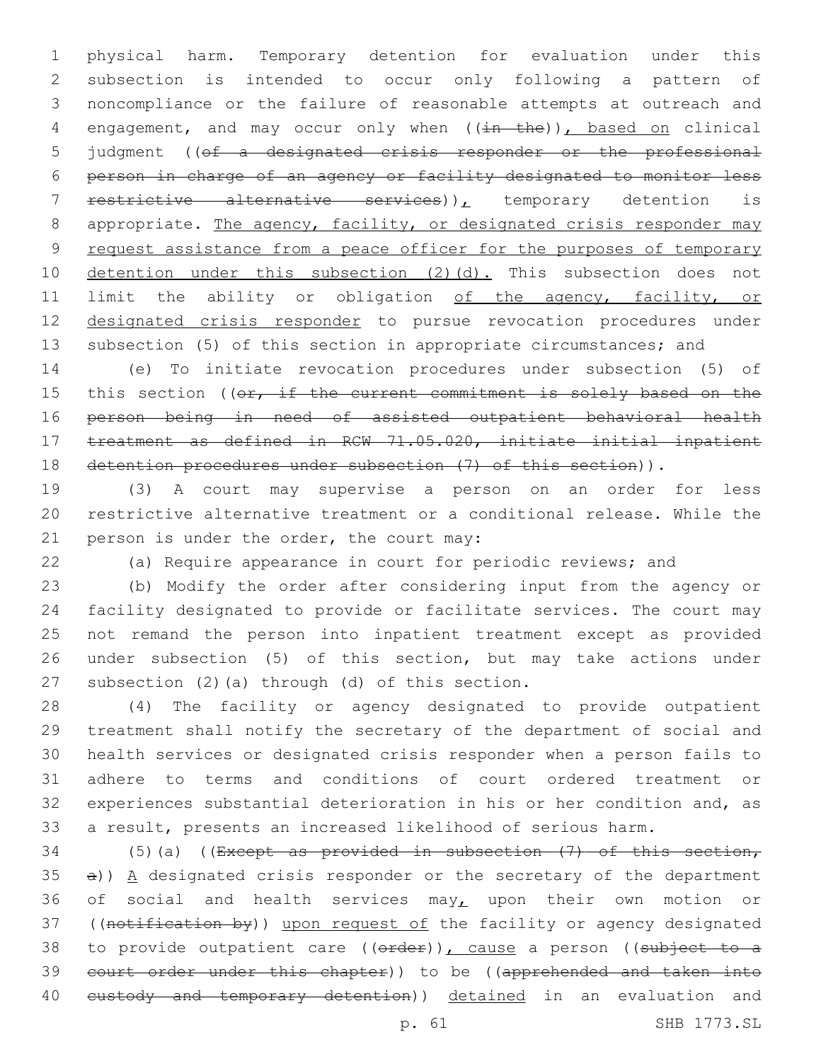physical harm. Temporary detention for evaluation under this subsection is intended to occur only following a pattern of noncompliance or the failure of reasonable attempts at outreach and engagement, and may occur only when ((~~in the~~)), based on clinical judgment ((~~of a designated crisis responder or the professional person in charge of an agency or facility designated to monitor less restrictive alternative services~~)), temporary detention is appropriate. The agency, facility, or designated crisis responder may request assistance from a peace officer for the purposes of temporary detention under this subsection (2)(d). This subsection does not limit the ability or obligation of the agency, facility, or designated crisis responder to pursue revocation procedures under subsection (5) of this section in appropriate circumstances; and

(e) To initiate revocation procedures under subsection (5) of this section ((~~or, if the current commitment is solely based on the person being in need of assisted outpatient behavioral health treatment as defined in RCW 71.05.020, initiate initial inpatient detention procedures under subsection (7) of this section~~)).

(3) A court may supervise a person on an order for less restrictive alternative treatment or a conditional release. While the person is under the order, the court may:

(a) Require appearance in court for periodic reviews; and

(b) Modify the order after considering input from the agency or facility designated to provide or facilitate services. The court may not remand the person into inpatient treatment except as provided under subsection (5) of this section, but may take actions under subsection (2)(a) through (d) of this section.

(4) The facility or agency designated to provide outpatient treatment shall notify the secretary of the department of social and health services or designated crisis responder when a person fails to adhere to terms and conditions of court ordered treatment or experiences substantial deterioration in his or her condition and, as a result, presents an increased likelihood of serious harm.

(5)(a) ((~~Except as provided in subsection (7) of this section, a~~)) A designated crisis responder or the secretary of the department of social and health services may, upon their own motion or ((~~notification by~~)) upon request of the facility or agency designated to provide outpatient care ((~~order~~)), cause a person ((~~subject to a court order under this chapter~~)) to be ((~~apprehended and taken into custody and temporary detention~~)) detained in an evaluation and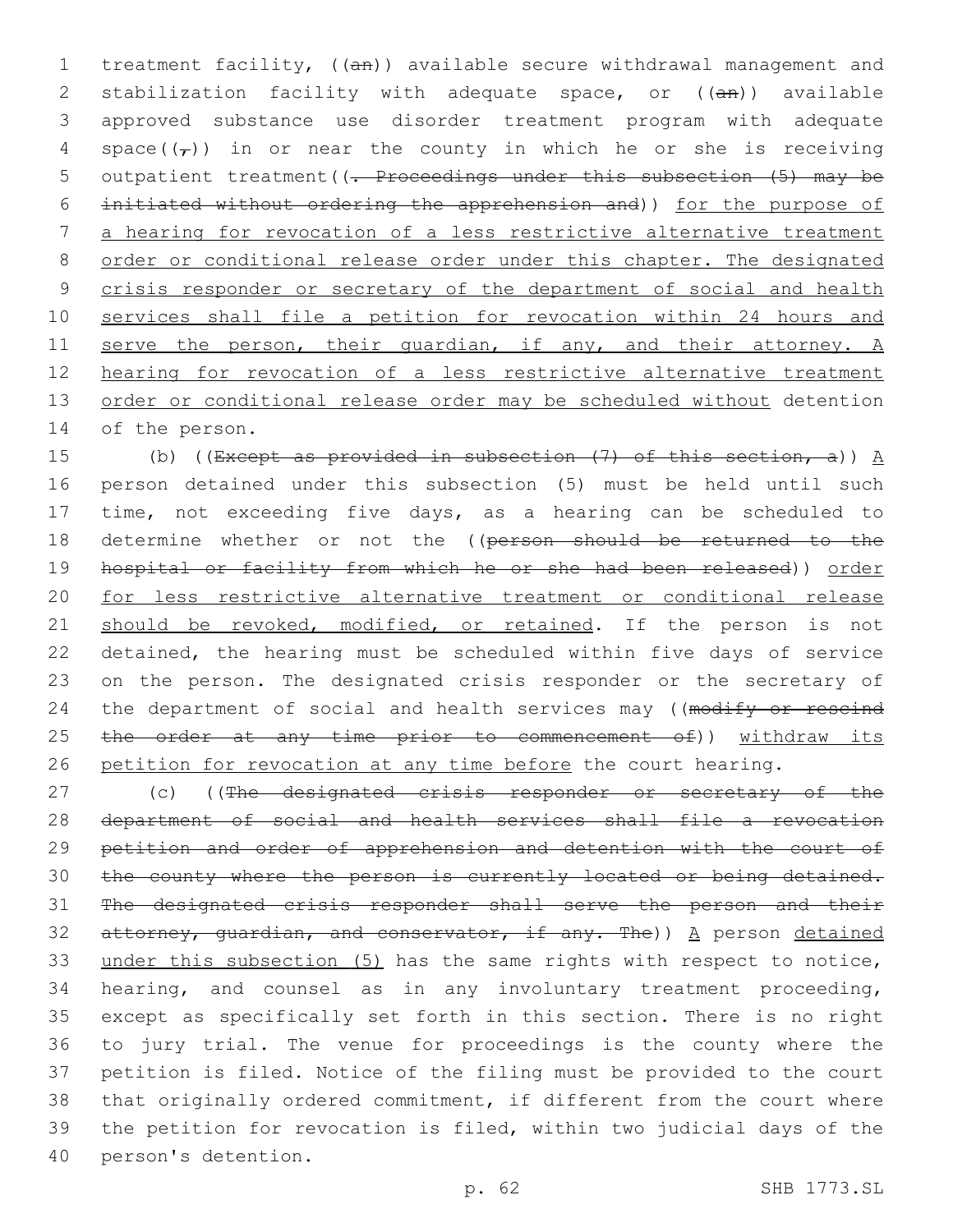treatment facility, ((an)) available secure withdrawal management and stabilization facility with adequate space, or ((an)) available approved substance use disorder treatment program with adequate space((,)) in or near the county in which he or she is receiving outpatient treatment((. Proceedings under this subsection (5) may be initiated without ordering the apprehension and)) for the purpose of a hearing for revocation of a less restrictive alternative treatment order or conditional release order under this chapter. The designated crisis responder or secretary of the department of social and health services shall file a petition for revocation within 24 hours and serve the person, their guardian, if any, and their attorney. A hearing for revocation of a less restrictive alternative treatment order or conditional release order may be scheduled without detention of the person.

(b) ((Except as provided in subsection (7) of this section, a)) A person detained under this subsection (5) must be held until such time, not exceeding five days, as a hearing can be scheduled to determine whether or not the ((person should be returned to the hospital or facility from which he or she had been released)) order for less restrictive alternative treatment or conditional release should be revoked, modified, or retained. If the person is not detained, the hearing must be scheduled within five days of service on the person. The designated crisis responder or the secretary of the department of social and health services may ((modify or rescind the order at any time prior to commencement of)) withdraw its petition for revocation at any time before the court hearing.

(c) ((The designated crisis responder or secretary of the department of social and health services shall file a revocation petition and order of apprehension and detention with the court of the county where the person is currently located or being detained. The designated crisis responder shall serve the person and their attorney, guardian, and conservator, if any. The)) A person detained under this subsection (5) has the same rights with respect to notice, hearing, and counsel as in any involuntary treatment proceeding, except as specifically set forth in this section. There is no right to jury trial. The venue for proceedings is the county where the petition is filed. Notice of the filing must be provided to the court that originally ordered commitment, if different from the court where the petition for revocation is filed, within two judicial days of the person's detention.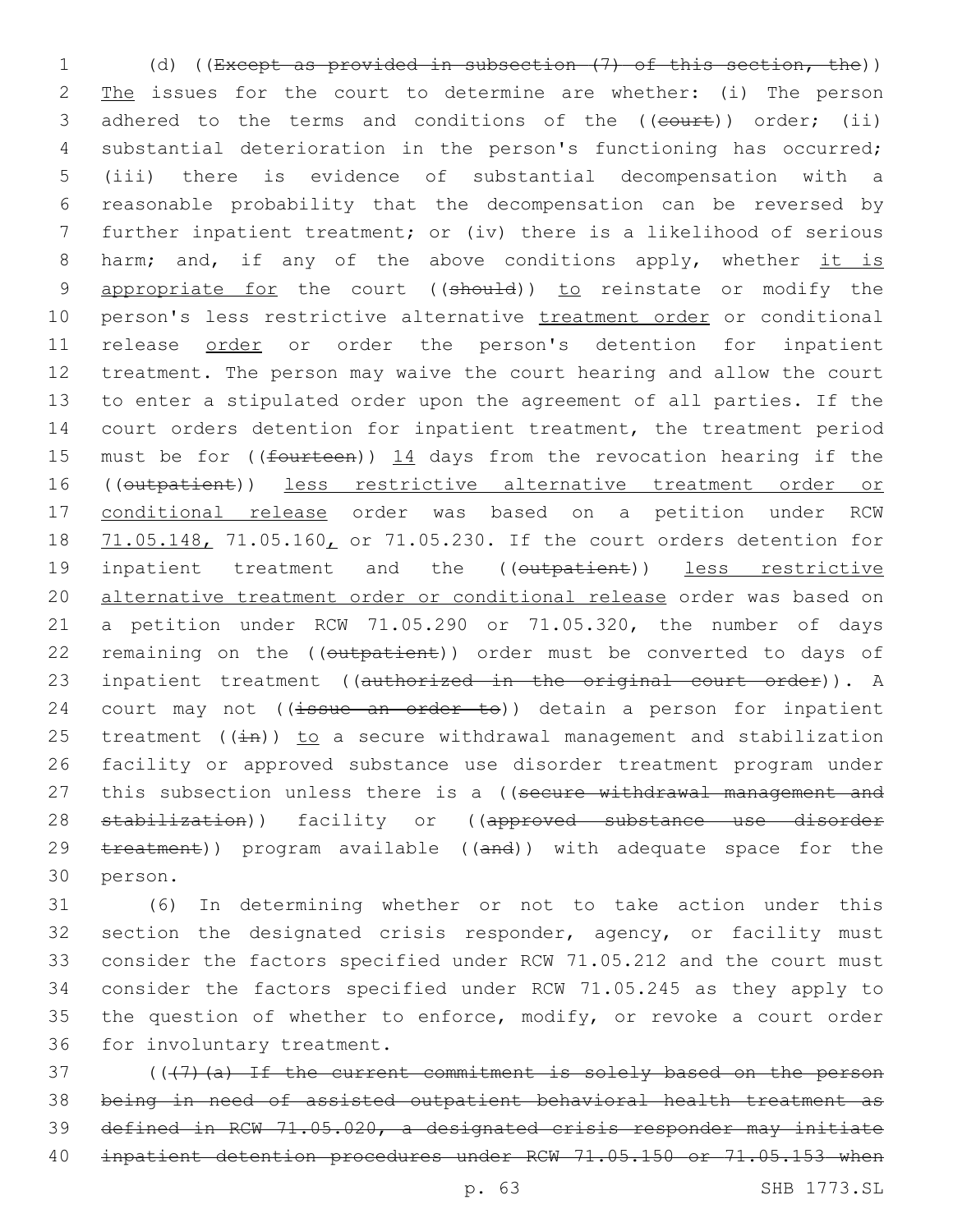(d) ((~~Except as provided in subsection (7) of this section, the~~)) <u>The</u> issues for the court to determine are whether: (i) The person adhered to the terms and conditions of the ((~~court~~)) order; (ii) substantial deterioration in the person's functioning has occurred; (iii) there is evidence of substantial decompensation with a reasonable probability that the decompensation can be reversed by further inpatient treatment; or (iv) there is a likelihood of serious harm; and, if any of the above conditions apply, whether <u>it is appropriate for</u> the court ((~~should~~)) <u>to</u> reinstate or modify the person's less restrictive alternative <u>treatment order</u> or conditional release <u>order</u> or order the person's detention for inpatient treatment. The person may waive the court hearing and allow the court to enter a stipulated order upon the agreement of all parties. If the court orders detention for inpatient treatment, the treatment period must be for ((~~fourteen~~)) <u>14</u> days from the revocation hearing if the ((~~outpatient~~)) <u>less restrictive alternative treatment order or conditional release</u> order was based on a petition under RCW <u>71.05.148,</u> 71.05.160<u>,</u> or 71.05.230. If the court orders detention for inpatient treatment and the ((~~outpatient~~)) <u>less restrictive alternative treatment order or conditional release</u> order was based on a petition under RCW 71.05.290 or 71.05.320, the number of days remaining on the ((~~outpatient~~)) order must be converted to days of inpatient treatment ((~~authorized in the original court order~~)). A court may not ((~~issue an order to~~)) detain a person for inpatient treatment ((~~in~~)) <u>to</u> a secure withdrawal management and stabilization facility or approved substance use disorder treatment program under this subsection unless there is a ((~~secure withdrawal management and stabilization~~)) facility or ((~~approved substance use disorder treatment~~)) program available ((~~and~~)) with adequate space for the person.

(6) In determining whether or not to take action under this section the designated crisis responder, agency, or facility must consider the factors specified under RCW 71.05.212 and the court must consider the factors specified under RCW 71.05.245 as they apply to the question of whether to enforce, modify, or revoke a court order for involuntary treatment.

((~~(7)(a) If the current commitment is solely based on the person being in need of assisted outpatient behavioral health treatment as defined in RCW 71.05.020, a designated crisis responder may initiate inpatient detention procedures under RCW 71.05.150 or 71.05.153 when~~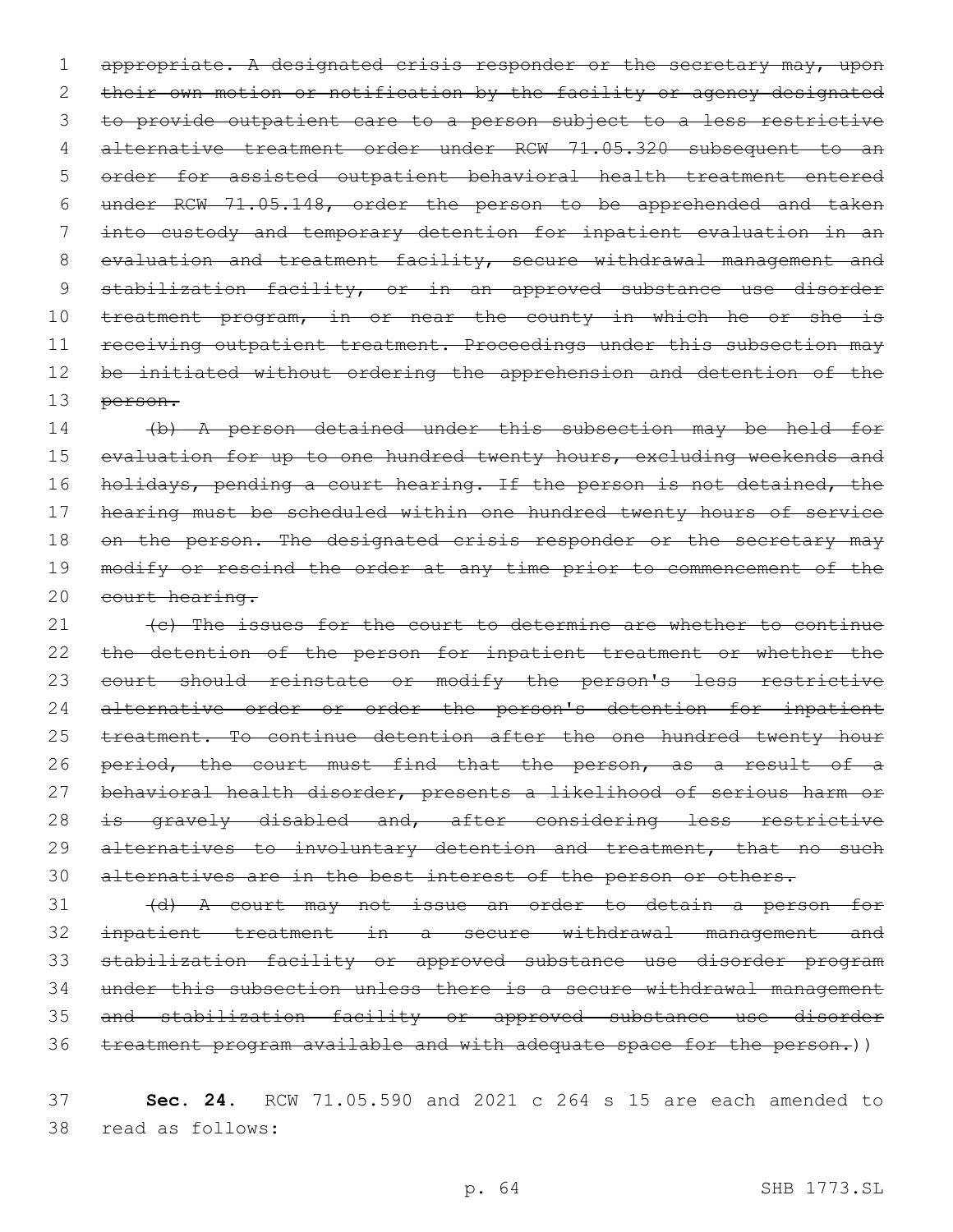~~appropriate. A designated crisis responder or the secretary may, upon their own motion or notification by the facility or agency designated to provide outpatient care to a person subject to a less restrictive alternative treatment order under RCW 71.05.320 subsequent to an order for assisted outpatient behavioral health treatment entered under RCW 71.05.148, order the person to be apprehended and taken into custody and temporary detention for inpatient evaluation in an evaluation and treatment facility, secure withdrawal management and stabilization facility, or in an approved substance use disorder treatment program, in or near the county in which he or she is receiving outpatient treatment. Proceedings under this subsection may be initiated without ordering the apprehension and detention of the person.~~

~~(b) A person detained under this subsection may be held for evaluation for up to one hundred twenty hours, excluding weekends and holidays, pending a court hearing. If the person is not detained, the hearing must be scheduled within one hundred twenty hours of service on the person. The designated crisis responder or the secretary may modify or rescind the order at any time prior to commencement of the court hearing.~~

~~(c) The issues for the court to determine are whether to continue the detention of the person for inpatient treatment or whether the court should reinstate or modify the person's less restrictive alternative order or order the person's detention for inpatient treatment. To continue detention after the one hundred twenty hour period, the court must find that the person, as a result of a behavioral health disorder, presents a likelihood of serious harm or is gravely disabled and, after considering less restrictive alternatives to involuntary detention and treatment, that no such alternatives are in the best interest of the person or others.~~

~~(d) A court may not issue an order to detain a person for inpatient treatment in a secure withdrawal management and stabilization facility or approved substance use disorder program under this subsection unless there is a secure withdrawal management and stabilization facility or approved substance use disorder treatment program available and with adequate space for the person.~~))

**Sec. 24.** RCW 71.05.590 and 2021 c 264 s 15 are each amended to read as follows: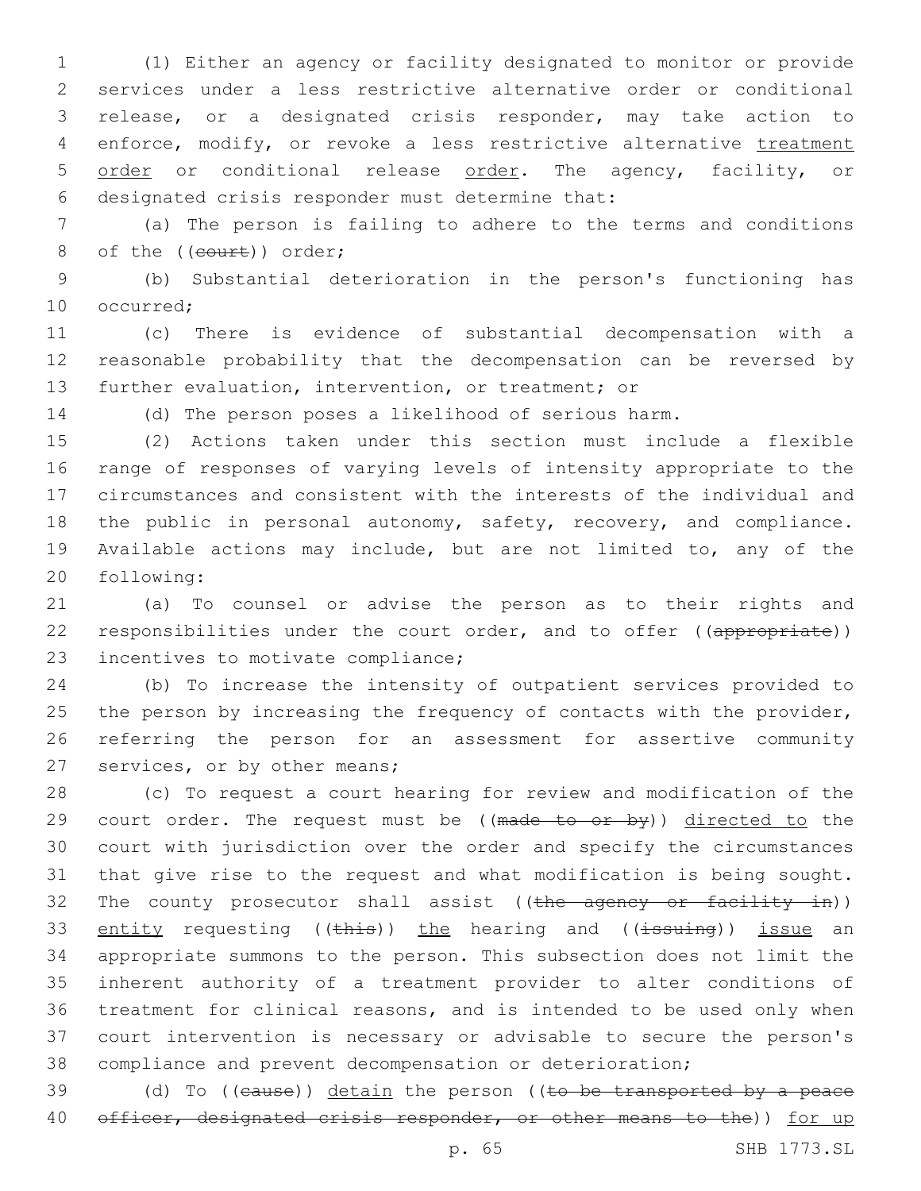(1) Either an agency or facility designated to monitor or provide services under a less restrictive alternative order or conditional release, or a designated crisis responder, may take action to enforce, modify, or revoke a less restrictive alternative treatment order or conditional release order. The agency, facility, or designated crisis responder must determine that:

(a) The person is failing to adhere to the terms and conditions of the ((court)) order;

(b) Substantial deterioration in the person's functioning has occurred;

(c) There is evidence of substantial decompensation with a reasonable probability that the decompensation can be reversed by further evaluation, intervention, or treatment; or

(d) The person poses a likelihood of serious harm.

(2) Actions taken under this section must include a flexible range of responses of varying levels of intensity appropriate to the circumstances and consistent with the interests of the individual and the public in personal autonomy, safety, recovery, and compliance. Available actions may include, but are not limited to, any of the following:

(a) To counsel or advise the person as to their rights and responsibilities under the court order, and to offer ((appropriate)) incentives to motivate compliance;

(b) To increase the intensity of outpatient services provided to the person by increasing the frequency of contacts with the provider, referring the person for an assessment for assertive community services, or by other means;

(c) To request a court hearing for review and modification of the court order. The request must be ((made to or by)) directed to the court with jurisdiction over the order and specify the circumstances that give rise to the request and what modification is being sought. The county prosecutor shall assist ((the agency or facility in)) entity requesting ((this)) the hearing and ((issuing)) issue an appropriate summons to the person. This subsection does not limit the inherent authority of a treatment provider to alter conditions of treatment for clinical reasons, and is intended to be used only when court intervention is necessary or advisable to secure the person's compliance and prevent decompensation or deterioration;

(d) To ((cause)) detain the person ((to be transported by a peace officer, designated crisis responder, or other means to the)) for up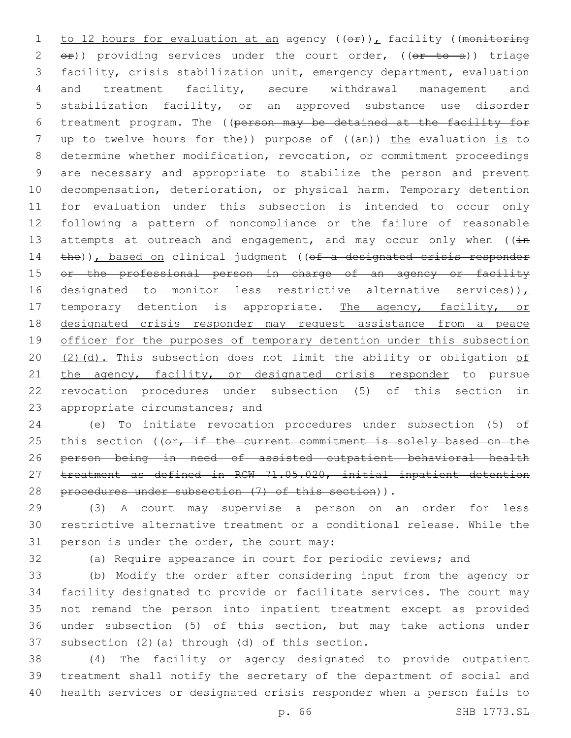to 12 hours for evaluation at an agency ((or)), facility ((monitoring or)) providing services under the court order, ((or to a)) triage facility, crisis stabilization unit, emergency department, evaluation and treatment facility, secure withdrawal management and stabilization facility, or an approved substance use disorder treatment program. The ((person may be detained at the facility for up to twelve hours for the)) purpose of ((an)) the evaluation is to determine whether modification, revocation, or commitment proceedings are necessary and appropriate to stabilize the person and prevent decompensation, deterioration, or physical harm. Temporary detention for evaluation under this subsection is intended to occur only following a pattern of noncompliance or the failure of reasonable attempts at outreach and engagement, and may occur only when ((in the)), based on clinical judgment ((of a designated crisis responder or the professional person in charge of an agency or facility designated to monitor less restrictive alternative services)), temporary detention is appropriate. The agency, facility, or designated crisis responder may request assistance from a peace officer for the purposes of temporary detention under this subsection (2)(d). This subsection does not limit the ability or obligation of the agency, facility, or designated crisis responder to pursue revocation procedures under subsection (5) of this section in appropriate circumstances; and

(e) To initiate revocation procedures under subsection (5) of this section ((or, if the current commitment is solely based on the person being in need of assisted outpatient behavioral health treatment as defined in RCW 71.05.020, initial inpatient detention procedures under subsection (7) of this section)).

(3) A court may supervise a person on an order for less restrictive alternative treatment or a conditional release. While the person is under the order, the court may:

(a) Require appearance in court for periodic reviews; and

(b) Modify the order after considering input from the agency or facility designated to provide or facilitate services. The court may not remand the person into inpatient treatment except as provided under subsection (5) of this section, but may take actions under subsection (2)(a) through (d) of this section.

(4) The facility or agency designated to provide outpatient treatment shall notify the secretary of the department of social and health services or designated crisis responder when a person fails to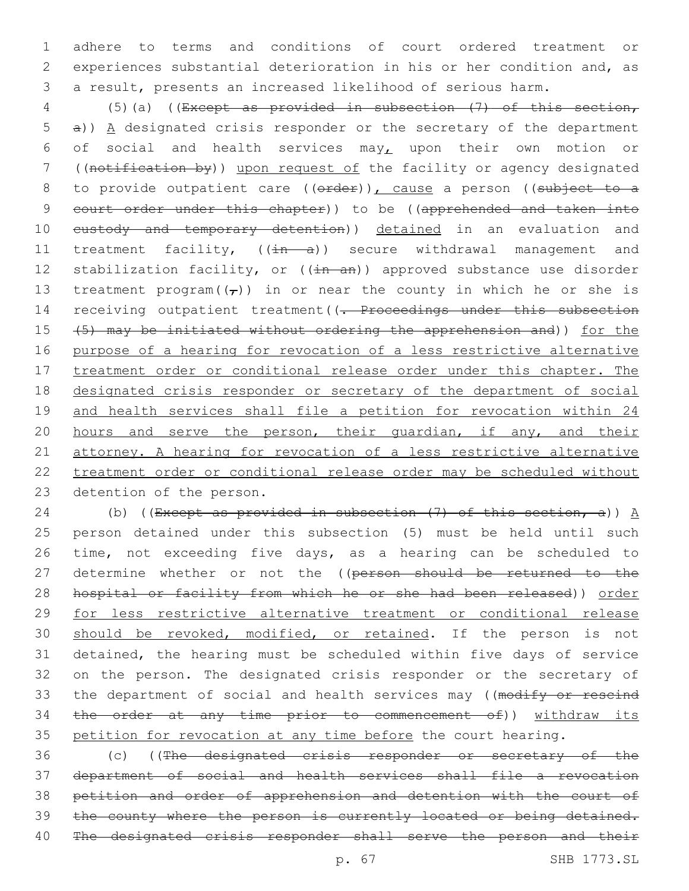adhere to terms and conditions of court ordered treatment or experiences substantial deterioration in his or her condition and, as a result, presents an increased likelihood of serious harm.

(5)(a) ((~~Except as provided in subsection (7) of this section, a~~)) A designated crisis responder or the secretary of the department of social and health services may, upon their own motion or ((~~notification by~~)) upon request of the facility or agency designated to provide outpatient care ((~~order~~)), cause a person ((~~subject to a court order under this chapter~~)) to be ((~~apprehended and taken into custody and temporary detention~~)) detained in an evaluation and treatment facility, ((~~in a~~)) secure withdrawal management and stabilization facility, or ((~~in an~~)) approved substance use disorder treatment program((~~,~~)) in or near the county in which he or she is receiving outpatient treatment((~~. Proceedings under this subsection (5) may be initiated without ordering the apprehension and~~)) for the purpose of a hearing for revocation of a less restrictive alternative treatment order or conditional release order under this chapter. The designated crisis responder or secretary of the department of social and health services shall file a petition for revocation within 24 hours and serve the person, their guardian, if any, and their attorney. A hearing for revocation of a less restrictive alternative treatment order or conditional release order may be scheduled without detention of the person.

(b) ((~~Except as provided in subsection (7) of this section, a~~)) A person detained under this subsection (5) must be held until such time, not exceeding five days, as a hearing can be scheduled to determine whether or not the ((~~person should be returned to the hospital or facility from which he or she had been released~~)) order for less restrictive alternative treatment or conditional release should be revoked, modified, or retained. If the person is not detained, the hearing must be scheduled within five days of service on the person. The designated crisis responder or the secretary of the department of social and health services may ((~~modify or rescind the order at any time prior to commencement of~~)) withdraw its petition for revocation at any time before the court hearing.

(c) ((~~The designated crisis responder or secretary of the department of social and health services shall file a revocation petition and order of apprehension and detention with the court of the county where the person is currently located or being detained. The designated crisis responder shall serve the person and their~~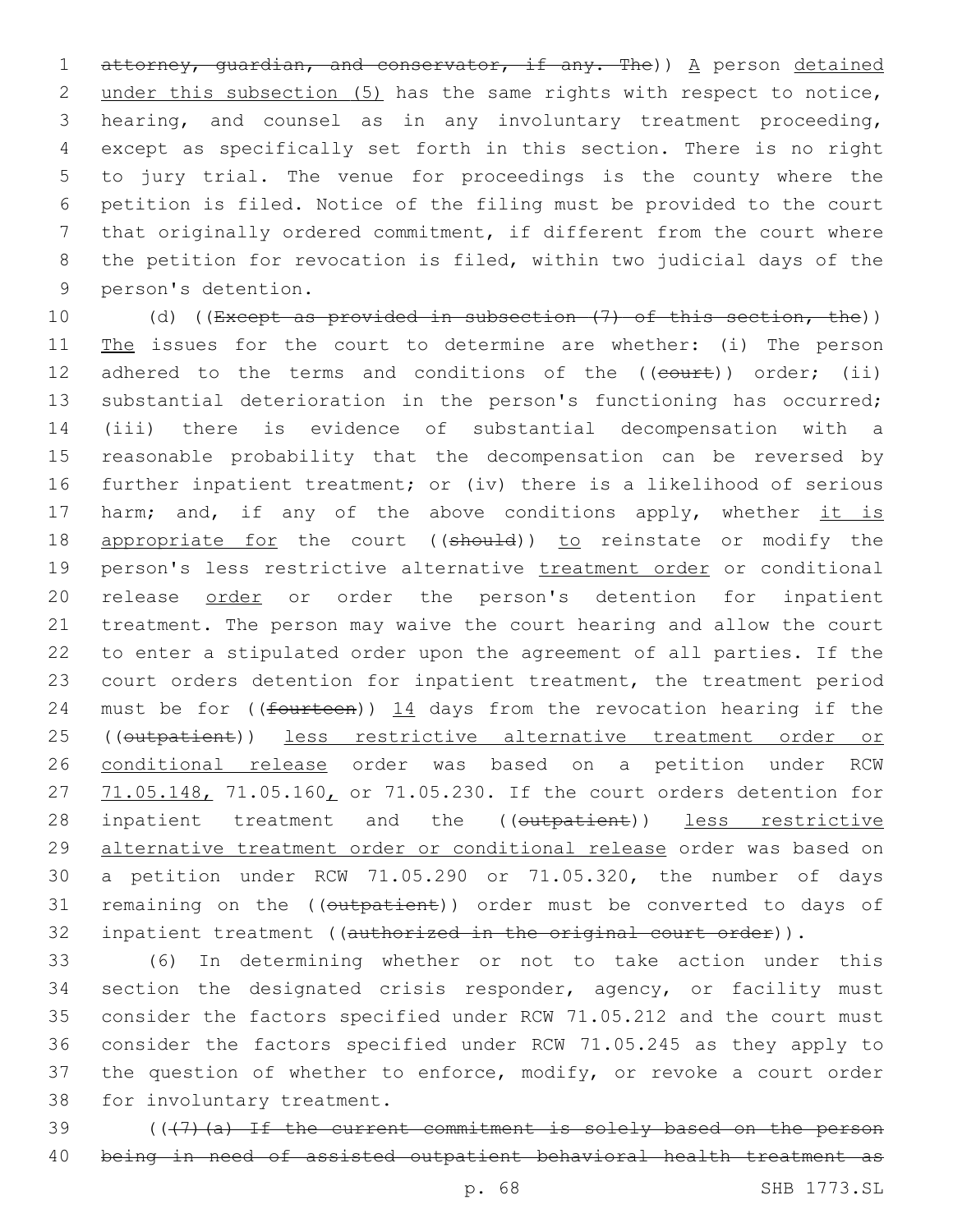attorney, guardian, and conservator, if any. The)) A person detained under this subsection (5) has the same rights with respect to notice, hearing, and counsel as in any involuntary treatment proceeding, except as specifically set forth in this section. There is no right to jury trial. The venue for proceedings is the county where the petition is filed. Notice of the filing must be provided to the court that originally ordered commitment, if different from the court where the petition for revocation is filed, within two judicial days of the person's detention.

(d) ((Except as provided in subsection (7) of this section, the)) The issues for the court to determine are whether: (i) The person adhered to the terms and conditions of the ((court)) order; (ii) substantial deterioration in the person's functioning has occurred; (iii) there is evidence of substantial decompensation with a reasonable probability that the decompensation can be reversed by further inpatient treatment; or (iv) there is a likelihood of serious harm; and, if any of the above conditions apply, whether it is appropriate for the court ((should)) to reinstate or modify the person's less restrictive alternative treatment order or conditional release order or order the person's detention for inpatient treatment. The person may waive the court hearing and allow the court to enter a stipulated order upon the agreement of all parties. If the court orders detention for inpatient treatment, the treatment period must be for ((fourteen)) 14 days from the revocation hearing if the ((outpatient)) less restrictive alternative treatment order or conditional release order was based on a petition under RCW 71.05.148, 71.05.160, or 71.05.230. If the court orders detention for inpatient treatment and the ((outpatient)) less restrictive alternative treatment order or conditional release order was based on a petition under RCW 71.05.290 or 71.05.320, the number of days remaining on the ((outpatient)) order must be converted to days of inpatient treatment ((authorized in the original court order)).

(6) In determining whether or not to take action under this section the designated crisis responder, agency, or facility must consider the factors specified under RCW 71.05.212 and the court must consider the factors specified under RCW 71.05.245 as they apply to the question of whether to enforce, modify, or revoke a court order for involuntary treatment.

(((7)(a) If the current commitment is solely based on the person being in need of assisted outpatient behavioral health treatment as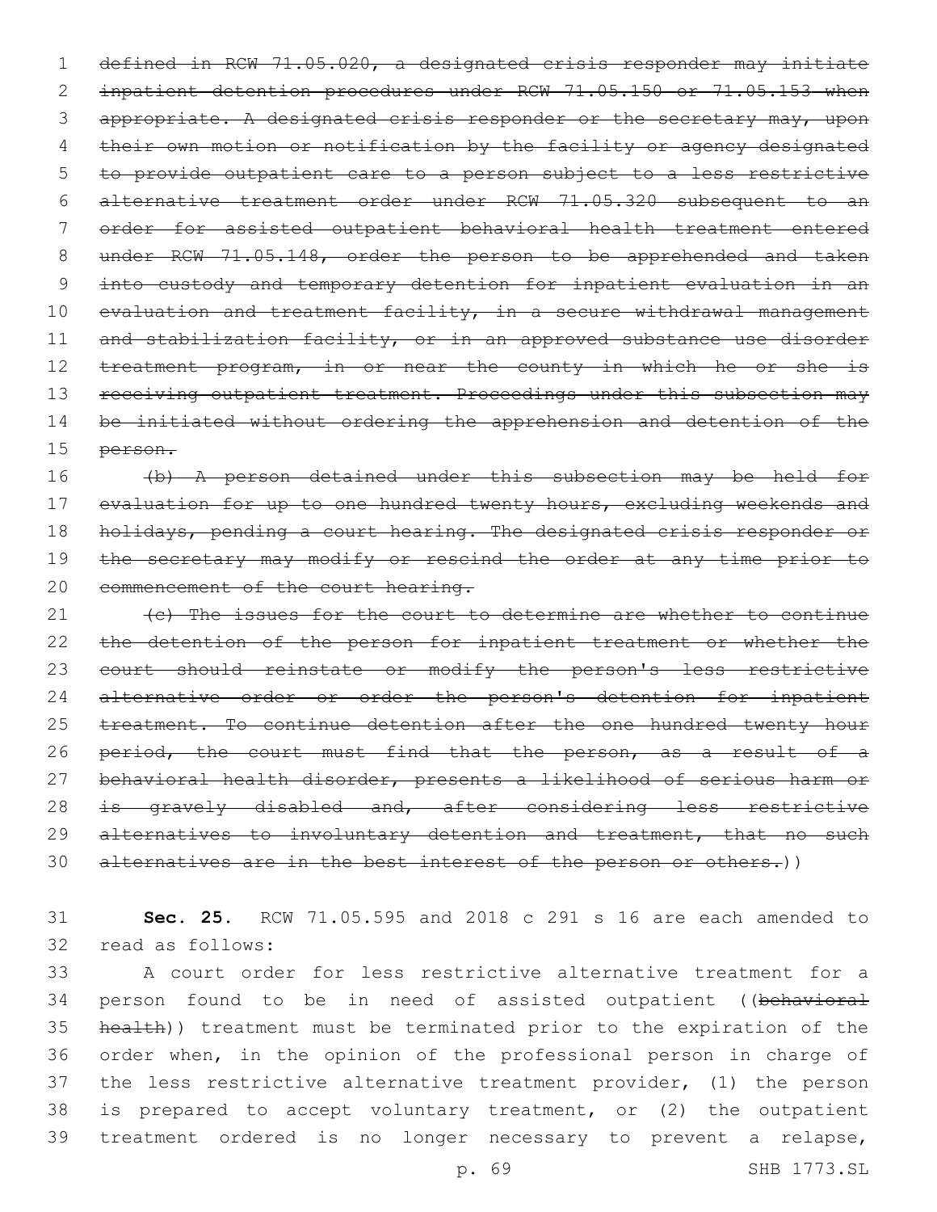defined in RCW 71.05.020, a designated crisis responder may initiate inpatient detention procedures under RCW 71.05.150 or 71.05.153 when appropriate. A designated crisis responder or the secretary may, upon their own motion or notification by the facility or agency designated to provide outpatient care to a person subject to a less restrictive alternative treatment order under RCW 71.05.320 subsequent to an order for assisted outpatient behavioral health treatment entered under RCW 71.05.148, order the person to be apprehended and taken into custody and temporary detention for inpatient evaluation in an evaluation and treatment facility, in a secure withdrawal management and stabilization facility, or in an approved substance use disorder treatment program, in or near the county in which he or she is receiving outpatient treatment. Proceedings under this subsection may be initiated without ordering the apprehension and detention of the person.

(b) A person detained under this subsection may be held for evaluation for up to one hundred twenty hours, excluding weekends and holidays, pending a court hearing. The designated crisis responder or the secretary may modify or rescind the order at any time prior to commencement of the court hearing.

(c) The issues for the court to determine are whether to continue the detention of the person for inpatient treatment or whether the court should reinstate or modify the person's less restrictive alternative order or order the person's detention for inpatient treatment. To continue detention after the one hundred twenty hour period, the court must find that the person, as a result of a behavioral health disorder, presents a likelihood of serious harm or is gravely disabled and, after considering less restrictive alternatives to involuntary detention and treatment, that no such alternatives are in the best interest of the person or others.))

**Sec. 25.** RCW 71.05.595 and 2018 c 291 s 16 are each amended to read as follows:

A court order for less restrictive alternative treatment for a person found to be in need of assisted outpatient ((behavioral health)) treatment must be terminated prior to the expiration of the order when, in the opinion of the professional person in charge of the less restrictive alternative treatment provider, (1) the person is prepared to accept voluntary treatment, or (2) the outpatient treatment ordered is no longer necessary to prevent a relapse,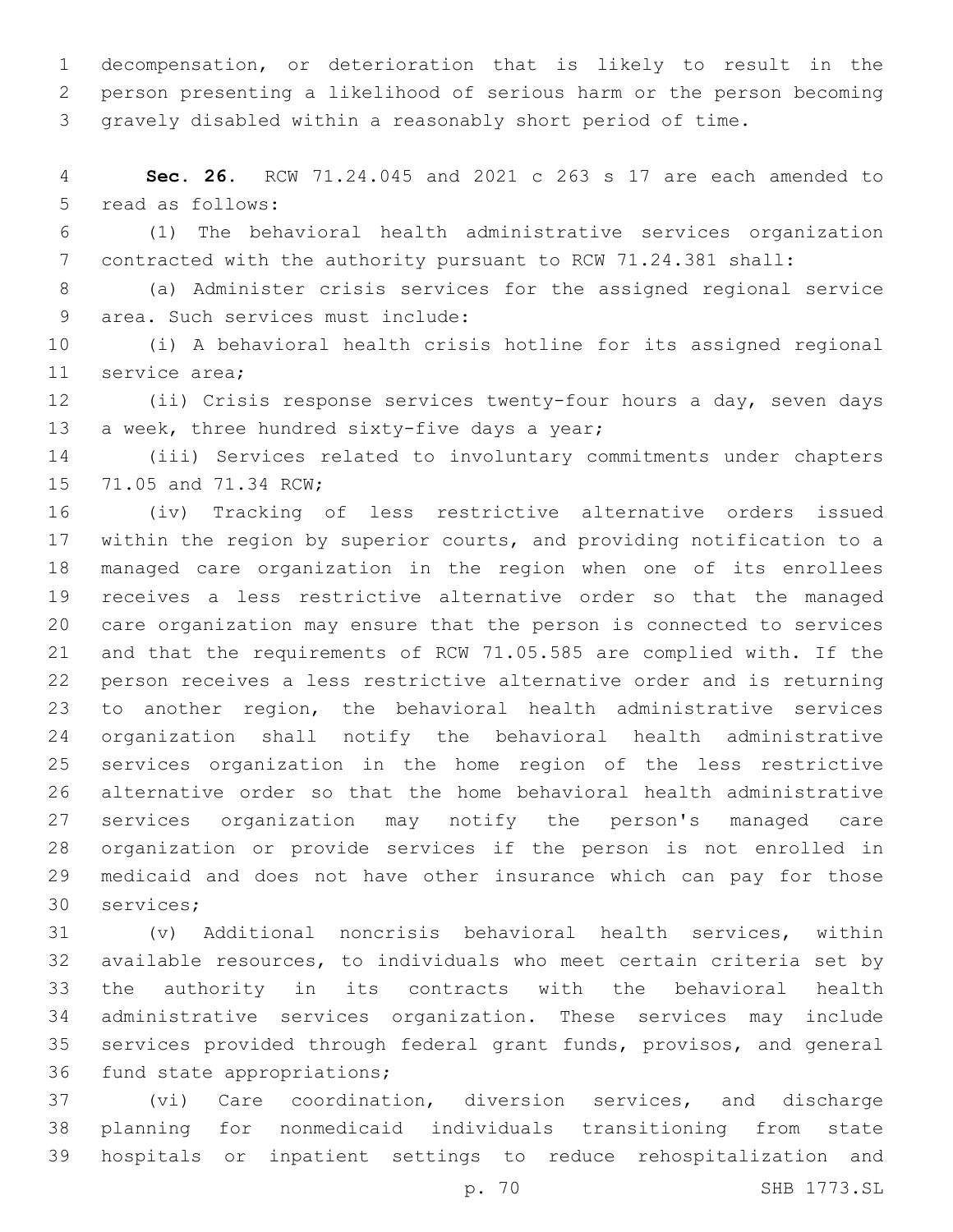decompensation, or deterioration that is likely to result in the person presenting a likelihood of serious harm or the person becoming gravely disabled within a reasonably short period of time.

**Sec. 26.** RCW 71.24.045 and 2021 c 263 s 17 are each amended to read as follows:

(1) The behavioral health administrative services organization contracted with the authority pursuant to RCW 71.24.381 shall:

(a) Administer crisis services for the assigned regional service area. Such services must include:

(i) A behavioral health crisis hotline for its assigned regional service area;

(ii) Crisis response services twenty-four hours a day, seven days a week, three hundred sixty-five days a year;

(iii) Services related to involuntary commitments under chapters 71.05 and 71.34 RCW;

(iv) Tracking of less restrictive alternative orders issued within the region by superior courts, and providing notification to a managed care organization in the region when one of its enrollees receives a less restrictive alternative order so that the managed care organization may ensure that the person is connected to services and that the requirements of RCW 71.05.585 are complied with. If the person receives a less restrictive alternative order and is returning to another region, the behavioral health administrative services organization shall notify the behavioral health administrative services organization in the home region of the less restrictive alternative order so that the home behavioral health administrative services organization may notify the person's managed care organization or provide services if the person is not enrolled in medicaid and does not have other insurance which can pay for those services;

(v) Additional noncrisis behavioral health services, within available resources, to individuals who meet certain criteria set by the authority in its contracts with the behavioral health administrative services organization. These services may include services provided through federal grant funds, provisos, and general fund state appropriations;

(vi) Care coordination, diversion services, and discharge planning for nonmedicaid individuals transitioning from state hospitals or inpatient settings to reduce rehospitalization and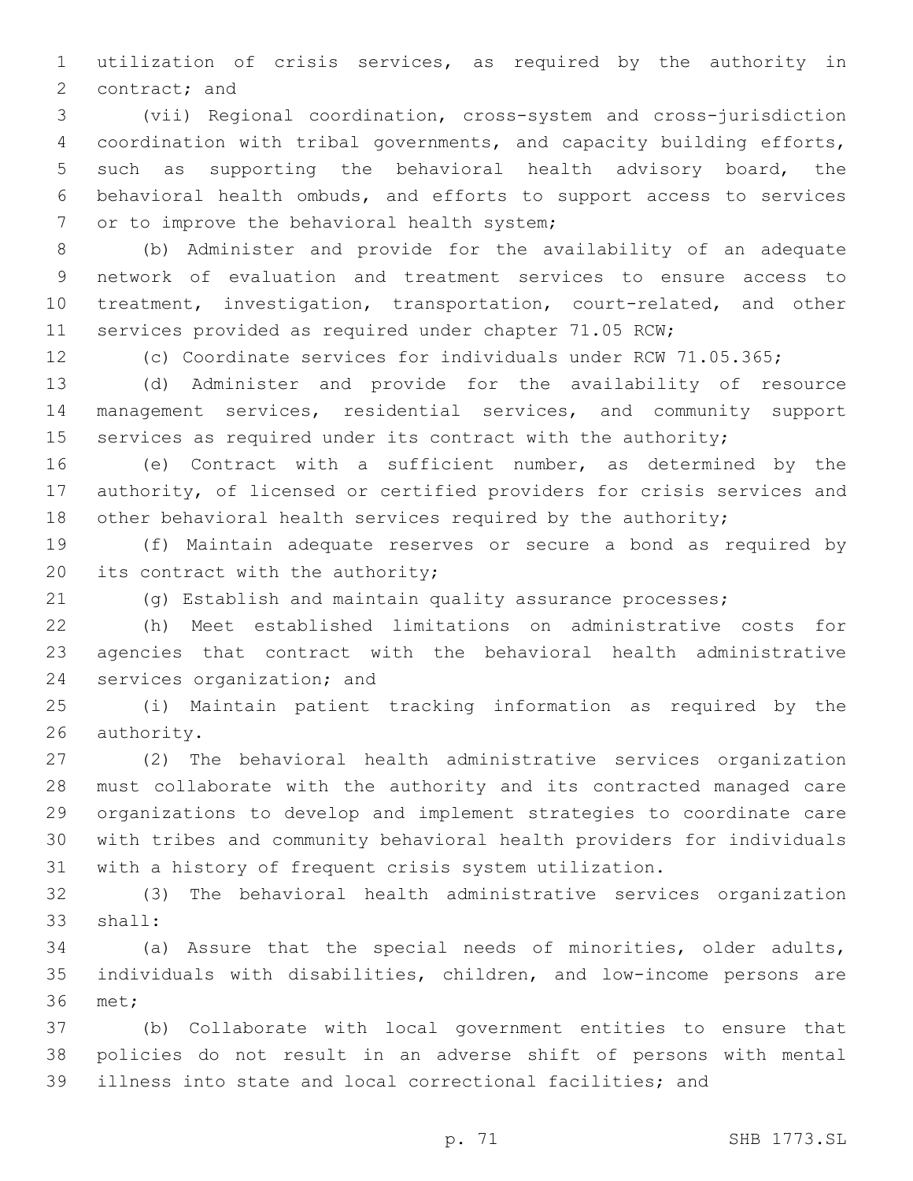utilization of crisis services, as required by the authority in contract; and

(vii) Regional coordination, cross-system and cross-jurisdiction coordination with tribal governments, and capacity building efforts, such as supporting the behavioral health advisory board, the behavioral health ombuds, and efforts to support access to services or to improve the behavioral health system;

(b) Administer and provide for the availability of an adequate network of evaluation and treatment services to ensure access to treatment, investigation, transportation, court-related, and other services provided as required under chapter 71.05 RCW;

(c) Coordinate services for individuals under RCW 71.05.365;

(d) Administer and provide for the availability of resource management services, residential services, and community support services as required under its contract with the authority;

(e) Contract with a sufficient number, as determined by the authority, of licensed or certified providers for crisis services and other behavioral health services required by the authority;

(f) Maintain adequate reserves or secure a bond as required by its contract with the authority;

(g) Establish and maintain quality assurance processes;

(h) Meet established limitations on administrative costs for agencies that contract with the behavioral health administrative services organization; and

(i) Maintain patient tracking information as required by the authority.

(2) The behavioral health administrative services organization must collaborate with the authority and its contracted managed care organizations to develop and implement strategies to coordinate care with tribes and community behavioral health providers for individuals with a history of frequent crisis system utilization.

(3) The behavioral health administrative services organization shall:

(a) Assure that the special needs of minorities, older adults, individuals with disabilities, children, and low-income persons are met;

(b) Collaborate with local government entities to ensure that policies do not result in an adverse shift of persons with mental illness into state and local correctional facilities; and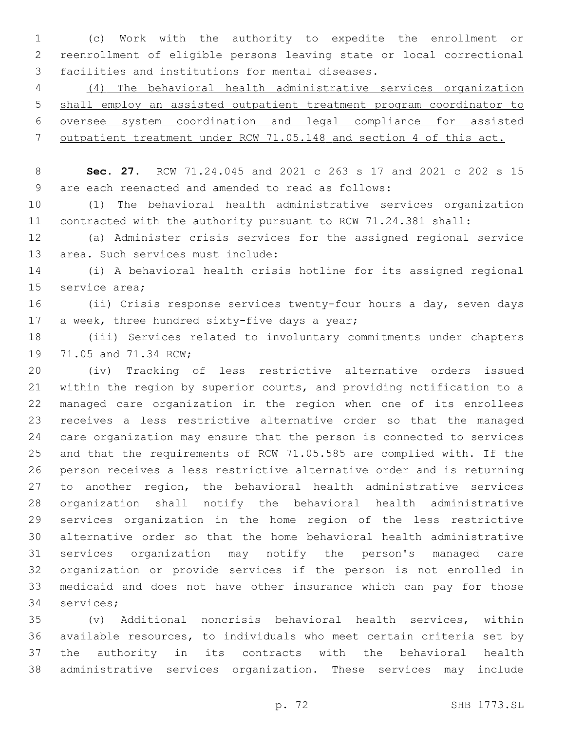(c) Work with the authority to expedite the enrollment or reenrollment of eligible persons leaving state or local correctional facilities and institutions for mental diseases.

<u>(4) The behavioral health administrative services organization shall employ an assisted outpatient treatment program coordinator to oversee system coordination and legal compliance for assisted outpatient treatment under RCW 71.05.148 and section 4 of this act.</u>

**Sec. 27.** RCW 71.24.045 and 2021 c 263 s 17 and 2021 c 202 s 15 are each reenacted and amended to read as follows:

(1) The behavioral health administrative services organization contracted with the authority pursuant to RCW 71.24.381 shall:

(a) Administer crisis services for the assigned regional service area. Such services must include:

(i) A behavioral health crisis hotline for its assigned regional service area;

(ii) Crisis response services twenty-four hours a day, seven days a week, three hundred sixty-five days a year;

(iii) Services related to involuntary commitments under chapters 71.05 and 71.34 RCW;

(iv) Tracking of less restrictive alternative orders issued within the region by superior courts, and providing notification to a managed care organization in the region when one of its enrollees receives a less restrictive alternative order so that the managed care organization may ensure that the person is connected to services and that the requirements of RCW 71.05.585 are complied with. If the person receives a less restrictive alternative order and is returning to another region, the behavioral health administrative services organization shall notify the behavioral health administrative services organization in the home region of the less restrictive alternative order so that the home behavioral health administrative services organization may notify the person's managed care organization or provide services if the person is not enrolled in medicaid and does not have other insurance which can pay for those services;

(v) Additional noncrisis behavioral health services, within available resources, to individuals who meet certain criteria set by the authority in its contracts with the behavioral health administrative services organization. These services may include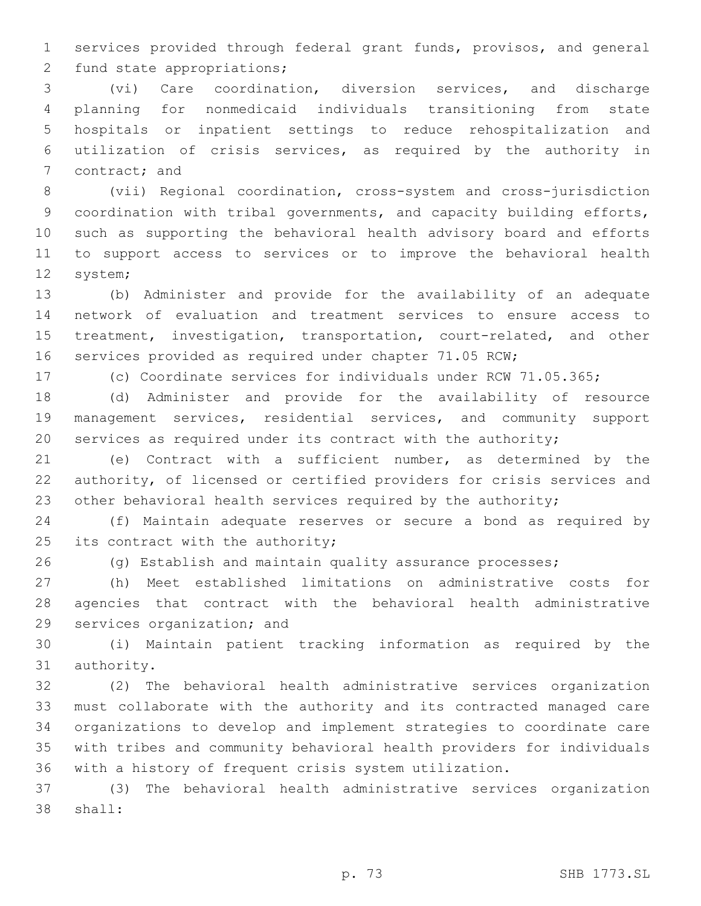services provided through federal grant funds, provisos, and general fund state appropriations;

(vi) Care coordination, diversion services, and discharge planning for nonmedicaid individuals transitioning from state hospitals or inpatient settings to reduce rehospitalization and utilization of crisis services, as required by the authority in contract; and

(vii) Regional coordination, cross-system and cross-jurisdiction coordination with tribal governments, and capacity building efforts, such as supporting the behavioral health advisory board and efforts to support access to services or to improve the behavioral health system;

(b) Administer and provide for the availability of an adequate network of evaluation and treatment services to ensure access to treatment, investigation, transportation, court-related, and other services provided as required under chapter 71.05 RCW;

(c) Coordinate services for individuals under RCW 71.05.365;

(d) Administer and provide for the availability of resource management services, residential services, and community support services as required under its contract with the authority;

(e) Contract with a sufficient number, as determined by the authority, of licensed or certified providers for crisis services and other behavioral health services required by the authority;

(f) Maintain adequate reserves or secure a bond as required by its contract with the authority;

(g) Establish and maintain quality assurance processes;

(h) Meet established limitations on administrative costs for agencies that contract with the behavioral health administrative services organization; and

(i) Maintain patient tracking information as required by the authority.

(2) The behavioral health administrative services organization must collaborate with the authority and its contracted managed care organizations to develop and implement strategies to coordinate care with tribes and community behavioral health providers for individuals with a history of frequent crisis system utilization.

(3) The behavioral health administrative services organization shall: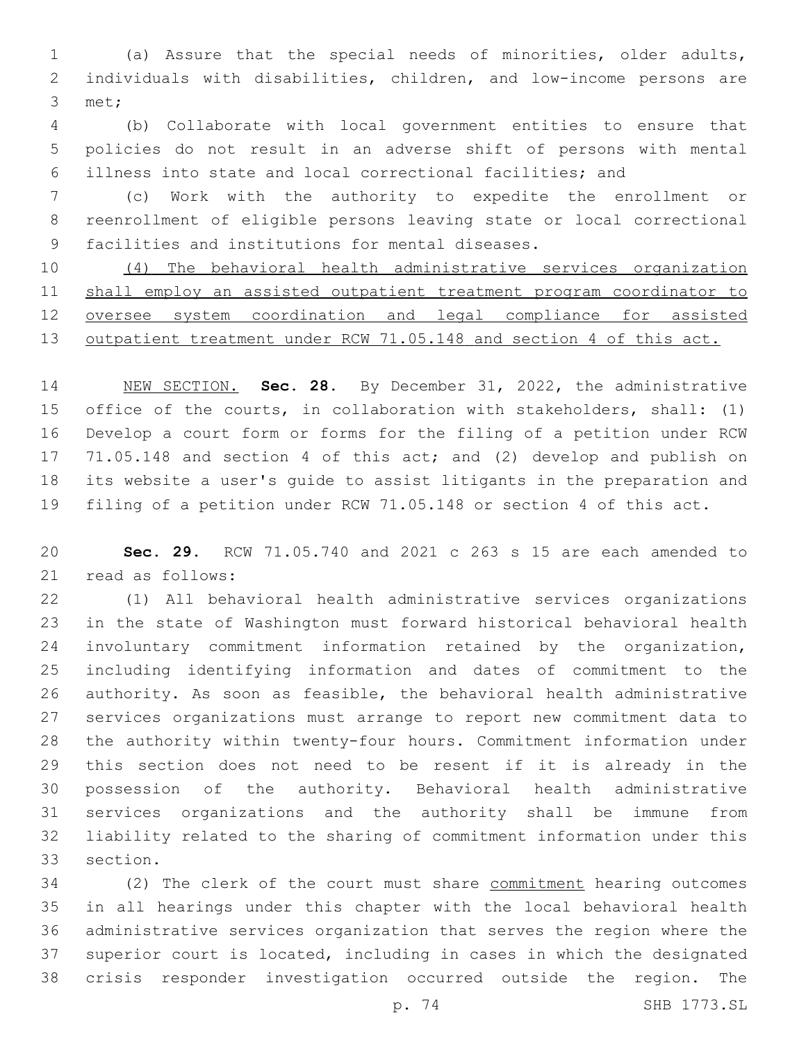(a) Assure that the special needs of minorities, older adults, individuals with disabilities, children, and low-income persons are met;

(b) Collaborate with local government entities to ensure that policies do not result in an adverse shift of persons with mental illness into state and local correctional facilities; and

(c) Work with the authority to expedite the enrollment or reenrollment of eligible persons leaving state or local correctional facilities and institutions for mental diseases.

<u>(4) The behavioral health administrative services organization shall employ an assisted outpatient treatment program coordinator to oversee system coordination and legal compliance for assisted outpatient treatment under RCW 71.05.148 and section 4 of this act.</u>

<u>NEW SECTION.</u> **Sec. 28.** By December 31, 2022, the administrative office of the courts, in collaboration with stakeholders, shall: (1) Develop a court form or forms for the filing of a petition under RCW 71.05.148 and section 4 of this act; and (2) develop and publish on its website a user's guide to assist litigants in the preparation and filing of a petition under RCW 71.05.148 or section 4 of this act.

**Sec. 29.** RCW 71.05.740 and 2021 c 263 s 15 are each amended to read as follows:

(1) All behavioral health administrative services organizations in the state of Washington must forward historical behavioral health involuntary commitment information retained by the organization, including identifying information and dates of commitment to the authority. As soon as feasible, the behavioral health administrative services organizations must arrange to report new commitment data to the authority within twenty-four hours. Commitment information under this section does not need to be resent if it is already in the possession of the authority. Behavioral health administrative services organizations and the authority shall be immune from liability related to the sharing of commitment information under this section.

(2) The clerk of the court must share <u>commitment</u> hearing outcomes in all hearings under this chapter with the local behavioral health administrative services organization that serves the region where the superior court is located, including in cases in which the designated crisis responder investigation occurred outside the region. The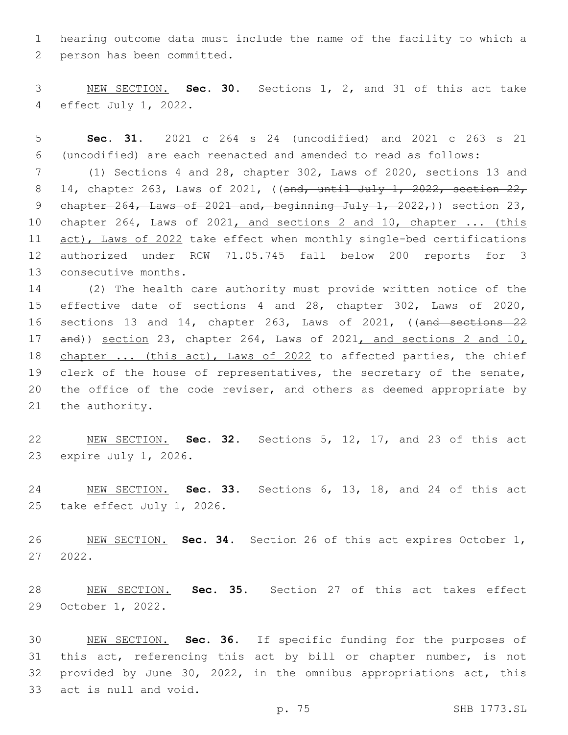hearing outcome data must include the name of the facility to which a person has been committed.

NEW SECTION. **Sec. 30.** Sections 1, 2, and 31 of this act take effect July 1, 2022.

**Sec. 31.** 2021 c 264 s 24 (uncodified) and 2021 c 263 s 21 (uncodified) are each reenacted and amended to read as follows:

(1) Sections 4 and 28, chapter 302, Laws of 2020, sections 13 and 14, chapter 263, Laws of 2021, ((~~and, until July 1, 2022, section 22, chapter 264, Laws of 2021 and, beginning July 1, 2022,~~)) section 23, chapter 264, Laws of 2021, and sections 2 and 10, chapter ... (this act), Laws of 2022 take effect when monthly single-bed certifications authorized under RCW 71.05.745 fall below 200 reports for 3 consecutive months.

(2) The health care authority must provide written notice of the effective date of sections 4 and 28, chapter 302, Laws of 2020, sections 13 and 14, chapter 263, Laws of 2021, ((~~and sections 22 and~~)) section 23, chapter 264, Laws of 2021, and sections 2 and 10, chapter ... (this act), Laws of 2022 to affected parties, the chief clerk of the house of representatives, the secretary of the senate, the office of the code reviser, and others as deemed appropriate by the authority.

NEW SECTION. **Sec. 32.** Sections 5, 12, 17, and 23 of this act expire July 1, 2026.

NEW SECTION. **Sec. 33.** Sections 6, 13, 18, and 24 of this act take effect July 1, 2026.

NEW SECTION. **Sec. 34.** Section 26 of this act expires October 1, 2022.

NEW SECTION. **Sec. 35.** Section 27 of this act takes effect October 1, 2022.

NEW SECTION. **Sec. 36.** If specific funding for the purposes of this act, referencing this act by bill or chapter number, is not provided by June 30, 2022, in the omnibus appropriations act, this act is null and void.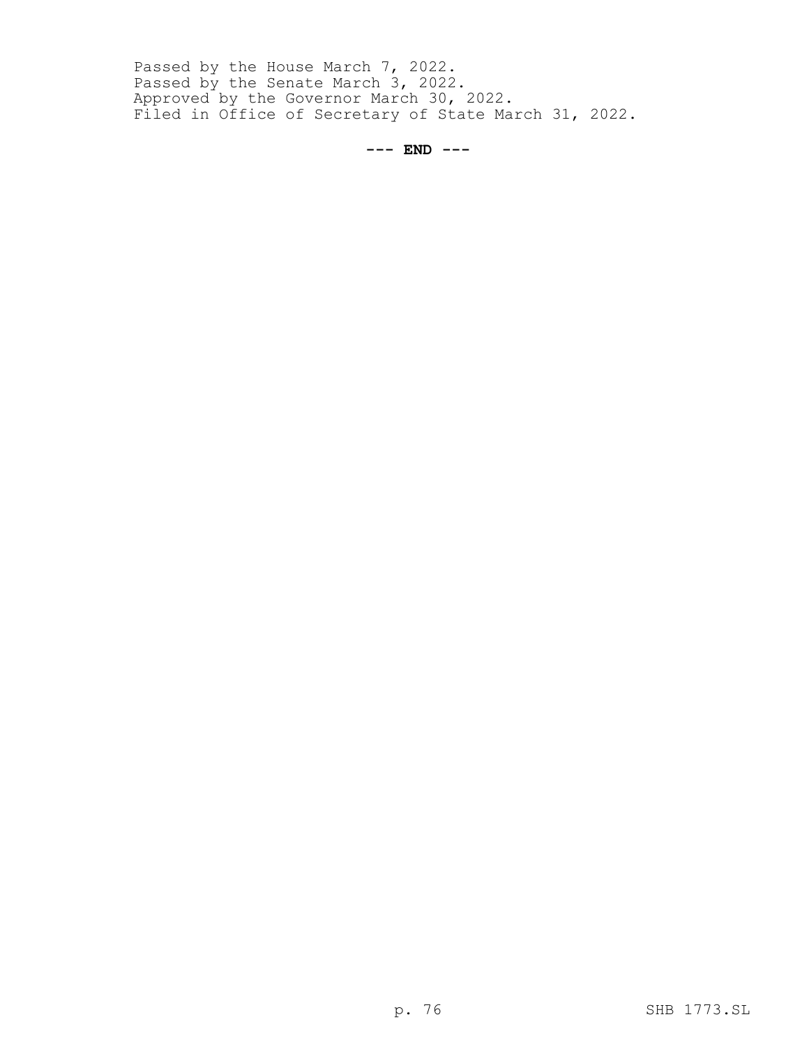Passed by the House March 7, 2022.
Passed by the Senate March 3, 2022.
Approved by the Governor March 30, 2022.
Filed in Office of Secretary of State March 31, 2022.

**--- END ---**